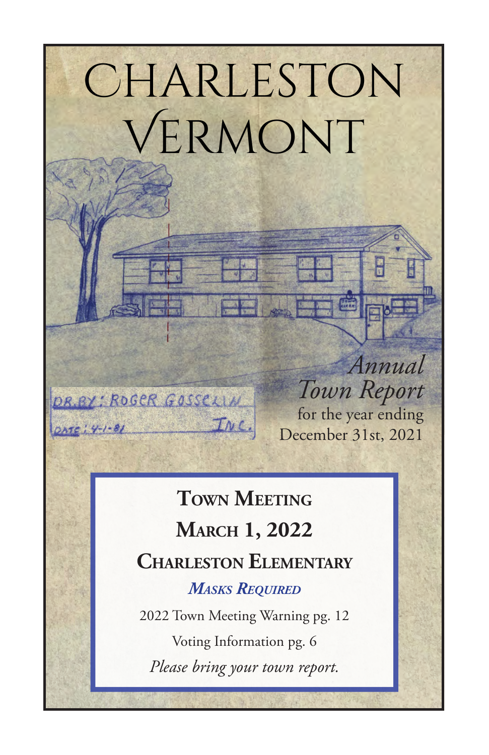# Charleston Vermont

DR. BY: ROGER GOSSELIN INC.
DATE: 4-1-81

*Annual Town Report*
for the year ending
December 31st, 2021

## Town Meeting

## March 1, 2022

## Charleston Elementary

***Masks Required***

2022 Town Meeting Warning pg. 12

Voting Information pg. 6

*Please bring your town report.*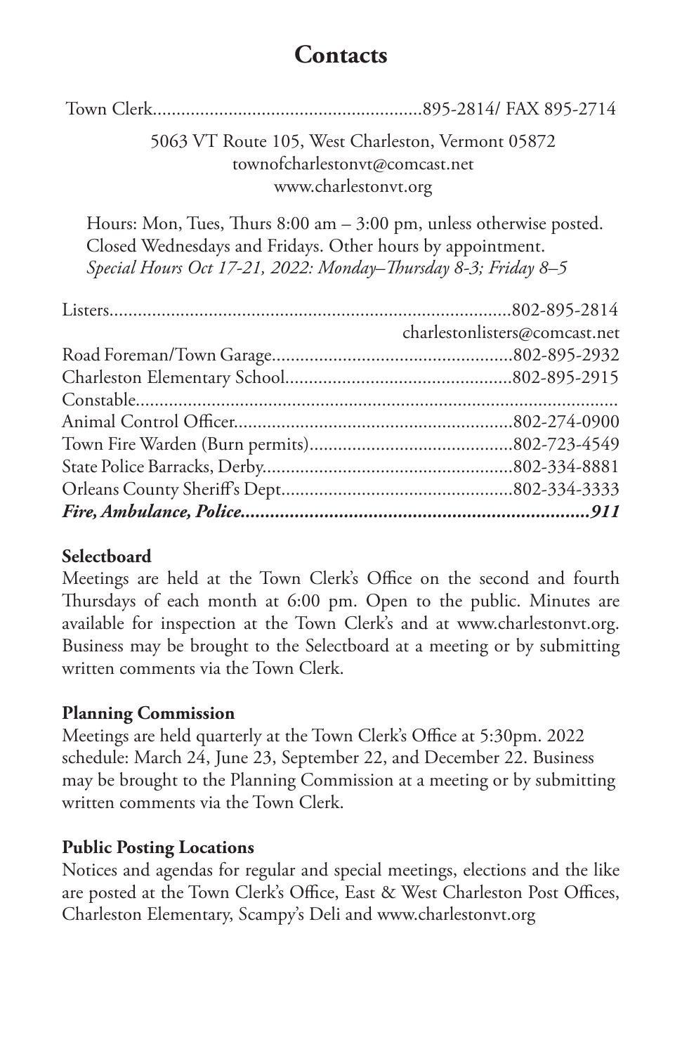# Contacts

Town Clerk........................................................895-2814/ FAX 895-2714

5063 VT Route 105, West Charleston, Vermont 05872
townofcharlestonvt@comcast.net
www.charlestonvt.org

Hours: Mon, Tues, Thurs 8:00 am – 3:00 pm, unless otherwise posted.
Closed Wednesdays and Fridays. Other hours by appointment.
*Special Hours Oct 17-21, 2022: Monday–Thursday 8-3; Friday 8–5*

Listers.................................................................................802-895-2814
charlestonlisters@comcast.net
Road Foreman/Town Garage..................................................802-895-2932
Charleston Elementary School...............................................802-895-2915
Constable.....................................................................................................
Animal Control Officer...........................................................802-274-0900
Town Fire Warden (Burn permits)...........................................802-723-4549
State Police Barracks, Derby....................................................802-334-8881
Orleans County Sheriff's Dept.................................................802-334-3333
***Fire, Ambulance, Police.......................................................................911***

**Selectboard**

Meetings are held at the Town Clerk's Office on the second and fourth Thursdays of each month at 6:00 pm. Open to the public. Minutes are available for inspection at the Town Clerk's and at www.charlestonvt.org. Business may be brought to the Selectboard at a meeting or by submitting written comments via the Town Clerk.

**Planning Commission**

Meetings are held quarterly at the Town Clerk's Office at 5:30pm. 2022 schedule: March 24, June 23, September 22, and December 22. Business may be brought to the Planning Commission at a meeting or by submitting written comments via the Town Clerk.

**Public Posting Locations**

Notices and agendas for regular and special meetings, elections and the like are posted at the Town Clerk's Office, East & West Charleston Post Offices, Charleston Elementary, Scampy's Deli and www.charlestonvt.org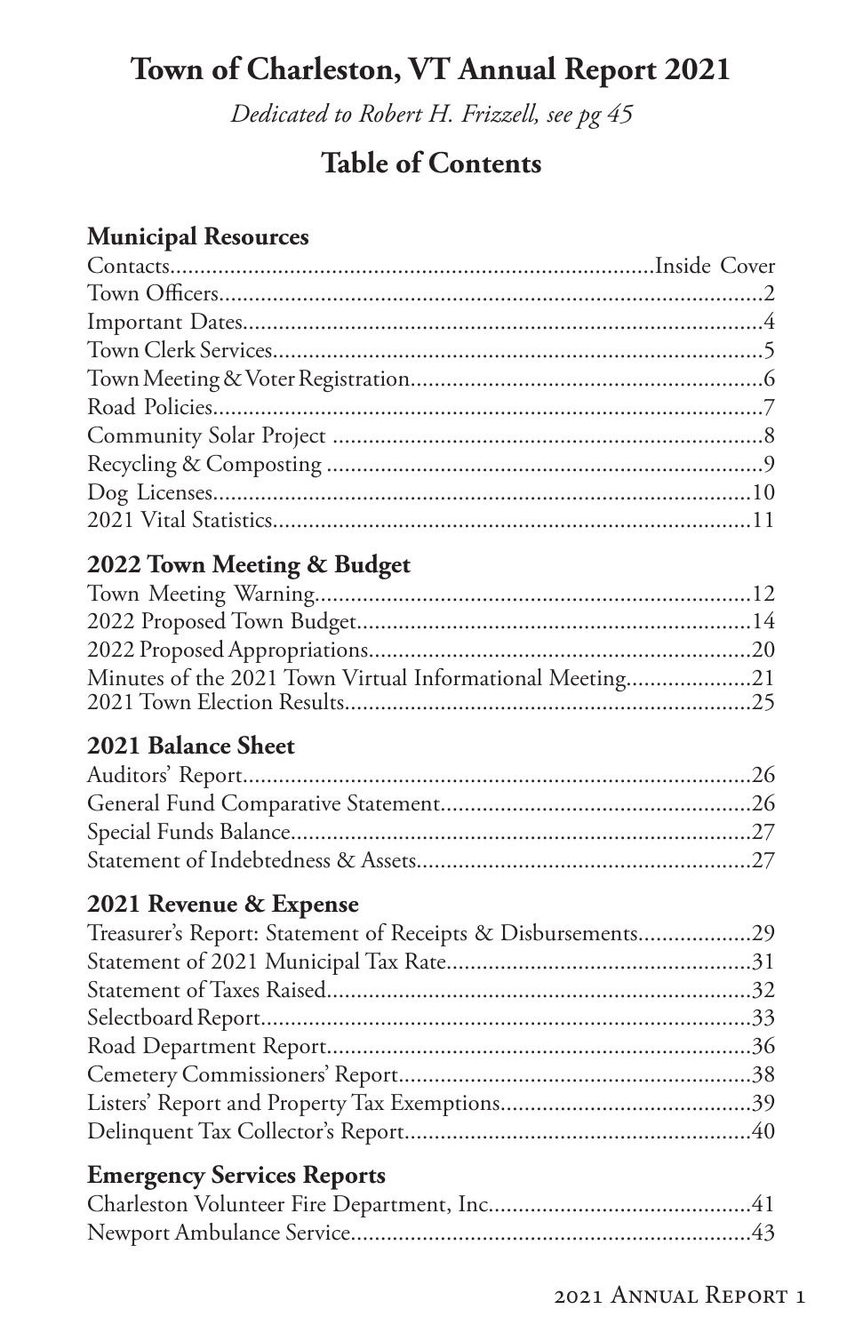# Town of Charleston, VT Annual Report 2021

*Dedicated to Robert H. Frizzell, see pg 45*

## Table of Contents

### Municipal Resources

Contacts................................................................................Inside Cover
Town Officers..........................................................................................2
Important Dates........................................................................................4
Town Clerk Services.................................................................................5
Town Meeting & Voter Registration..........................................................6
Road Policies...........................................................................................7
Community Solar Project .......................................................................8
Recycling & Composting ........................................................................9
Dog Licenses.........................................................................................10
2021 Vital Statistics................................................................................11

### 2022 Town Meeting & Budget

Town Meeting Warning.........................................................................12
2022 Proposed Town Budget..................................................................14
2022 Proposed Appropriations................................................................20
Minutes of the 2021 Town Virtual Informational Meeting.....................21
2021 Town Election Results...................................................................25

### 2021 Balance Sheet

Auditors' Report....................................................................................26
General Fund Comparative Statement....................................................26
Special Funds Balance............................................................................27
Statement of Indebtedness & Assets........................................................27

### 2021 Revenue & Expense

Treasurer's Report: Statement of Receipts & Disbursements...................29
Statement of 2021 Municipal Tax Rate...................................................31
Statement of Taxes Raised.......................................................................32
Selectboard Report.................................................................................33
Road Department Report.......................................................................36
Cemetery Commissioners' Report...........................................................38
Listers' Report and Property Tax Exemptions..........................................39
Delinquent Tax Collector's Report..........................................................40

### Emergency Services Reports

Charleston Volunteer Fire Department, Inc............................................41
Newport Ambulance Service..................................................................43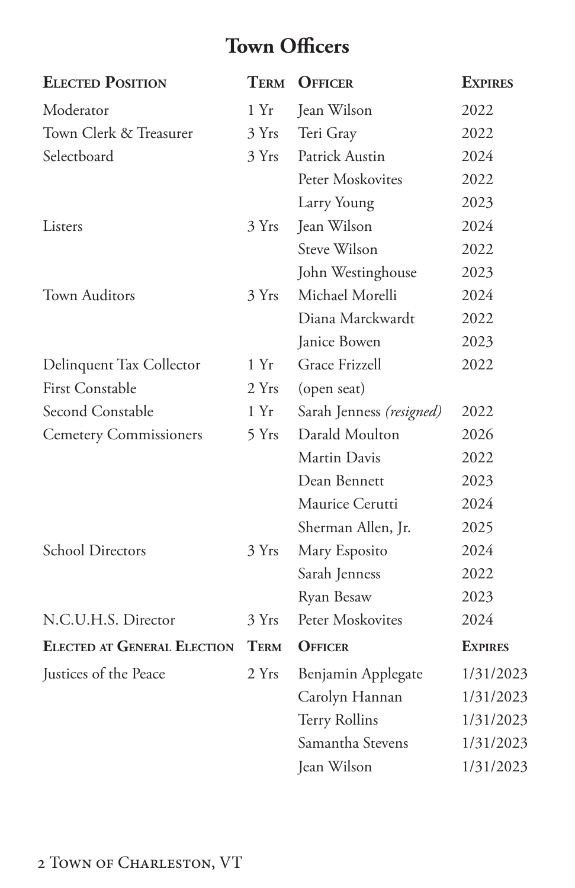# Town Officers

| Elected Position | Term | Officer | Expires |
|---|---|---|---|
| Moderator | 1 Yr | Jean Wilson | 2022 |
| Town Clerk & Treasurer | 3 Yrs | Teri Gray | 2022 |
| Selectboard | 3 Yrs | Patrick Austin | 2024 |
| | | Peter Moskovites | 2022 |
| | | Larry Young | 2023 |
| Listers | 3 Yrs | Jean Wilson | 2024 |
| | | Steve Wilson | 2022 |
| | | John Westinghouse | 2023 |
| Town Auditors | 3 Yrs | Michael Morelli | 2024 |
| | | Diana Marckwardt | 2022 |
| | | Janice Bowen | 2023 |
| Delinquent Tax Collector | 1 Yr | Grace Frizzell | 2022 |
| First Constable | 2 Yrs | (open seat) | |
| Second Constable | 1 Yr | Sarah Jenness *(resigned)* | 2022 |
| Cemetery Commissioners | 5 Yrs | Darald Moulton | 2026 |
| | | Martin Davis | 2022 |
| | | Dean Bennett | 2023 |
| | | Maurice Cerutti | 2024 |
| | | Sherman Allen, Jr. | 2025 |
| School Directors | 3 Yrs | Mary Esposito | 2024 |
| | | Sarah Jenness | 2022 |
| | | Ryan Besaw | 2023 |
| N.C.U.H.S. Director | 3 Yrs | Peter Moskovites | 2024 |
| **Elected at General Election** | **Term** | **Officer** | **Expires** |
| Justices of the Peace | 2 Yrs | Benjamin Applegate | 1/31/2023 |
| | | Carolyn Hannan | 1/31/2023 |
| | | Terry Rollins | 1/31/2023 |
| | | Samantha Stevens | 1/31/2023 |
| | | Jean Wilson | 1/31/2023 |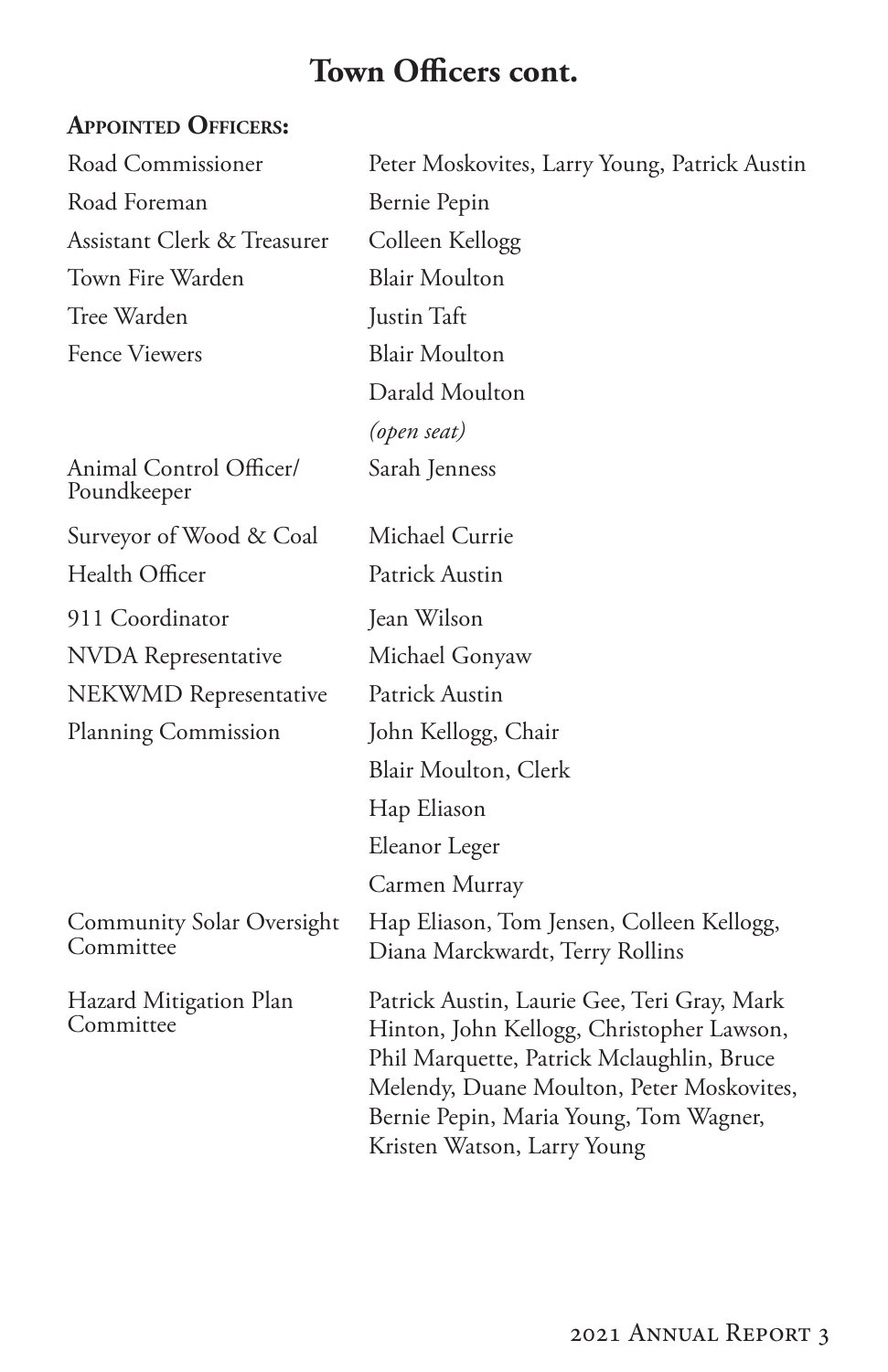# Town Officers cont.

**Appointed Officers:**

| | |
|---|---|
| Road Commissioner | Peter Moskovites, Larry Young, Patrick Austin |
| Road Foreman | Bernie Pepin |
| Assistant Clerk & Treasurer | Colleen Kellogg |
| Town Fire Warden | Blair Moulton |
| Tree Warden | Justin Taft |
| Fence Viewers | Blair Moulton |
| | Darald Moulton |
| | *(open seat)* |
| Animal Control Officer/ Poundkeeper | Sarah Jenness |
| Surveyor of Wood & Coal | Michael Currie |
| Health Officer | Patrick Austin |
| 911 Coordinator | Jean Wilson |
| NVDA Representative | Michael Gonyaw |
| NEKWMD Representative | Patrick Austin |
| Planning Commission | John Kellogg, Chair |
| | Blair Moulton, Clerk |
| | Hap Eliason |
| | Eleanor Leger |
| | Carmen Murray |
| Community Solar Oversight Committee | Hap Eliason, Tom Jensen, Colleen Kellogg, Diana Marckwardt, Terry Rollins |
| Hazard Mitigation Plan Committee | Patrick Austin, Laurie Gee, Teri Gray, Mark Hinton, John Kellogg, Christopher Lawson, Phil Marquette, Patrick Mclaughlin, Bruce Melendy, Duane Moulton, Peter Moskovites, Bernie Pepin, Maria Young, Tom Wagner, Kristen Watson, Larry Young |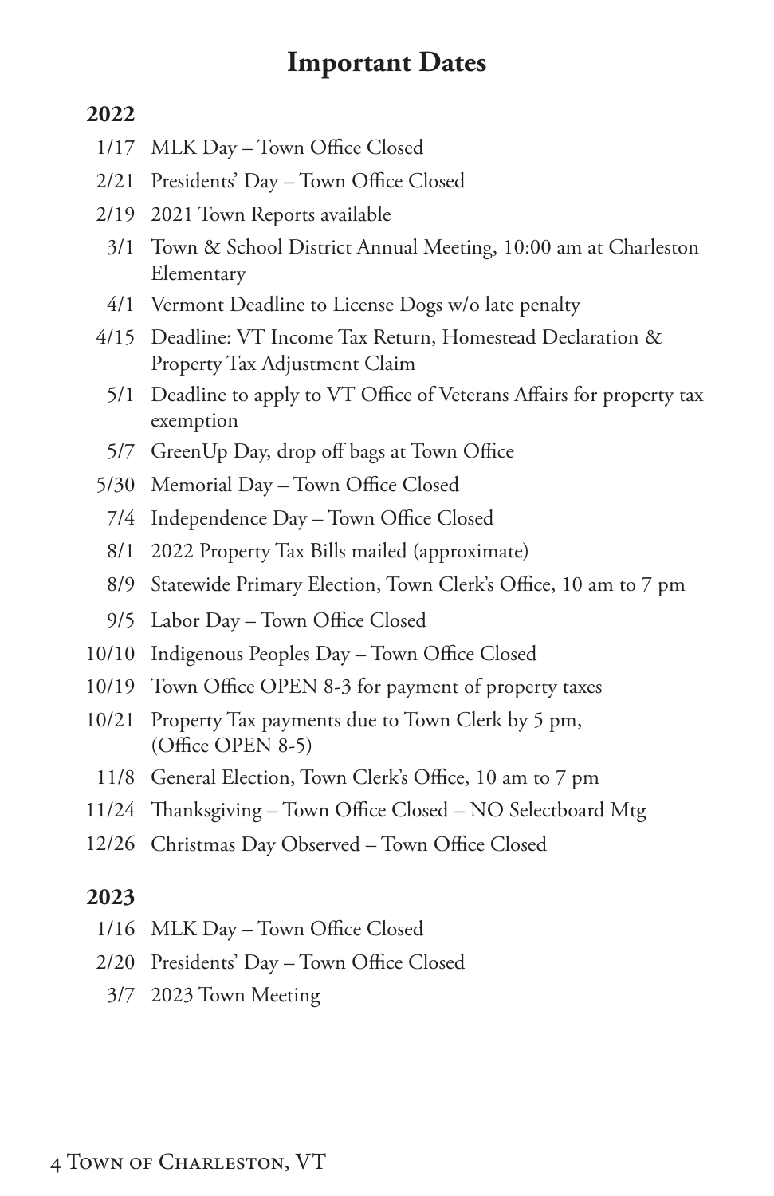# Important Dates

## 2022

- 1/17 MLK Day – Town Office Closed
- 2/21 Presidents' Day – Town Office Closed
- 2/19 2021 Town Reports available
- 3/1 Town & School District Annual Meeting, 10:00 am at Charleston Elementary
- 4/1 Vermont Deadline to License Dogs w/o late penalty
- 4/15 Deadline: VT Income Tax Return, Homestead Declaration & Property Tax Adjustment Claim
- 5/1 Deadline to apply to VT Office of Veterans Affairs for property tax exemption
- 5/7 GreenUp Day, drop off bags at Town Office
- 5/30 Memorial Day – Town Office Closed
- 7/4 Independence Day – Town Office Closed
- 8/1 2022 Property Tax Bills mailed (approximate)
- 8/9 Statewide Primary Election, Town Clerk's Office, 10 am to 7 pm
- 9/5 Labor Day – Town Office Closed
- 10/10 Indigenous Peoples Day – Town Office Closed
- 10/19 Town Office OPEN 8-3 for payment of property taxes
- 10/21 Property Tax payments due to Town Clerk by 5 pm, (Office OPEN 8-5)
- 11/8 General Election, Town Clerk's Office, 10 am to 7 pm
- 11/24 Thanksgiving – Town Office Closed – NO Selectboard Mtg
- 12/26 Christmas Day Observed – Town Office Closed

## 2023

- 1/16 MLK Day – Town Office Closed
- 2/20 Presidents' Day – Town Office Closed
- 3/7 2023 Town Meeting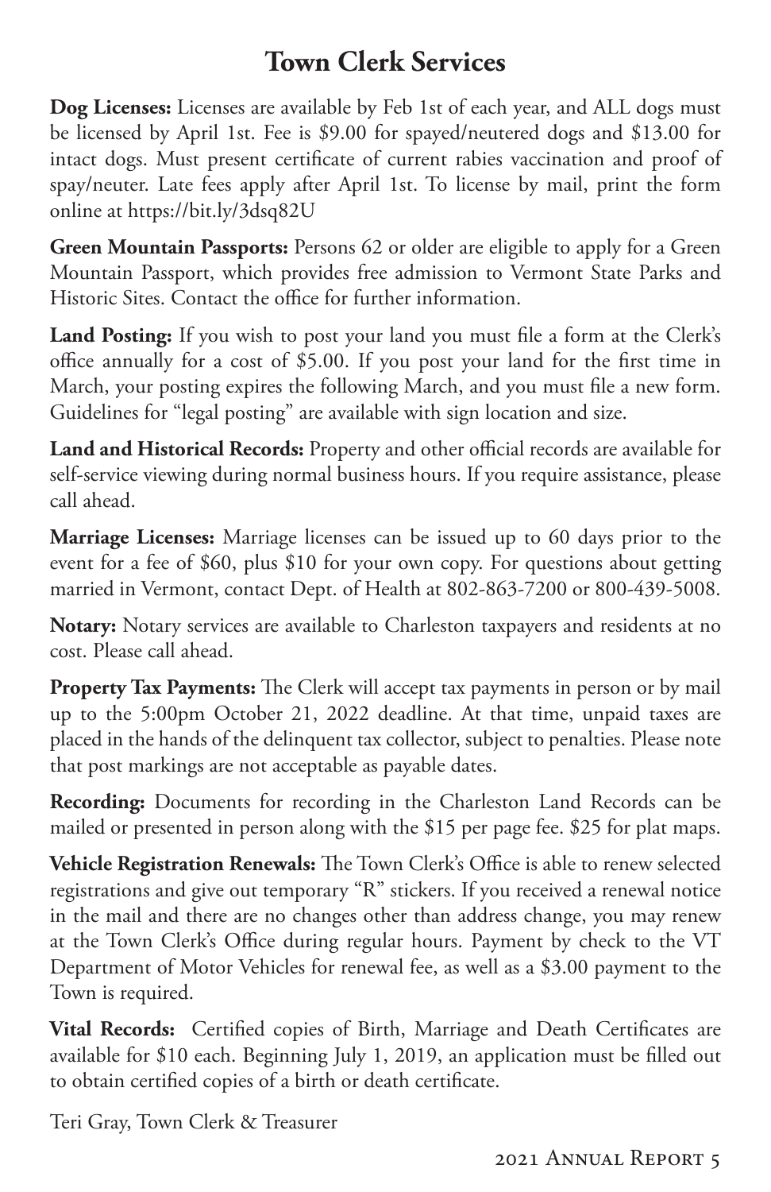# Town Clerk Services

**Dog Licenses:** Licenses are available by Feb 1st of each year, and ALL dogs must be licensed by April 1st. Fee is $9.00 for spayed/neutered dogs and $13.00 for intact dogs. Must present certificate of current rabies vaccination and proof of spay/neuter. Late fees apply after April 1st. To license by mail, print the form online at https://bit.ly/3dsq82U

**Green Mountain Passports:** Persons 62 or older are eligible to apply for a Green Mountain Passport, which provides free admission to Vermont State Parks and Historic Sites. Contact the office for further information.

**Land Posting:** If you wish to post your land you must file a form at the Clerk's office annually for a cost of $5.00. If you post your land for the first time in March, your posting expires the following March, and you must file a new form. Guidelines for "legal posting" are available with sign location and size.

**Land and Historical Records:** Property and other official records are available for self-service viewing during normal business hours. If you require assistance, please call ahead.

**Marriage Licenses:** Marriage licenses can be issued up to 60 days prior to the event for a fee of $60, plus $10 for your own copy. For questions about getting married in Vermont, contact Dept. of Health at 802-863-7200 or 800-439-5008.

**Notary:** Notary services are available to Charleston taxpayers and residents at no cost. Please call ahead.

**Property Tax Payments:** The Clerk will accept tax payments in person or by mail up to the 5:00pm October 21, 2022 deadline. At that time, unpaid taxes are placed in the hands of the delinquent tax collector, subject to penalties. Please note that post markings are not acceptable as payable dates.

**Recording:** Documents for recording in the Charleston Land Records can be mailed or presented in person along with the $15 per page fee. $25 for plat maps.

**Vehicle Registration Renewals:** The Town Clerk's Office is able to renew selected registrations and give out temporary "R" stickers. If you received a renewal notice in the mail and there are no changes other than address change, you may renew at the Town Clerk's Office during regular hours. Payment by check to the VT Department of Motor Vehicles for renewal fee, as well as a $3.00 payment to the Town is required.

**Vital Records:** Certified copies of Birth, Marriage and Death Certificates are available for $10 each. Beginning July 1, 2019, an application must be filled out to obtain certified copies of a birth or death certificate.

Teri Gray, Town Clerk & Treasurer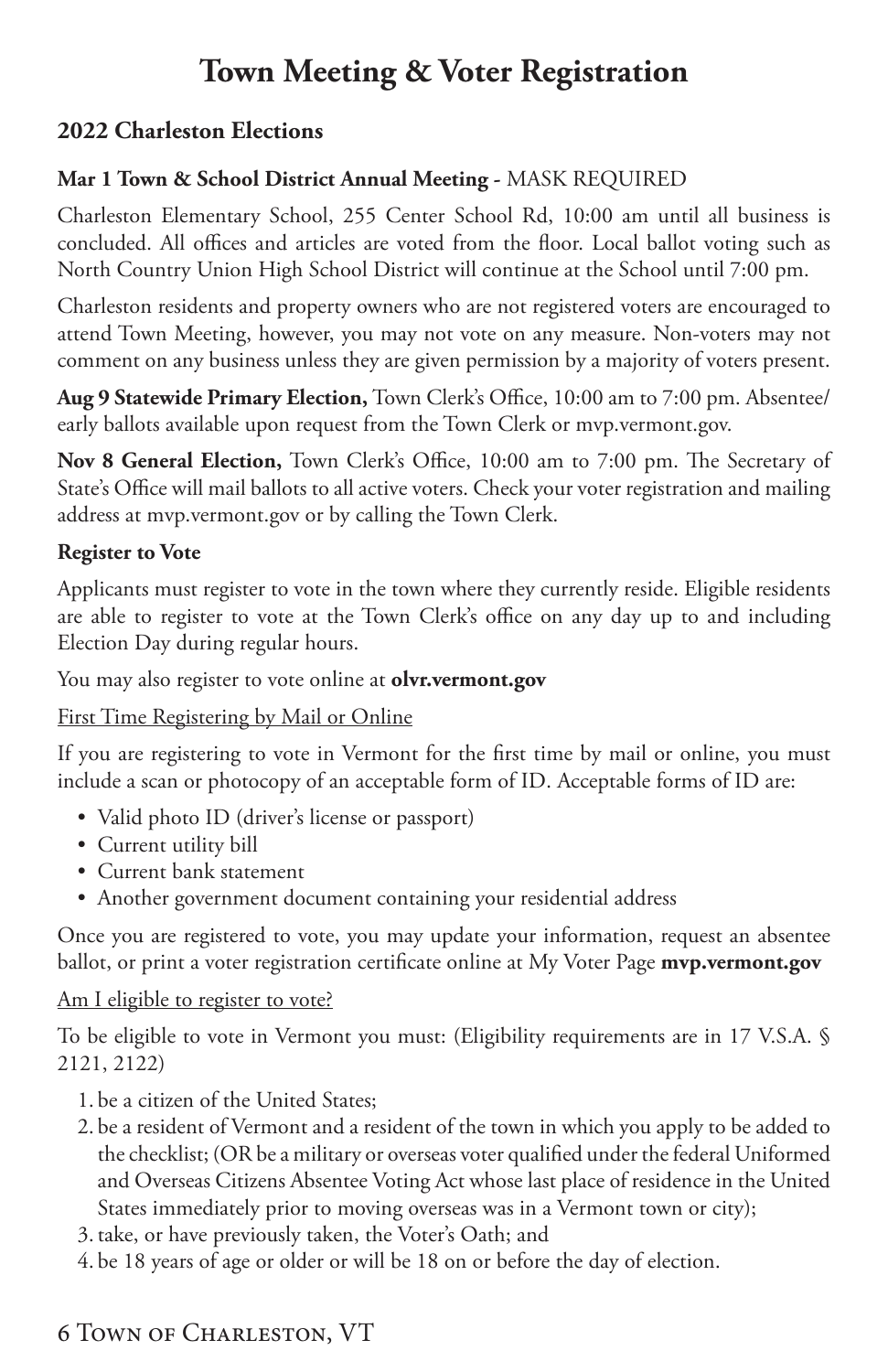# Town Meeting & Voter Registration

## 2022 Charleston Elections

**Mar 1 Town & School District Annual Meeting -** MASK REQUIRED

Charleston Elementary School, 255 Center School Rd, 10:00 am until all business is concluded. All offices and articles are voted from the floor. Local ballot voting such as North Country Union High School District will continue at the School until 7:00 pm.

Charleston residents and property owners who are not registered voters are encouraged to attend Town Meeting, however, you may not vote on any measure. Non-voters may not comment on any business unless they are given permission by a majority of voters present.

**Aug 9 Statewide Primary Election,** Town Clerk's Office, 10:00 am to 7:00 pm. Absentee/early ballots available upon request from the Town Clerk or mvp.vermont.gov.

**Nov 8 General Election,** Town Clerk's Office, 10:00 am to 7:00 pm. The Secretary of State's Office will mail ballots to all active voters. Check your voter registration and mailing address at mvp.vermont.gov or by calling the Town Clerk.

**Register to Vote**

Applicants must register to vote in the town where they currently reside. Eligible residents are able to register to vote at the Town Clerk's office on any day up to and including Election Day during regular hours.

You may also register to vote online at **olvr.vermont.gov**

First Time Registering by Mail or Online

If you are registering to vote in Vermont for the first time by mail or online, you must include a scan or photocopy of an acceptable form of ID. Acceptable forms of ID are:

- Valid photo ID (driver's license or passport)
- Current utility bill
- Current bank statement
- Another government document containing your residential address

Once you are registered to vote, you may update your information, request an absentee ballot, or print a voter registration certificate online at My Voter Page **mvp.vermont.gov**

Am I eligible to register to vote?

To be eligible to vote in Vermont you must: (Eligibility requirements are in 17 V.S.A. § 2121, 2122)

1. be a citizen of the United States;
2. be a resident of Vermont and a resident of the town in which you apply to be added to the checklist; (OR be a military or overseas voter qualified under the federal Uniformed and Overseas Citizens Absentee Voting Act whose last place of residence in the United States immediately prior to moving overseas was in a Vermont town or city);
3. take, or have previously taken, the Voter's Oath; and
4. be 18 years of age or older or will be 18 on or before the day of election.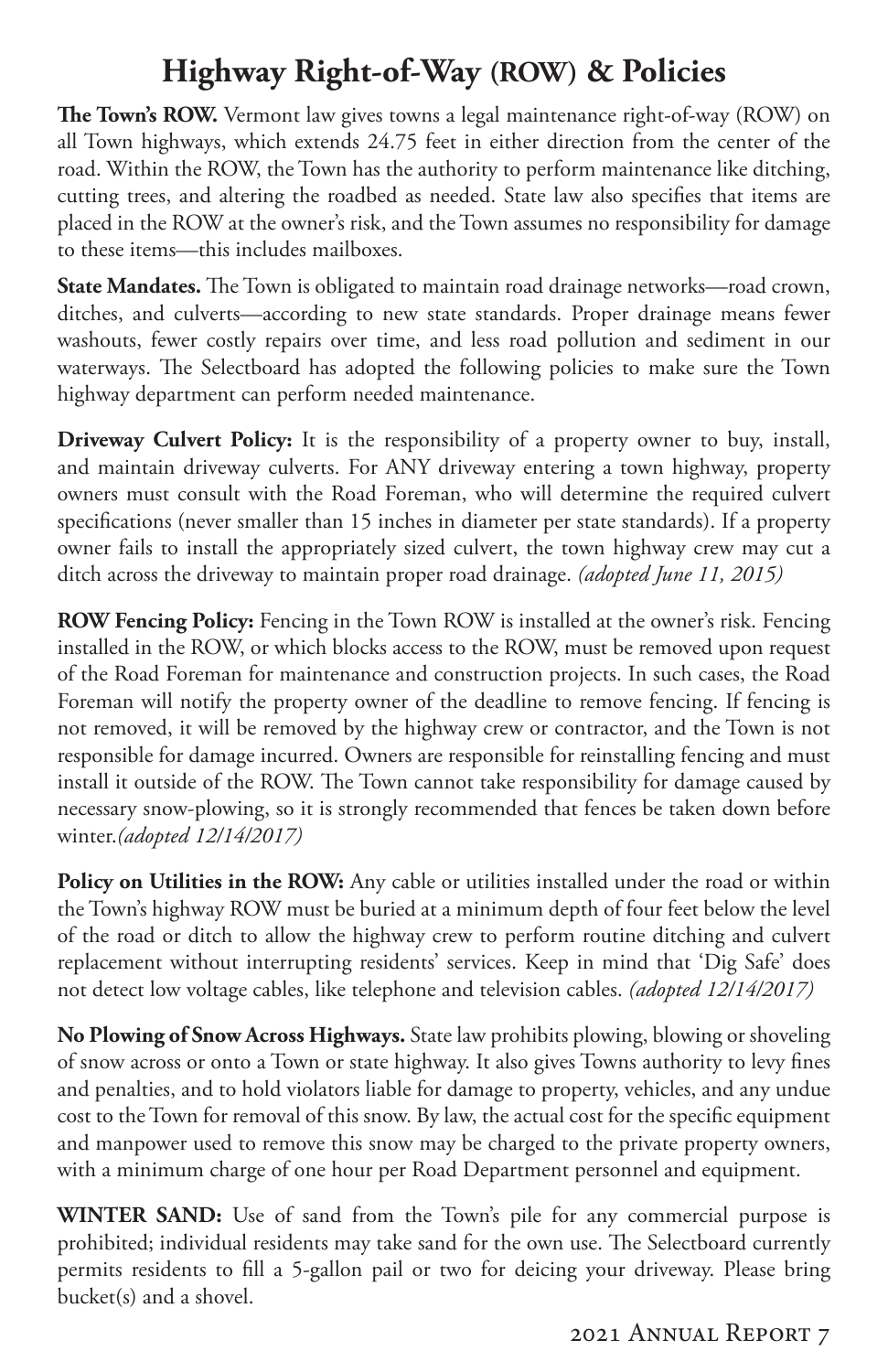# Highway Right-of-Way (ROW) & Policies

**The Town's ROW.** Vermont law gives towns a legal maintenance right-of-way (ROW) on all Town highways, which extends 24.75 feet in either direction from the center of the road. Within the ROW, the Town has the authority to perform maintenance like ditching, cutting trees, and altering the roadbed as needed. State law also specifies that items are placed in the ROW at the owner's risk, and the Town assumes no responsibility for damage to these items—this includes mailboxes.

**State Mandates.** The Town is obligated to maintain road drainage networks—road crown, ditches, and culverts—according to new state standards. Proper drainage means fewer washouts, fewer costly repairs over time, and less road pollution and sediment in our waterways. The Selectboard has adopted the following policies to make sure the Town highway department can perform needed maintenance.

**Driveway Culvert Policy:** It is the responsibility of a property owner to buy, install, and maintain driveway culverts. For ANY driveway entering a town highway, property owners must consult with the Road Foreman, who will determine the required culvert specifications (never smaller than 15 inches in diameter per state standards). If a property owner fails to install the appropriately sized culvert, the town highway crew may cut a ditch across the driveway to maintain proper road drainage. *(adopted June 11, 2015)*

**ROW Fencing Policy:** Fencing in the Town ROW is installed at the owner's risk. Fencing installed in the ROW, or which blocks access to the ROW, must be removed upon request of the Road Foreman for maintenance and construction projects. In such cases, the Road Foreman will notify the property owner of the deadline to remove fencing. If fencing is not removed, it will be removed by the highway crew or contractor, and the Town is not responsible for damage incurred. Owners are responsible for reinstalling fencing and must install it outside of the ROW. The Town cannot take responsibility for damage caused by necessary snow-plowing, so it is strongly recommended that fences be taken down before winter.*(adopted 12/14/2017)*

**Policy on Utilities in the ROW:** Any cable or utilities installed under the road or within the Town's highway ROW must be buried at a minimum depth of four feet below the level of the road or ditch to allow the highway crew to perform routine ditching and culvert replacement without interrupting residents' services. Keep in mind that 'Dig Safe' does not detect low voltage cables, like telephone and television cables. *(adopted 12/14/2017)*

**No Plowing of Snow Across Highways.** State law prohibits plowing, blowing or shoveling of snow across or onto a Town or state highway. It also gives Towns authority to levy fines and penalties, and to hold violators liable for damage to property, vehicles, and any undue cost to the Town for removal of this snow. By law, the actual cost for the specific equipment and manpower used to remove this snow may be charged to the private property owners, with a minimum charge of one hour per Road Department personnel and equipment.

**WINTER SAND:** Use of sand from the Town's pile for any commercial purpose is prohibited; individual residents may take sand for the own use. The Selectboard currently permits residents to fill a 5-gallon pail or two for deicing your driveway. Please bring bucket(s) and a shovel.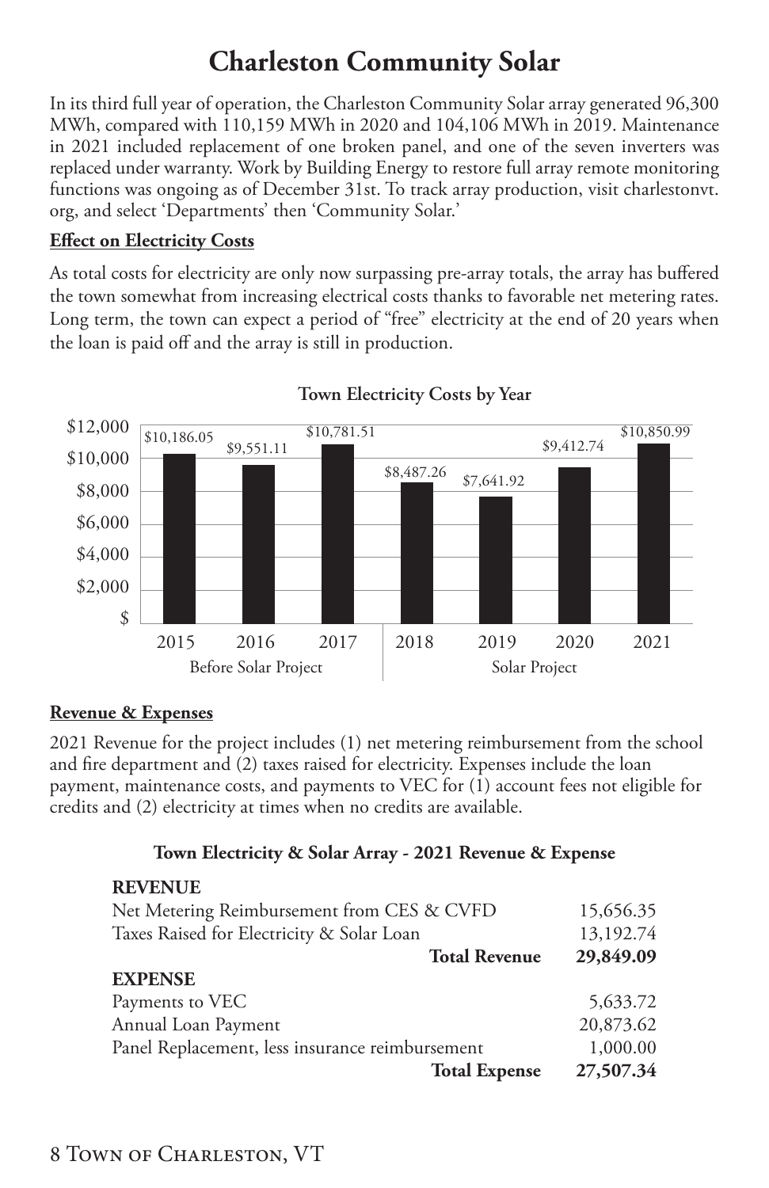# Charleston Community Solar

In its third full year of operation, the Charleston Community Solar array generated 96,300 MWh, compared with 110,159 MWh in 2020 and 104,106 MWh in 2019. Maintenance in 2021 included replacement of one broken panel, and one of the seven inverters was replaced under warranty. Work by Building Energy to restore full array remote monitoring functions was ongoing as of December 31st. To track array production, visit charlestonvt.org, and select 'Departments' then 'Community Solar.'

**Effect on Electricity Costs**

As total costs for electricity are only now surpassing pre-array totals, the array has buffered the town somewhat from increasing electrical costs thanks to favorable net metering rates. Long term, the town can expect a period of "free" electricity at the end of 20 years when the loan is paid off and the array is still in production.

**Town Electricity Costs by Year**

| Year | Period | Cost |
|---|---|---|
| 2015 | Before Solar Project | $10,186.05 |
| 2016 | Before Solar Project | $9,551.11 |
| 2017 | Before Solar Project | $10,781.51 |
| 2018 | Solar Project | $8,487.26 |
| 2019 | Solar Project | $7,641.92 |
| 2020 | Solar Project | $9,412.74 |
| 2021 | Solar Project | $10,850.99 |

**Revenue & Expenses**

2021 Revenue for the project includes (1) net metering reimbursement from the school and fire department and (2) taxes raised for electricity. Expenses include the loan payment, maintenance costs, and payments to VEC for (1) account fees not eligible for credits and (2) electricity at times when no credits are available.

**Town Electricity & Solar Array - 2021 Revenue & Expense**

| | |
|---|---|
| **REVENUE** | |
| Net Metering Reimbursement from CES & CVFD | 15,656.35 |
| Taxes Raised for Electricity & Solar Loan | 13,192.74 |
| **Total Revenue** | **29,849.09** |
| **EXPENSE** | |
| Payments to VEC | 5,633.72 |
| Annual Loan Payment | 20,873.62 |
| Panel Replacement, less insurance reimbursement | 1,000.00 |
| **Total Expense** | **27,507.34** |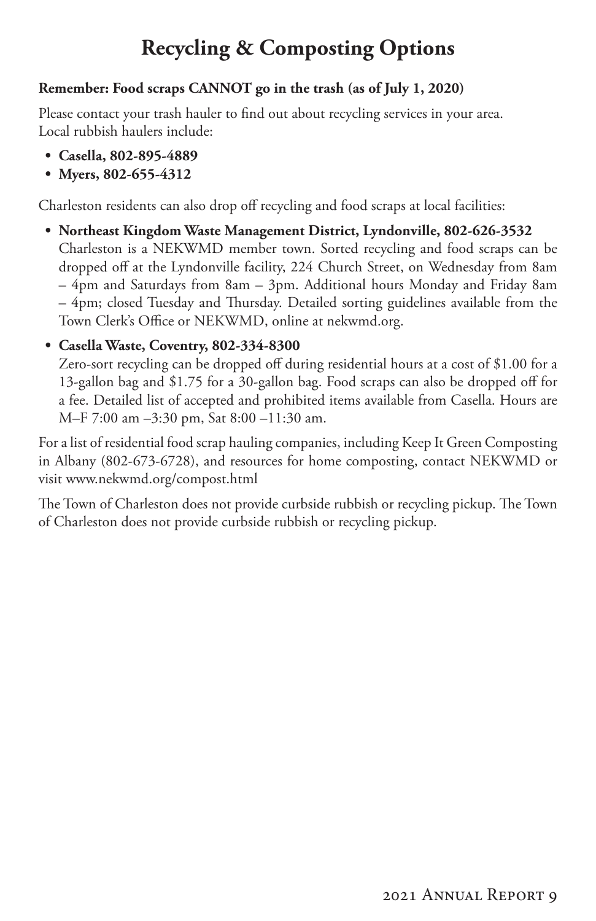# Recycling & Composting Options

**Remember: Food scraps CANNOT go in the trash (as of July 1, 2020)**

Please contact your trash hauler to find out about recycling services in your area. Local rubbish haulers include:

- **Casella, 802-895-4889**
- **Myers, 802-655-4312**

Charleston residents can also drop off recycling and food scraps at local facilities:

- **Northeast Kingdom Waste Management District, Lyndonville, 802-626-3532**
  Charleston is a NEKWMD member town. Sorted recycling and food scraps can be dropped off at the Lyndonville facility, 224 Church Street, on Wednesday from 8am – 4pm and Saturdays from 8am – 3pm. Additional hours Monday and Friday 8am – 4pm; closed Tuesday and Thursday. Detailed sorting guidelines available from the Town Clerk's Office or NEKWMD, online at nekwmd.org.
- **Casella Waste, Coventry, 802-334-8300**
  Zero-sort recycling can be dropped off during residential hours at a cost of $1.00 for a 13-gallon bag and $1.75 for a 30-gallon bag. Food scraps can also be dropped off for a fee. Detailed list of accepted and prohibited items available from Casella. Hours are M–F 7:00 am –3:30 pm, Sat 8:00 –11:30 am.

For a list of residential food scrap hauling companies, including Keep It Green Composting in Albany (802-673-6728), and resources for home composting, contact NEKWMD or visit www.nekwmd.org/compost.html

The Town of Charleston does not provide curbside rubbish or recycling pickup. The Town of Charleston does not provide curbside rubbish or recycling pickup.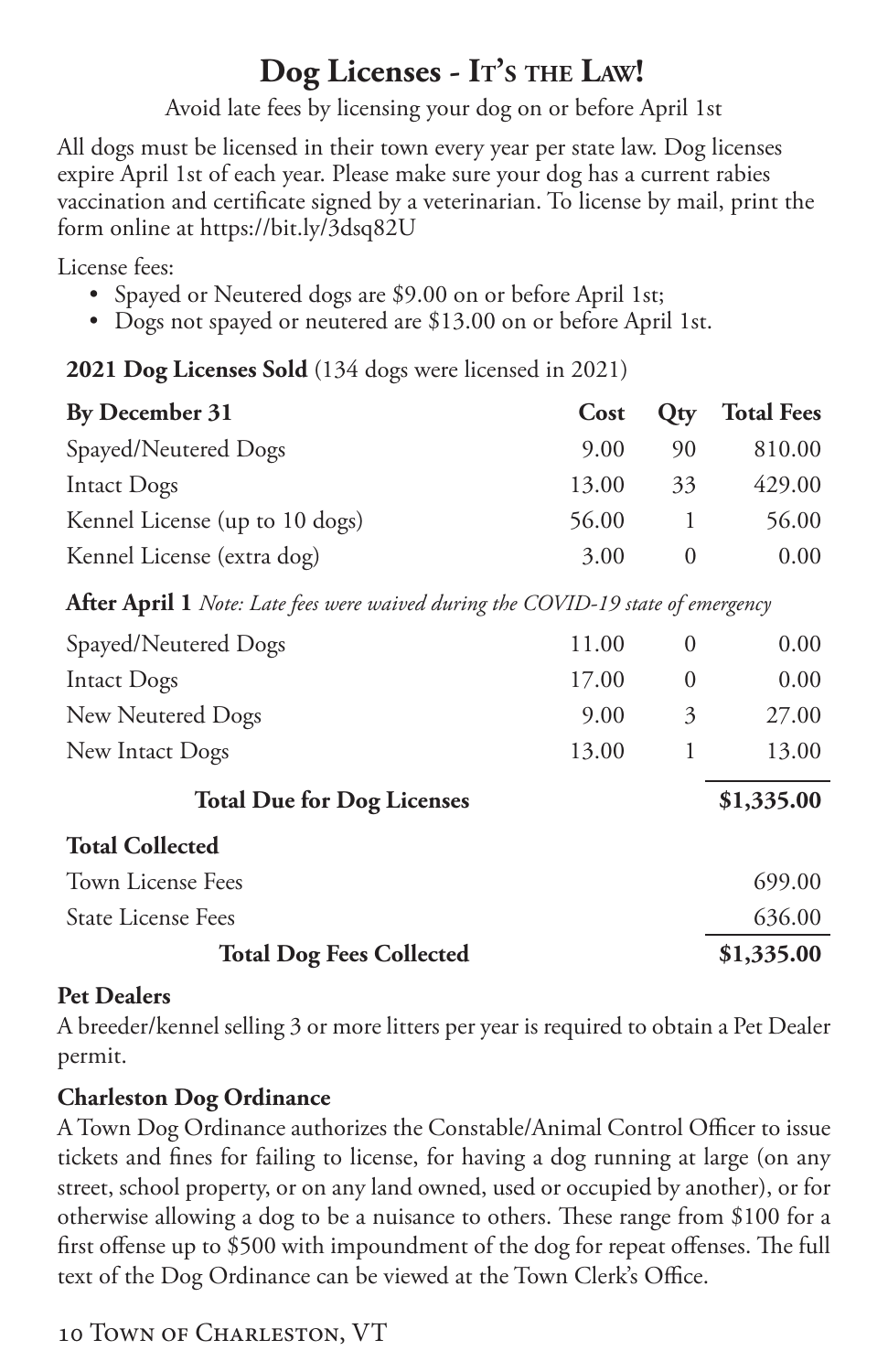# Dog Licenses - It's the Law!

Avoid late fees by licensing your dog on or before April 1st

All dogs must be licensed in their town every year per state law. Dog licenses expire April 1st of each year. Please make sure your dog has a current rabies vaccination and certificate signed by a veterinarian. To license by mail, print the form online at https://bit.ly/3dsq82U

License fees:

- Spayed or Neutered dogs are $9.00 on or before April 1st;
- Dogs not spayed or neutered are $13.00 on or before April 1st.

**2021 Dog Licenses Sold** (134 dogs were licensed in 2021)

| **By December 31** | **Cost** | **Qty** | **Total Fees** |
|---|---|---|---|
| Spayed/Neutered Dogs | 9.00 | 90 | 810.00 |
| Intact Dogs | 13.00 | 33 | 429.00 |
| Kennel License (up to 10 dogs) | 56.00 | 1 | 56.00 |
| Kennel License (extra dog) | 3.00 | 0 | 0.00 |
| **After April 1** *Note: Late fees were waived during the COVID-19 state of emergency* | | | |
| Spayed/Neutered Dogs | 11.00 | 0 | 0.00 |
| Intact Dogs | 17.00 | 0 | 0.00 |
| New Neutered Dogs | 9.00 | 3 | 27.00 |
| New Intact Dogs | 13.00 | 1 | 13.00 |
| **Total Due for Dog Licenses** | | | **$1,335.00** |
| **Total Collected** | | | |
| Town License Fees | | | 699.00 |
| State License Fees | | | 636.00 |
| **Total Dog Fees Collected** | | | **$1,335.00** |

### Pet Dealers

A breeder/kennel selling 3 or more litters per year is required to obtain a Pet Dealer permit.

### Charleston Dog Ordinance

A Town Dog Ordinance authorizes the Constable/Animal Control Officer to issue tickets and fines for failing to license, for having a dog running at large (on any street, school property, or on any land owned, used or occupied by another), or for otherwise allowing a dog to be a nuisance to others. These range from $100 for a first offense up to $500 with impoundment of the dog for repeat offenses. The full text of the Dog Ordinance can be viewed at the Town Clerk's Office.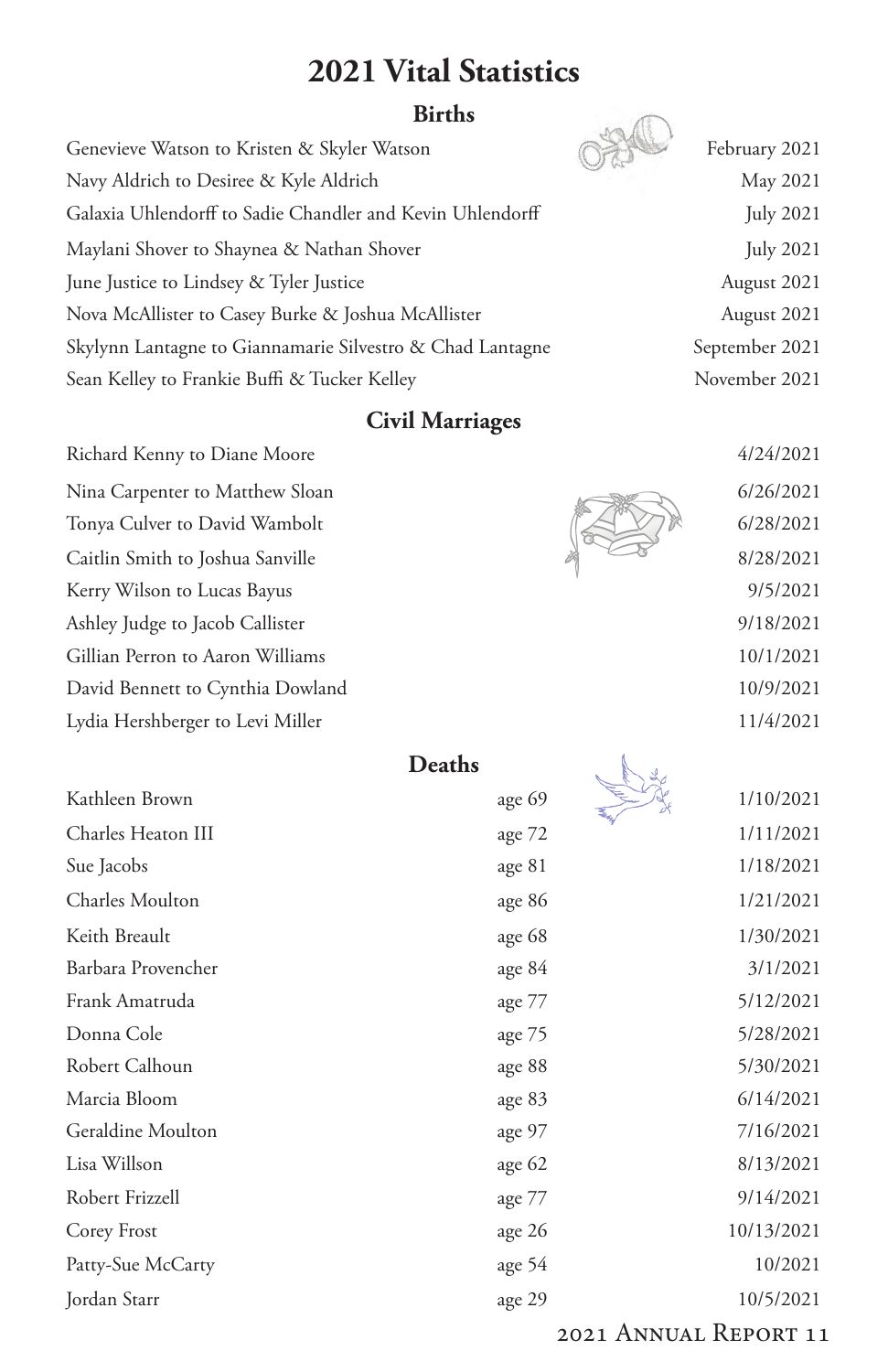# 2021 Vital Statistics

## Births

| | |
|---|---|
| Genevieve Watson to Kristen & Skyler Watson | February 2021 |
| Navy Aldrich to Desiree & Kyle Aldrich | May 2021 |
| Galaxia Uhlendorff to Sadie Chandler and Kevin Uhlendorff | July 2021 |
| Maylani Shover to Shaynea & Nathan Shover | July 2021 |
| June Justice to Lindsey & Tyler Justice | August 2021 |
| Nova McAllister to Casey Burke & Joshua McAllister | August 2021 |
| Skylynn Lantagne to Giannamarie Silvestro & Chad Lantagne | September 2021 |
| Sean Kelley to Frankie Buffi & Tucker Kelley | November 2021 |

## Civil Marriages

| | |
|---|---|
| Richard Kenny to Diane Moore | 4/24/2021 |
| Nina Carpenter to Matthew Sloan | 6/26/2021 |
| Tonya Culver to David Wambolt | 6/28/2021 |
| Caitlin Smith to Joshua Sanville | 8/28/2021 |
| Kerry Wilson to Lucas Bayus | 9/5/2021 |
| Ashley Judge to Jacob Callister | 9/18/2021 |
| Gillian Perron to Aaron Williams | 10/1/2021 |
| David Bennett to Cynthia Dowland | 10/9/2021 |
| Lydia Hershberger to Levi Miller | 11/4/2021 |

## Deaths

| | | |
|---|---|---|
| Kathleen Brown | age 69 | 1/10/2021 |
| Charles Heaton III | age 72 | 1/11/2021 |
| Sue Jacobs | age 81 | 1/18/2021 |
| Charles Moulton | age 86 | 1/21/2021 |
| Keith Breault | age 68 | 1/30/2021 |
| Barbara Provencher | age 84 | 3/1/2021 |
| Frank Amatruda | age 77 | 5/12/2021 |
| Donna Cole | age 75 | 5/28/2021 |
| Robert Calhoun | age 88 | 5/30/2021 |
| Marcia Bloom | age 83 | 6/14/2021 |
| Geraldine Moulton | age 97 | 7/16/2021 |
| Lisa Willson | age 62 | 8/13/2021 |
| Robert Frizzell | age 77 | 9/14/2021 |
| Corey Frost | age 26 | 10/13/2021 |
| Patty-Sue McCarty | age 54 | 10/2021 |
| Jordan Starr | age 29 | 10/5/2021 |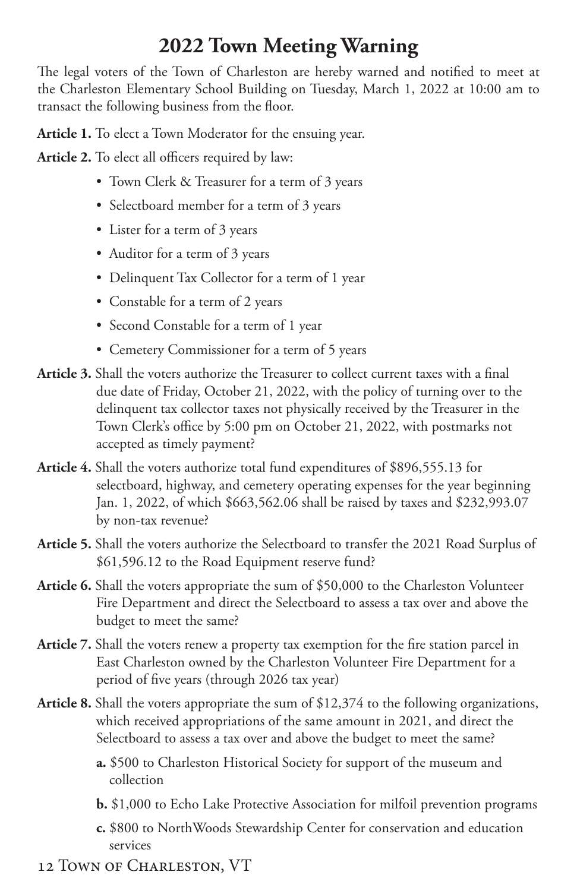# 2022 Town Meeting Warning

The legal voters of the Town of Charleston are hereby warned and notified to meet at the Charleston Elementary School Building on Tuesday, March 1, 2022 at 10:00 am to transact the following business from the floor.

**Article 1.** To elect a Town Moderator for the ensuing year.

**Article 2.** To elect all officers required by law:

- Town Clerk & Treasurer for a term of 3 years
- Selectboard member for a term of 3 years
- Lister for a term of 3 years
- Auditor for a term of 3 years
- Delinquent Tax Collector for a term of 1 year
- Constable for a term of 2 years
- Second Constable for a term of 1 year
- Cemetery Commissioner for a term of 5 years

**Article 3.** Shall the voters authorize the Treasurer to collect current taxes with a final due date of Friday, October 21, 2022, with the policy of turning over to the delinquent tax collector taxes not physically received by the Treasurer in the Town Clerk's office by 5:00 pm on October 21, 2022, with postmarks not accepted as timely payment?

**Article 4.** Shall the voters authorize total fund expenditures of $896,555.13 for selectboard, highway, and cemetery operating expenses for the year beginning Jan. 1, 2022, of which $663,562.06 shall be raised by taxes and $232,993.07 by non-tax revenue?

**Article 5.** Shall the voters authorize the Selectboard to transfer the 2021 Road Surplus of $61,596.12 to the Road Equipment reserve fund?

**Article 6.** Shall the voters appropriate the sum of $50,000 to the Charleston Volunteer Fire Department and direct the Selectboard to assess a tax over and above the budget to meet the same?

**Article 7.** Shall the voters renew a property tax exemption for the fire station parcel in East Charleston owned by the Charleston Volunteer Fire Department for a period of five years (through 2026 tax year)

**Article 8.** Shall the voters appropriate the sum of $12,374 to the following organizations, which received appropriations of the same amount in 2021, and direct the Selectboard to assess a tax over and above the budget to meet the same?

**a.** $500 to Charleston Historical Society for support of the museum and collection

**b.** $1,000 to Echo Lake Protective Association for milfoil prevention programs

**c.** $800 to NorthWoods Stewardship Center for conservation and education services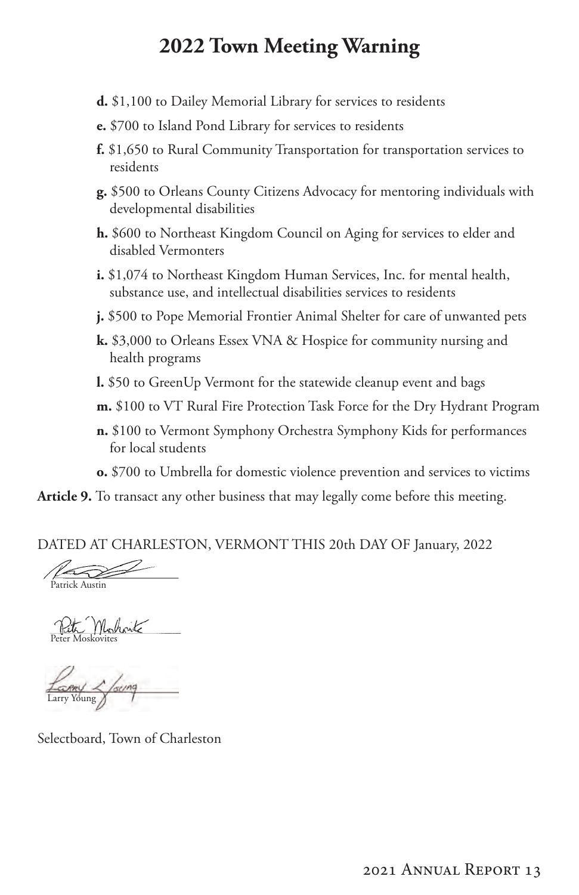# 2022 Town Meeting Warning

**d.** $1,100 to Dailey Memorial Library for services to residents

**e.** $700 to Island Pond Library for services to residents

**f.** $1,650 to Rural Community Transportation for transportation services to residents

**g.** $500 to Orleans County Citizens Advocacy for mentoring individuals with developmental disabilities

**h.** $600 to Northeast Kingdom Council on Aging for services to elder and disabled Vermonters

**i.** $1,074 to Northeast Kingdom Human Services, Inc. for mental health, substance use, and intellectual disabilities services to residents

**j.** $500 to Pope Memorial Frontier Animal Shelter for care of unwanted pets

**k.** $3,000 to Orleans Essex VNA & Hospice for community nursing and health programs

**l.** $50 to GreenUp Vermont for the statewide cleanup event and bags

**m.** $100 to VT Rural Fire Protection Task Force for the Dry Hydrant Program

**n.** $100 to Vermont Symphony Orchestra Symphony Kids for performances for local students

**o.** $700 to Umbrella for domestic violence prevention and services to victims

**Article 9.** To transact any other business that may legally come before this meeting.

DATED AT CHARLESTON, VERMONT THIS 20th DAY OF January, 2022

Patrick Austin

Peter Moskovites

Larry Young

Selectboard, Town of Charleston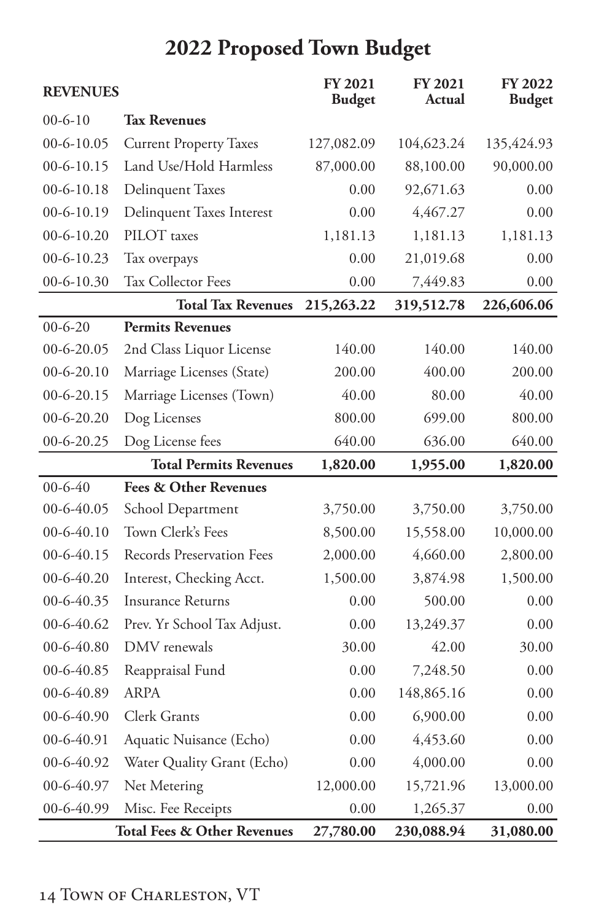# 2022 Proposed Town Budget

| REVENUES | | FY 2021 Budget | FY 2021 Actual | FY 2022 Budget |
|---|---|---|---|---|
| 00-6-10 | **Tax Revenues** | | | |
| 00-6-10.05 | Current Property Taxes | 127,082.09 | 104,623.24 | 135,424.93 |
| 00-6-10.15 | Land Use/Hold Harmless | 87,000.00 | 88,100.00 | 90,000.00 |
| 00-6-10.18 | Delinquent Taxes | 0.00 | 92,671.63 | 0.00 |
| 00-6-10.19 | Delinquent Taxes Interest | 0.00 | 4,467.27 | 0.00 |
| 00-6-10.20 | PILOT taxes | 1,181.13 | 1,181.13 | 1,181.13 |
| 00-6-10.23 | Tax overpays | 0.00 | 21,019.68 | 0.00 |
| 00-6-10.30 | Tax Collector Fees | 0.00 | 7,449.83 | 0.00 |
| | **Total Tax Revenues** | **215,263.22** | **319,512.78** | **226,606.06** |
| 00-6-20 | **Permits Revenues** | | | |
| 00-6-20.05 | 2nd Class Liquor License | 140.00 | 140.00 | 140.00 |
| 00-6-20.10 | Marriage Licenses (State) | 200.00 | 400.00 | 200.00 |
| 00-6-20.15 | Marriage Licenses (Town) | 40.00 | 80.00 | 40.00 |
| 00-6-20.20 | Dog Licenses | 800.00 | 699.00 | 800.00 |
| 00-6-20.25 | Dog License fees | 640.00 | 636.00 | 640.00 |
| | **Total Permits Revenues** | **1,820.00** | **1,955.00** | **1,820.00** |
| 00-6-40 | **Fees & Other Revenues** | | | |
| 00-6-40.05 | School Department | 3,750.00 | 3,750.00 | 3,750.00 |
| 00-6-40.10 | Town Clerk's Fees | 8,500.00 | 15,558.00 | 10,000.00 |
| 00-6-40.15 | Records Preservation Fees | 2,000.00 | 4,660.00 | 2,800.00 |
| 00-6-40.20 | Interest, Checking Acct. | 1,500.00 | 3,874.98 | 1,500.00 |
| 00-6-40.35 | Insurance Returns | 0.00 | 500.00 | 0.00 |
| 00-6-40.62 | Prev. Yr School Tax Adjust. | 0.00 | 13,249.37 | 0.00 |
| 00-6-40.80 | DMV renewals | 30.00 | 42.00 | 30.00 |
| 00-6-40.85 | Reappraisal Fund | 0.00 | 7,248.50 | 0.00 |
| 00-6-40.89 | ARPA | 0.00 | 148,865.16 | 0.00 |
| 00-6-40.90 | Clerk Grants | 0.00 | 6,900.00 | 0.00 |
| 00-6-40.91 | Aquatic Nuisance (Echo) | 0.00 | 4,453.60 | 0.00 |
| 00-6-40.92 | Water Quality Grant (Echo) | 0.00 | 4,000.00 | 0.00 |
| 00-6-40.97 | Net Metering | 12,000.00 | 15,721.96 | 13,000.00 |
| 00-6-40.99 | Misc. Fee Receipts | 0.00 | 1,265.37 | 0.00 |
| | **Total Fees & Other Revenues** | **27,780.00** | **230,088.94** | **31,080.00** |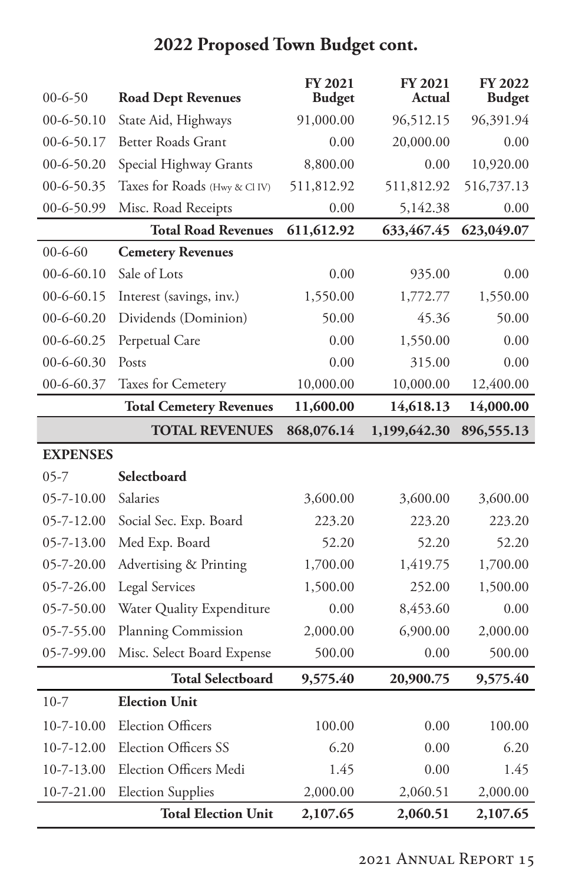## 2022 Proposed Town Budget cont.

| 00-6-50 | **Road Dept Revenues** | **FY 2021 Budget** | **FY 2021 Actual** | **FY 2022 Budget** |
|---|---|---|---|---|
| 00-6-50.10 | State Aid, Highways | 91,000.00 | 96,512.15 | 96,391.94 |
| 00-6-50.17 | Better Roads Grant | 0.00 | 20,000.00 | 0.00 |
| 00-6-50.20 | Special Highway Grants | 8,800.00 | 0.00 | 10,920.00 |
| 00-6-50.35 | Taxes for Roads (Hwy & Cl IV) | 511,812.92 | 511,812.92 | 516,737.13 |
| 00-6-50.99 | Misc. Road Receipts | 0.00 | 5,142.38 | 0.00 |
| | **Total Road Revenues** | **611,612.92** | **633,467.45** | **623,049.07** |
| 00-6-60 | **Cemetery Revenues** | | | |
| 00-6-60.10 | Sale of Lots | 0.00 | 935.00 | 0.00 |
| 00-6-60.15 | Interest (savings, inv.) | 1,550.00 | 1,772.77 | 1,550.00 |
| 00-6-60.20 | Dividends (Dominion) | 50.00 | 45.36 | 50.00 |
| 00-6-60.25 | Perpetual Care | 0.00 | 1,550.00 | 0.00 |
| 00-6-60.30 | Posts | 0.00 | 315.00 | 0.00 |
| 00-6-60.37 | Taxes for Cemetery | 10,000.00 | 10,000.00 | 12,400.00 |
| | **Total Cemetery Revenues** | **11,600.00** | **14,618.13** | **14,000.00** |
| | **TOTAL REVENUES** | **868,076.14** | **1,199,642.30** | **896,555.13** |
| **EXPENSES** | | | | |
| 05-7 | **Selectboard** | | | |
| 05-7-10.00 | Salaries | 3,600.00 | 3,600.00 | 3,600.00 |
| 05-7-12.00 | Social Sec. Exp. Board | 223.20 | 223.20 | 223.20 |
| 05-7-13.00 | Med Exp. Board | 52.20 | 52.20 | 52.20 |
| 05-7-20.00 | Advertising & Printing | 1,700.00 | 1,419.75 | 1,700.00 |
| 05-7-26.00 | Legal Services | 1,500.00 | 252.00 | 1,500.00 |
| 05-7-50.00 | Water Quality Expenditure | 0.00 | 8,453.60 | 0.00 |
| 05-7-55.00 | Planning Commission | 2,000.00 | 6,900.00 | 2,000.00 |
| 05-7-99.00 | Misc. Select Board Expense | 500.00 | 0.00 | 500.00 |
| | **Total Selectboard** | **9,575.40** | **20,900.75** | **9,575.40** |
| 10-7 | **Election Unit** | | | |
| 10-7-10.00 | Election Officers | 100.00 | 0.00 | 100.00 |
| 10-7-12.00 | Election Officers SS | 6.20 | 0.00 | 6.20 |
| 10-7-13.00 | Election Officers Medi | 1.45 | 0.00 | 1.45 |
| 10-7-21.00 | Election Supplies | 2,000.00 | 2,060.51 | 2,000.00 |
| | **Total Election Unit** | **2,107.65** | **2,060.51** | **2,107.65** |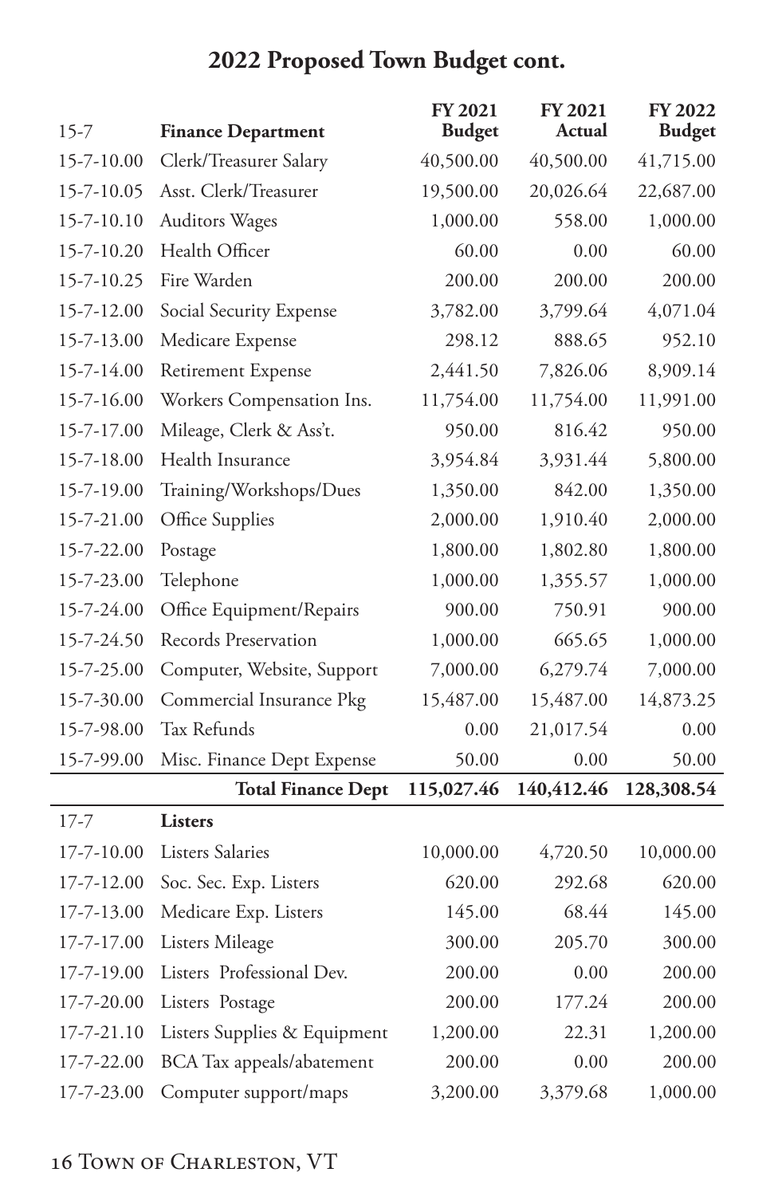## 2022 Proposed Town Budget cont.

| 15-7 | Finance Department | FY 2021 Budget | FY 2021 Actual | FY 2022 Budget |
|---|---|---|---|---|
| 15-7-10.00 | Clerk/Treasurer Salary | 40,500.00 | 40,500.00 | 41,715.00 |
| 15-7-10.05 | Asst. Clerk/Treasurer | 19,500.00 | 20,026.64 | 22,687.00 |
| 15-7-10.10 | Auditors Wages | 1,000.00 | 558.00 | 1,000.00 |
| 15-7-10.20 | Health Officer | 60.00 | 0.00 | 60.00 |
| 15-7-10.25 | Fire Warden | 200.00 | 200.00 | 200.00 |
| 15-7-12.00 | Social Security Expense | 3,782.00 | 3,799.64 | 4,071.04 |
| 15-7-13.00 | Medicare Expense | 298.12 | 888.65 | 952.10 |
| 15-7-14.00 | Retirement Expense | 2,441.50 | 7,826.06 | 8,909.14 |
| 15-7-16.00 | Workers Compensation Ins. | 11,754.00 | 11,754.00 | 11,991.00 |
| 15-7-17.00 | Mileage, Clerk & Ass't. | 950.00 | 816.42 | 950.00 |
| 15-7-18.00 | Health Insurance | 3,954.84 | 3,931.44 | 5,800.00 |
| 15-7-19.00 | Training/Workshops/Dues | 1,350.00 | 842.00 | 1,350.00 |
| 15-7-21.00 | Office Supplies | 2,000.00 | 1,910.40 | 2,000.00 |
| 15-7-22.00 | Postage | 1,800.00 | 1,802.80 | 1,800.00 |
| 15-7-23.00 | Telephone | 1,000.00 | 1,355.57 | 1,000.00 |
| 15-7-24.00 | Office Equipment/Repairs | 900.00 | 750.91 | 900.00 |
| 15-7-24.50 | Records Preservation | 1,000.00 | 665.65 | 1,000.00 |
| 15-7-25.00 | Computer, Website, Support | 7,000.00 | 6,279.74 | 7,000.00 |
| 15-7-30.00 | Commercial Insurance Pkg | 15,487.00 | 15,487.00 | 14,873.25 |
| 15-7-98.00 | Tax Refunds | 0.00 | 21,017.54 | 0.00 |
| 15-7-99.00 | Misc. Finance Dept Expense | 50.00 | 0.00 | 50.00 |
| | **Total Finance Dept** | **115,027.46** | **140,412.46** | **128,308.54** |
| 17-7 | **Listers** | | | |
| 17-7-10.00 | Listers Salaries | 10,000.00 | 4,720.50 | 10,000.00 |
| 17-7-12.00 | Soc. Sec. Exp. Listers | 620.00 | 292.68 | 620.00 |
| 17-7-13.00 | Medicare Exp. Listers | 145.00 | 68.44 | 145.00 |
| 17-7-17.00 | Listers Mileage | 300.00 | 205.70 | 300.00 |
| 17-7-19.00 | Listers Professional Dev. | 200.00 | 0.00 | 200.00 |
| 17-7-20.00 | Listers Postage | 200.00 | 177.24 | 200.00 |
| 17-7-21.10 | Listers Supplies & Equipment | 1,200.00 | 22.31 | 1,200.00 |
| 17-7-22.00 | BCA Tax appeals/abatement | 200.00 | 0.00 | 200.00 |
| 17-7-23.00 | Computer support/maps | 3,200.00 | 3,379.68 | 1,000.00 |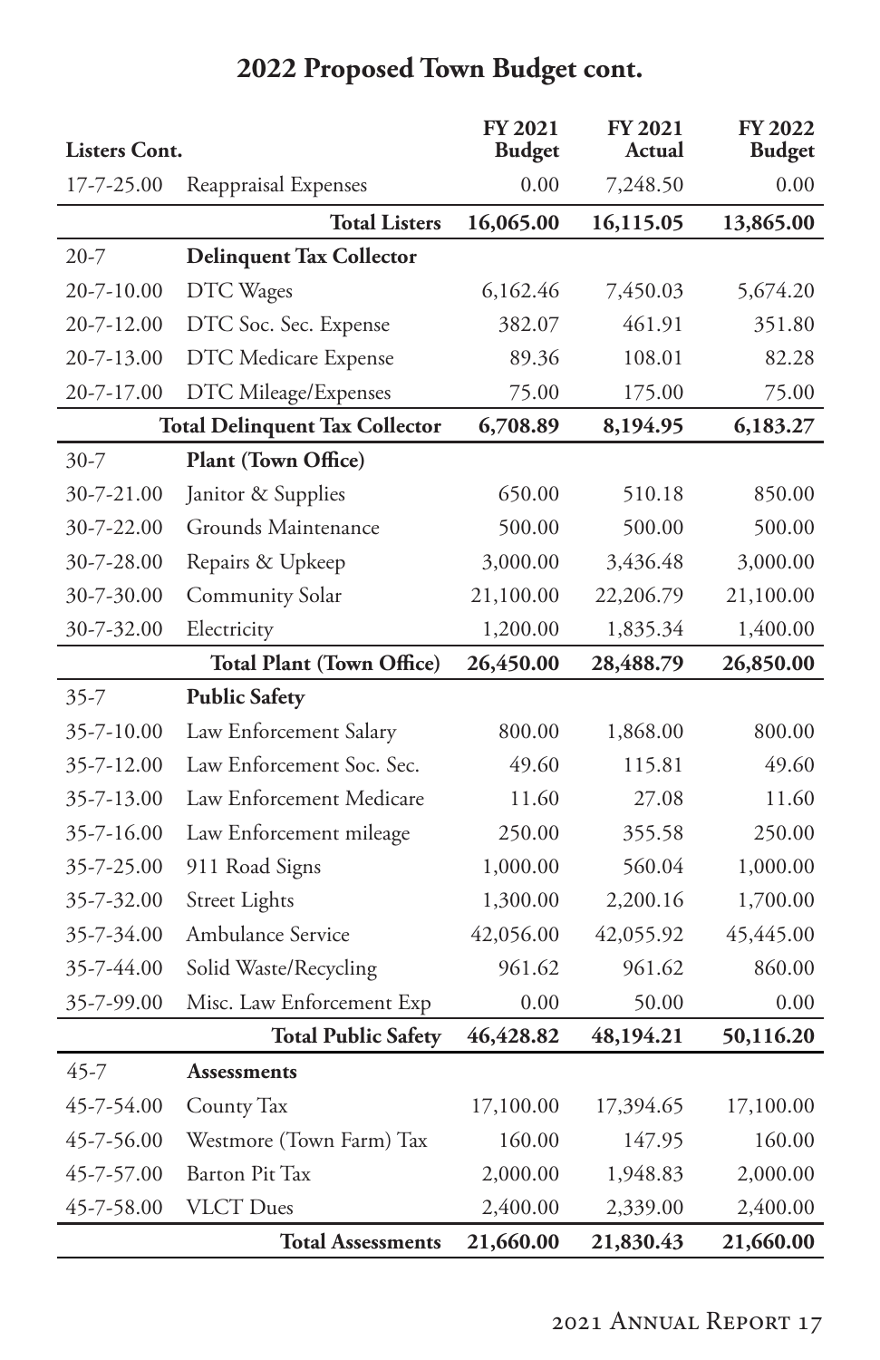## 2022 Proposed Town Budget cont.

| Listers Cont. | | FY 2021 Budget | FY 2021 Actual | FY 2022 Budget |
|---|---|---|---|---|
| 17-7-25.00 | Reappraisal Expenses | 0.00 | 7,248.50 | 0.00 |
| | **Total Listers** | **16,065.00** | **16,115.05** | **13,865.00** |
| 20-7 | **Delinquent Tax Collector** | | | |
| 20-7-10.00 | DTC Wages | 6,162.46 | 7,450.03 | 5,674.20 |
| 20-7-12.00 | DTC Soc. Sec. Expense | 382.07 | 461.91 | 351.80 |
| 20-7-13.00 | DTC Medicare Expense | 89.36 | 108.01 | 82.28 |
| 20-7-17.00 | DTC Mileage/Expenses | 75.00 | 175.00 | 75.00 |
| | **Total Delinquent Tax Collector** | **6,708.89** | **8,194.95** | **6,183.27** |
| 30-7 | **Plant (Town Office)** | | | |
| 30-7-21.00 | Janitor & Supplies | 650.00 | 510.18 | 850.00 |
| 30-7-22.00 | Grounds Maintenance | 500.00 | 500.00 | 500.00 |
| 30-7-28.00 | Repairs & Upkeep | 3,000.00 | 3,436.48 | 3,000.00 |
| 30-7-30.00 | Community Solar | 21,100.00 | 22,206.79 | 21,100.00 |
| 30-7-32.00 | Electricity | 1,200.00 | 1,835.34 | 1,400.00 |
| | **Total Plant (Town Office)** | **26,450.00** | **28,488.79** | **26,850.00** |
| 35-7 | **Public Safety** | | | |
| 35-7-10.00 | Law Enforcement Salary | 800.00 | 1,868.00 | 800.00 |
| 35-7-12.00 | Law Enforcement Soc. Sec. | 49.60 | 115.81 | 49.60 |
| 35-7-13.00 | Law Enforcement Medicare | 11.60 | 27.08 | 11.60 |
| 35-7-16.00 | Law Enforcement mileage | 250.00 | 355.58 | 250.00 |
| 35-7-25.00 | 911 Road Signs | 1,000.00 | 560.04 | 1,000.00 |
| 35-7-32.00 | Street Lights | 1,300.00 | 2,200.16 | 1,700.00 |
| 35-7-34.00 | Ambulance Service | 42,056.00 | 42,055.92 | 45,445.00 |
| 35-7-44.00 | Solid Waste/Recycling | 961.62 | 961.62 | 860.00 |
| 35-7-99.00 | Misc. Law Enforcement Exp | 0.00 | 50.00 | 0.00 |
| | **Total Public Safety** | **46,428.82** | **48,194.21** | **50,116.20** |
| 45-7 | **Assessments** | | | |
| 45-7-54.00 | County Tax | 17,100.00 | 17,394.65 | 17,100.00 |
| 45-7-56.00 | Westmore (Town Farm) Tax | 160.00 | 147.95 | 160.00 |
| 45-7-57.00 | Barton Pit Tax | 2,000.00 | 1,948.83 | 2,000.00 |
| 45-7-58.00 | VLCT Dues | 2,400.00 | 2,339.00 | 2,400.00 |
| | **Total Assessments** | **21,660.00** | **21,830.43** | **21,660.00** |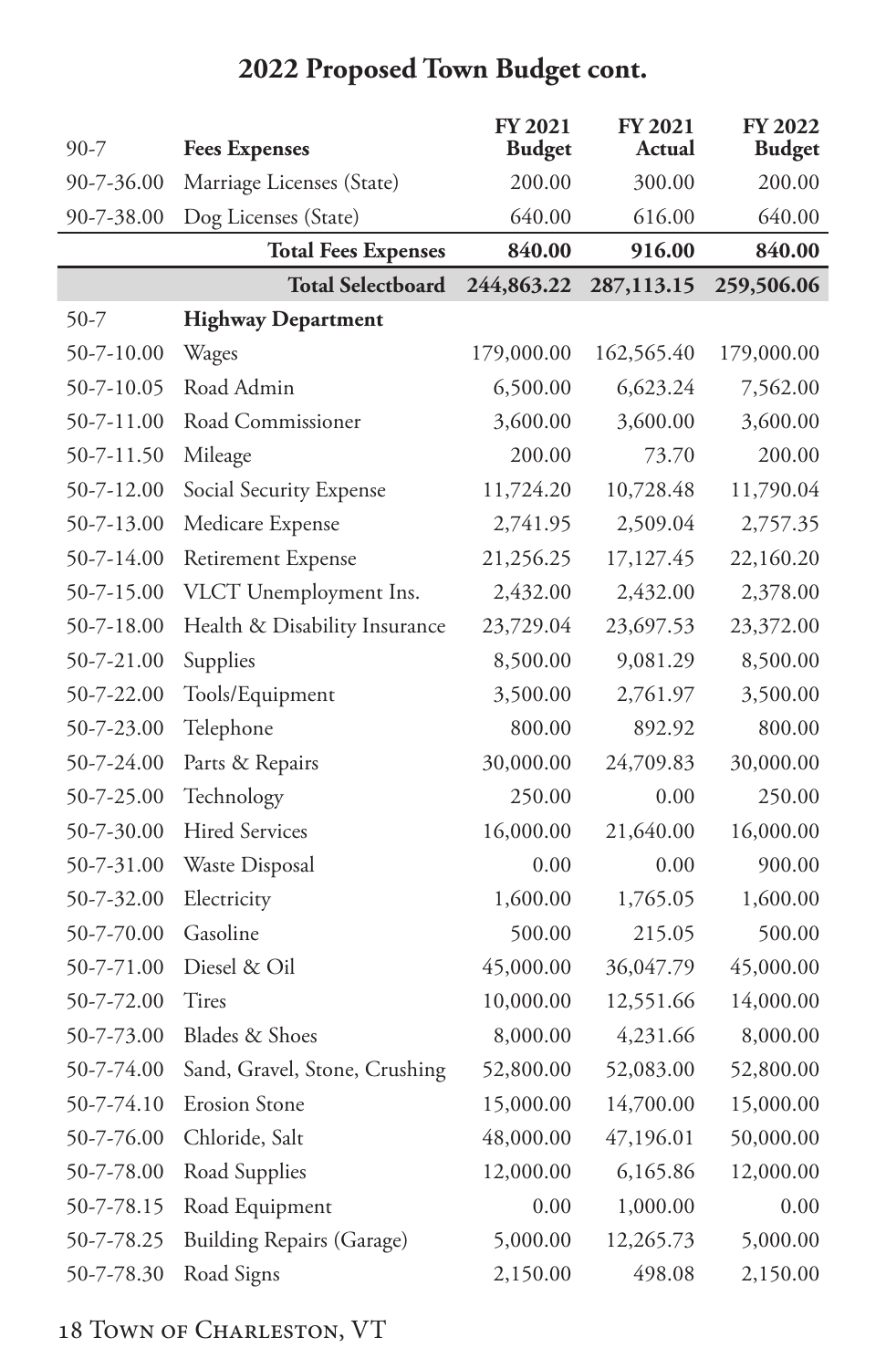## 2022 Proposed Town Budget cont.

| 90-7 | Fees Expenses | FY 2021 Budget | FY 2021 Actual | FY 2022 Budget |
|---|---|---|---|---|
| 90-7-36.00 | Marriage Licenses (State) | 200.00 | 300.00 | 200.00 |
| 90-7-38.00 | Dog Licenses (State) | 640.00 | 616.00 | 640.00 |
| | **Total Fees Expenses** | **840.00** | **916.00** | **840.00** |
| | **Total Selectboard** | **244,863.22** | **287,113.15** | **259,506.06** |
| 50-7 | **Highway Department** | | | |
| 50-7-10.00 | Wages | 179,000.00 | 162,565.40 | 179,000.00 |
| 50-7-10.05 | Road Admin | 6,500.00 | 6,623.24 | 7,562.00 |
| 50-7-11.00 | Road Commissioner | 3,600.00 | 3,600.00 | 3,600.00 |
| 50-7-11.50 | Mileage | 200.00 | 73.70 | 200.00 |
| 50-7-12.00 | Social Security Expense | 11,724.20 | 10,728.48 | 11,790.04 |
| 50-7-13.00 | Medicare Expense | 2,741.95 | 2,509.04 | 2,757.35 |
| 50-7-14.00 | Retirement Expense | 21,256.25 | 17,127.45 | 22,160.20 |
| 50-7-15.00 | VLCT Unemployment Ins. | 2,432.00 | 2,432.00 | 2,378.00 |
| 50-7-18.00 | Health & Disability Insurance | 23,729.04 | 23,697.53 | 23,372.00 |
| 50-7-21.00 | Supplies | 8,500.00 | 9,081.29 | 8,500.00 |
| 50-7-22.00 | Tools/Equipment | 3,500.00 | 2,761.97 | 3,500.00 |
| 50-7-23.00 | Telephone | 800.00 | 892.92 | 800.00 |
| 50-7-24.00 | Parts & Repairs | 30,000.00 | 24,709.83 | 30,000.00 |
| 50-7-25.00 | Technology | 250.00 | 0.00 | 250.00 |
| 50-7-30.00 | Hired Services | 16,000.00 | 21,640.00 | 16,000.00 |
| 50-7-31.00 | Waste Disposal | 0.00 | 0.00 | 900.00 |
| 50-7-32.00 | Electricity | 1,600.00 | 1,765.05 | 1,600.00 |
| 50-7-70.00 | Gasoline | 500.00 | 215.05 | 500.00 |
| 50-7-71.00 | Diesel & Oil | 45,000.00 | 36,047.79 | 45,000.00 |
| 50-7-72.00 | Tires | 10,000.00 | 12,551.66 | 14,000.00 |
| 50-7-73.00 | Blades & Shoes | 8,000.00 | 4,231.66 | 8,000.00 |
| 50-7-74.00 | Sand, Gravel, Stone, Crushing | 52,800.00 | 52,083.00 | 52,800.00 |
| 50-7-74.10 | Erosion Stone | 15,000.00 | 14,700.00 | 15,000.00 |
| 50-7-76.00 | Chloride, Salt | 48,000.00 | 47,196.01 | 50,000.00 |
| 50-7-78.00 | Road Supplies | 12,000.00 | 6,165.86 | 12,000.00 |
| 50-7-78.15 | Road Equipment | 0.00 | 1,000.00 | 0.00 |
| 50-7-78.25 | Building Repairs (Garage) | 5,000.00 | 12,265.73 | 5,000.00 |
| 50-7-78.30 | Road Signs | 2,150.00 | 498.08 | 2,150.00 |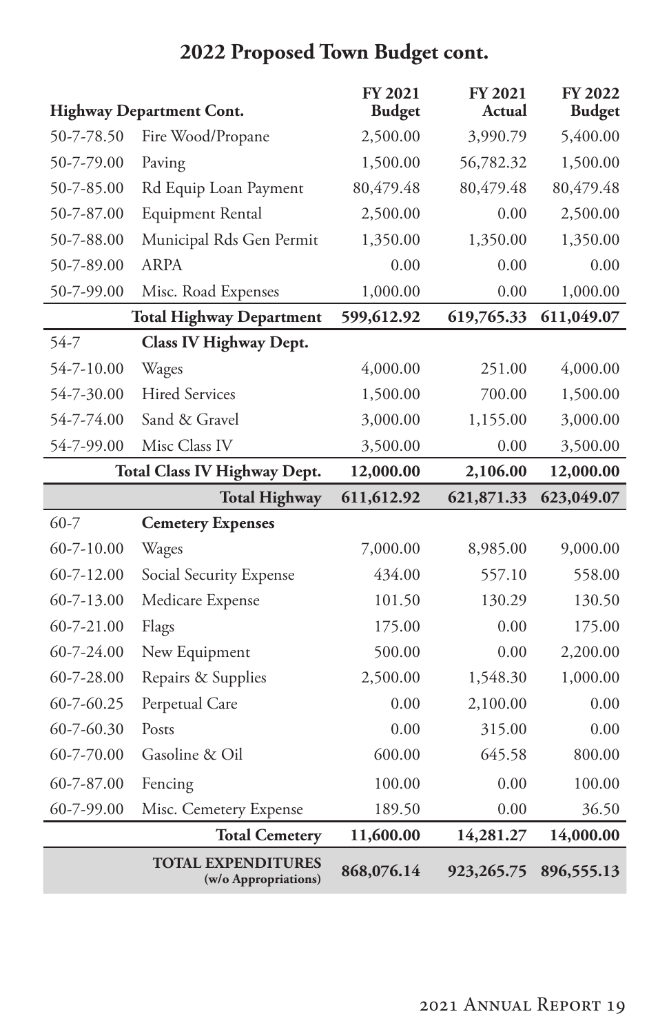## 2022 Proposed Town Budget cont.

| Highway Department Cont. | | FY 2021 Budget | FY 2021 Actual | FY 2022 Budget |
|---|---|---|---|---|
| 50-7-78.50 | Fire Wood/Propane | 2,500.00 | 3,990.79 | 5,400.00 |
| 50-7-79.00 | Paving | 1,500.00 | 56,782.32 | 1,500.00 |
| 50-7-85.00 | Rd Equip Loan Payment | 80,479.48 | 80,479.48 | 80,479.48 |
| 50-7-87.00 | Equipment Rental | 2,500.00 | 0.00 | 2,500.00 |
| 50-7-88.00 | Municipal Rds Gen Permit | 1,350.00 | 1,350.00 | 1,350.00 |
| 50-7-89.00 | ARPA | 0.00 | 0.00 | 0.00 |
| 50-7-99.00 | Misc. Road Expenses | 1,000.00 | 0.00 | 1,000.00 |
| | **Total Highway Department** | **599,612.92** | **619,765.33** | **611,049.07** |
| 54-7 | **Class IV Highway Dept.** | | | |
| 54-7-10.00 | Wages | 4,000.00 | 251.00 | 4,000.00 |
| 54-7-30.00 | Hired Services | 1,500.00 | 700.00 | 1,500.00 |
| 54-7-74.00 | Sand & Gravel | 3,000.00 | 1,155.00 | 3,000.00 |
| 54-7-99.00 | Misc Class IV | 3,500.00 | 0.00 | 3,500.00 |
| | **Total Class IV Highway Dept.** | **12,000.00** | **2,106.00** | **12,000.00** |
| | **Total Highway** | **611,612.92** | **621,871.33** | **623,049.07** |
| 60-7 | **Cemetery Expenses** | | | |
| 60-7-10.00 | Wages | 7,000.00 | 8,985.00 | 9,000.00 |
| 60-7-12.00 | Social Security Expense | 434.00 | 557.10 | 558.00 |
| 60-7-13.00 | Medicare Expense | 101.50 | 130.29 | 130.50 |
| 60-7-21.00 | Flags | 175.00 | 0.00 | 175.00 |
| 60-7-24.00 | New Equipment | 500.00 | 0.00 | 2,200.00 |
| 60-7-28.00 | Repairs & Supplies | 2,500.00 | 1,548.30 | 1,000.00 |
| 60-7-60.25 | Perpetual Care | 0.00 | 2,100.00 | 0.00 |
| 60-7-60.30 | Posts | 0.00 | 315.00 | 0.00 |
| 60-7-70.00 | Gasoline & Oil | 600.00 | 645.58 | 800.00 |
| 60-7-87.00 | Fencing | 100.00 | 0.00 | 100.00 |
| 60-7-99.00 | Misc. Cemetery Expense | 189.50 | 0.00 | 36.50 |
| | **Total Cemetery** | **11,600.00** | **14,281.27** | **14,000.00** |
| | **TOTAL EXPENDITURES (w/o Appropriations)** | **868,076.14** | **923,265.75** | **896,555.13** |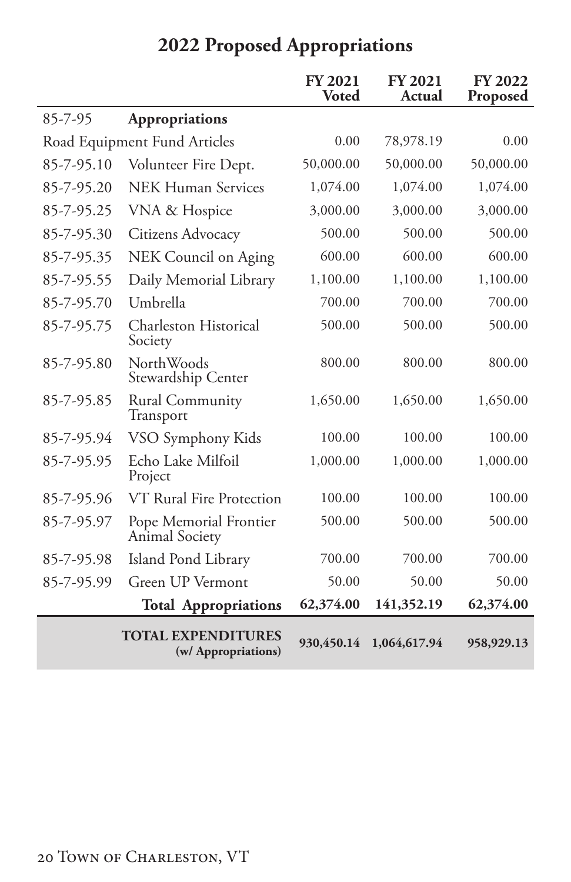# 2022 Proposed Appropriations

| | | FY 2021 Voted | FY 2021 Actual | FY 2022 Proposed |
|---|---|---|---|---|
| 85-7-95 | **Appropriations** | | | |
| Road Equipment Fund Articles | | 0.00 | 78,978.19 | 0.00 |
| 85-7-95.10 | Volunteer Fire Dept. | 50,000.00 | 50,000.00 | 50,000.00 |
| 85-7-95.20 | NEK Human Services | 1,074.00 | 1,074.00 | 1,074.00 |
| 85-7-95.25 | VNA & Hospice | 3,000.00 | 3,000.00 | 3,000.00 |
| 85-7-95.30 | Citizens Advocacy | 500.00 | 500.00 | 500.00 |
| 85-7-95.35 | NEK Council on Aging | 600.00 | 600.00 | 600.00 |
| 85-7-95.55 | Daily Memorial Library | 1,100.00 | 1,100.00 | 1,100.00 |
| 85-7-95.70 | Umbrella | 700.00 | 700.00 | 700.00 |
| 85-7-95.75 | Charleston Historical Society | 500.00 | 500.00 | 500.00 |
| 85-7-95.80 | NorthWoods Stewardship Center | 800.00 | 800.00 | 800.00 |
| 85-7-95.85 | Rural Community Transport | 1,650.00 | 1,650.00 | 1,650.00 |
| 85-7-95.94 | VSO Symphony Kids | 100.00 | 100.00 | 100.00 |
| 85-7-95.95 | Echo Lake Milfoil Project | 1,000.00 | 1,000.00 | 1,000.00 |
| 85-7-95.96 | VT Rural Fire Protection | 100.00 | 100.00 | 100.00 |
| 85-7-95.97 | Pope Memorial Frontier Animal Society | 500.00 | 500.00 | 500.00 |
| 85-7-95.98 | Island Pond Library | 700.00 | 700.00 | 700.00 |
| 85-7-95.99 | Green UP Vermont | 50.00 | 50.00 | 50.00 |
| | **Total Appropriations** | **62,374.00** | **141,352.19** | **62,374.00** |
| | **TOTAL EXPENDITURES (w/ Appropriations)** | **930,450.14** | **1,064,617.94** | **958,929.13** |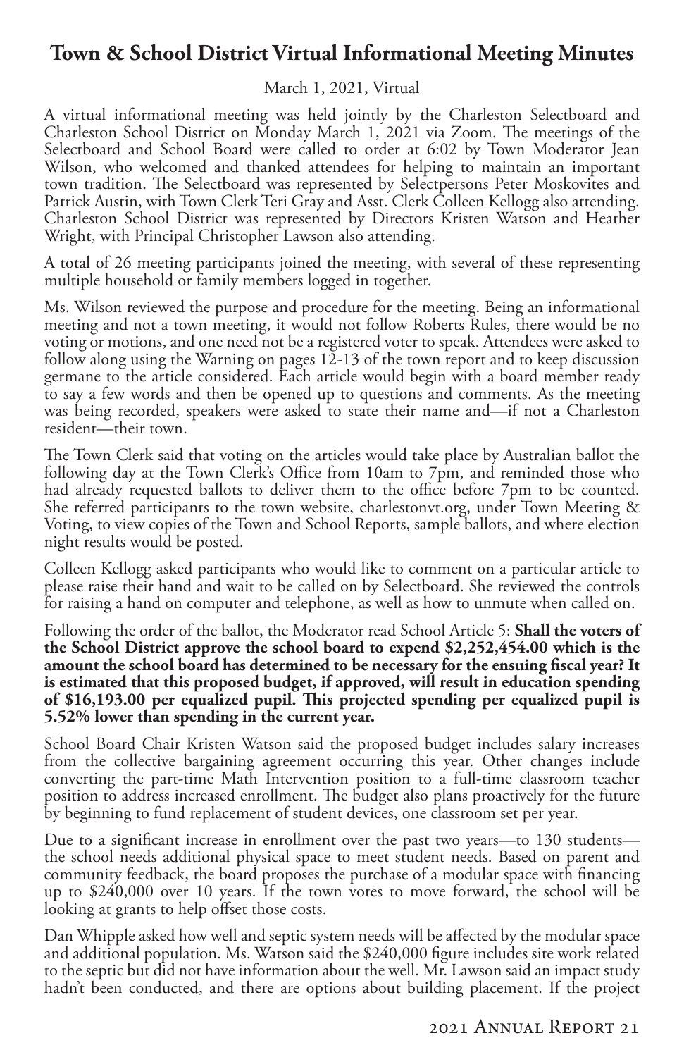## Town & School District Virtual Informational Meeting Minutes

March 1, 2021, Virtual

A virtual informational meeting was held jointly by the Charleston Selectboard and Charleston School District on Monday March 1, 2021 via Zoom. The meetings of the Selectboard and School Board were called to order at 6:02 by Town Moderator Jean Wilson, who welcomed and thanked attendees for helping to maintain an important town tradition. The Selectboard was represented by Selectpersons Peter Moskovites and Patrick Austin, with Town Clerk Teri Gray and Asst. Clerk Colleen Kellogg also attending. Charleston School District was represented by Directors Kristen Watson and Heather Wright, with Principal Christopher Lawson also attending.

A total of 26 meeting participants joined the meeting, with several of these representing multiple household or family members logged in together.

Ms. Wilson reviewed the purpose and procedure for the meeting. Being an informational meeting and not a town meeting, it would not follow Roberts Rules, there would be no voting or motions, and one need not be a registered voter to speak. Attendees were asked to follow along using the Warning on pages 12-13 of the town report and to keep discussion germane to the article considered. Each article would begin with a board member ready to say a few words and then be opened up to questions and comments. As the meeting was being recorded, speakers were asked to state their name and—if not a Charleston resident—their town.

The Town Clerk said that voting on the articles would take place by Australian ballot the following day at the Town Clerk's Office from 10am to 7pm, and reminded those who had already requested ballots to deliver them to the office before 7pm to be counted. She referred participants to the town website, charlestonvt.org, under Town Meeting & Voting, to view copies of the Town and School Reports, sample ballots, and where election night results would be posted.

Colleen Kellogg asked participants who would like to comment on a particular article to please raise their hand and wait to be called on by Selectboard. She reviewed the controls for raising a hand on computer and telephone, as well as how to unmute when called on.

Following the order of the ballot, the Moderator read School Article 5: **Shall the voters of the School District approve the school board to expend $2,252,454.00 which is the amount the school board has determined to be necessary for the ensuing fiscal year? It is estimated that this proposed budget, if approved, will result in education spending of $16,193.00 per equalized pupil. This projected spending per equalized pupil is 5.52% lower than spending in the current year.**

School Board Chair Kristen Watson said the proposed budget includes salary increases from the collective bargaining agreement occurring this year. Other changes include converting the part-time Math Intervention position to a full-time classroom teacher position to address increased enrollment. The budget also plans proactively for the future by beginning to fund replacement of student devices, one classroom set per year.

Due to a significant increase in enrollment over the past two years—to 130 students—the school needs additional physical space to meet student needs. Based on parent and community feedback, the board proposes the purchase of a modular space with financing up to $240,000 over 10 years. If the town votes to move forward, the school will be looking at grants to help offset those costs.

Dan Whipple asked how well and septic system needs will be affected by the modular space and additional population. Ms. Watson said the $240,000 figure includes site work related to the septic but did not have information about the well. Mr. Lawson said an impact study hadn't been conducted, and there are options about building placement. If the project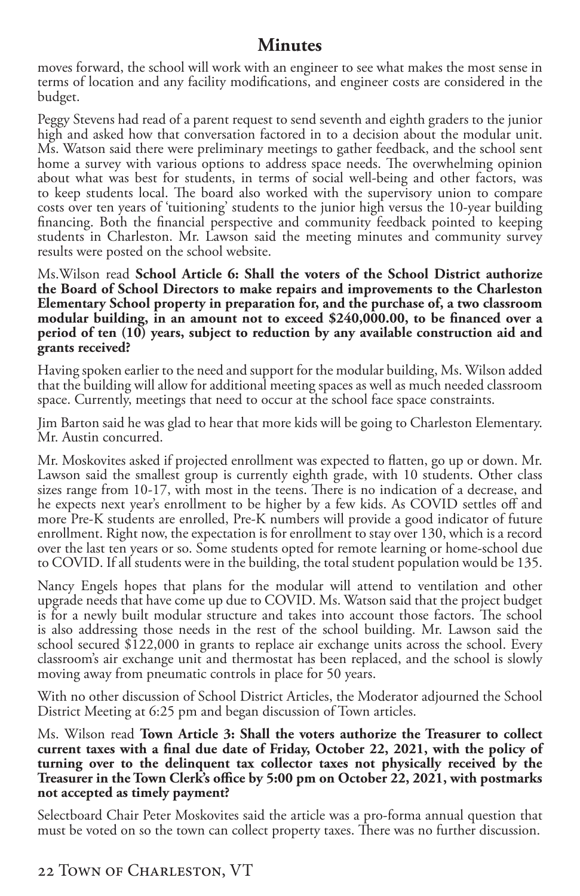# Minutes

moves forward, the school will work with an engineer to see what makes the most sense in terms of location and any facility modifications, and engineer costs are considered in the budget.

Peggy Stevens had read of a parent request to send seventh and eighth graders to the junior high and asked how that conversation factored in to a decision about the modular unit. Ms. Watson said there were preliminary meetings to gather feedback, and the school sent home a survey with various options to address space needs. The overwhelming opinion about what was best for students, in terms of social well-being and other factors, was to keep students local. The board also worked with the supervisory union to compare costs over ten years of 'tuitioning' students to the junior high versus the 10-year building financing. Both the financial perspective and community feedback pointed to keeping students in Charleston. Mr. Lawson said the meeting minutes and community survey results were posted on the school website.

Ms.Wilson read **School Article 6: Shall the voters of the School District authorize the Board of School Directors to make repairs and improvements to the Charleston Elementary School property in preparation for, and the purchase of, a two classroom modular building, in an amount not to exceed $240,000.00, to be financed over a period of ten (10) years, subject to reduction by any available construction aid and grants received?**

Having spoken earlier to the need and support for the modular building, Ms. Wilson added that the building will allow for additional meeting spaces as well as much needed classroom space. Currently, meetings that need to occur at the school face space constraints.

Jim Barton said he was glad to hear that more kids will be going to Charleston Elementary. Mr. Austin concurred.

Mr. Moskovites asked if projected enrollment was expected to flatten, go up or down. Mr. Lawson said the smallest group is currently eighth grade, with 10 students. Other class sizes range from 10-17, with most in the teens. There is no indication of a decrease, and he expects next year's enrollment to be higher by a few kids. As COVID settles off and more Pre-K students are enrolled, Pre-K numbers will provide a good indicator of future enrollment. Right now, the expectation is for enrollment to stay over 130, which is a record over the last ten years or so. Some students opted for remote learning or home-school due to COVID. If all students were in the building, the total student population would be 135.

Nancy Engels hopes that plans for the modular will attend to ventilation and other upgrade needs that have come up due to COVID. Ms. Watson said that the project budget is for a newly built modular structure and takes into account those factors. The school is also addressing those needs in the rest of the school building. Mr. Lawson said the school secured $122,000 in grants to replace air exchange units across the school. Every classroom's air exchange unit and thermostat has been replaced, and the school is slowly moving away from pneumatic controls in place for 50 years.

With no other discussion of School District Articles, the Moderator adjourned the School District Meeting at 6:25 pm and began discussion of Town articles.

Ms. Wilson read **Town Article 3: Shall the voters authorize the Treasurer to collect current taxes with a final due date of Friday, October 22, 2021, with the policy of turning over to the delinquent tax collector taxes not physically received by the Treasurer in the Town Clerk's office by 5:00 pm on October 22, 2021, with postmarks not accepted as timely payment?**

Selectboard Chair Peter Moskovites said the article was a pro-forma annual question that must be voted on so the town can collect property taxes. There was no further discussion.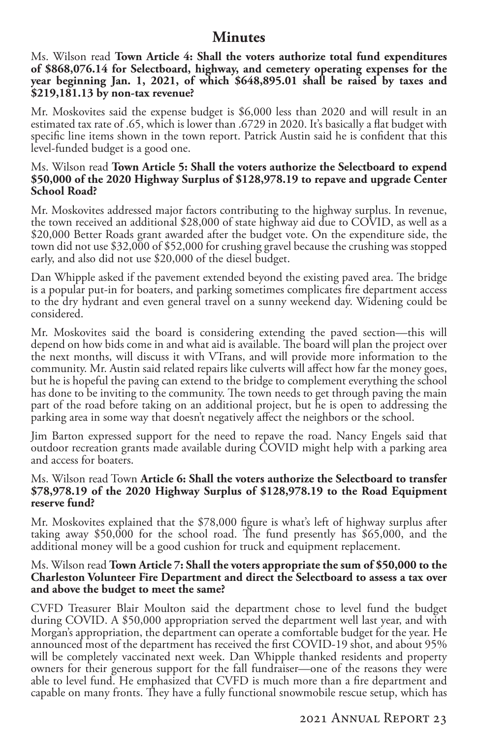# Minutes

Ms. Wilson read **Town Article 4: Shall the voters authorize total fund expenditures of $868,076.14 for Selectboard, highway, and cemetery operating expenses for the year beginning Jan. 1, 2021, of which $648,895.01 shall be raised by taxes and $219,181.13 by non-tax revenue?**

Mr. Moskovites said the expense budget is $6,000 less than 2020 and will result in an estimated tax rate of .65, which is lower than .6729 in 2020. It's basically a flat budget with specific line items shown in the town report. Patrick Austin said he is confident that this level-funded budget is a good one.

Ms. Wilson read **Town Article 5: Shall the voters authorize the Selectboard to expend $50,000 of the 2020 Highway Surplus of $128,978.19 to repave and upgrade Center School Road?**

Mr. Moskovites addressed major factors contributing to the highway surplus. In revenue, the town received an additional $28,000 of state highway aid due to COVID, as well as a $20,000 Better Roads grant awarded after the budget vote. On the expenditure side, the town did not use $32,000 of $52,000 for crushing gravel because the crushing was stopped early, and also did not use $20,000 of the diesel budget.

Dan Whipple asked if the pavement extended beyond the existing paved area. The bridge is a popular put-in for boaters, and parking sometimes complicates fire department access to the dry hydrant and even general travel on a sunny weekend day. Widening could be considered.

Mr. Moskovites said the board is considering extending the paved section—this will depend on how bids come in and what aid is available. The board will plan the project over the next months, will discuss it with VTrans, and will provide more information to the community. Mr. Austin said related repairs like culverts will affect how far the money goes, but he is hopeful the paving can extend to the bridge to complement everything the school has done to be inviting to the community. The town needs to get through paving the main part of the road before taking on an additional project, but he is open to addressing the parking area in some way that doesn't negatively affect the neighbors or the school.

Jim Barton expressed support for the need to repave the road. Nancy Engels said that outdoor recreation grants made available during COVID might help with a parking area and access for boaters.

Ms. Wilson read Town **Article 6: Shall the voters authorize the Selectboard to transfer $78,978.19 of the 2020 Highway Surplus of $128,978.19 to the Road Equipment reserve fund?**

Mr. Moskovites explained that the $78,000 figure is what's left of highway surplus after taking away $50,000 for the school road. The fund presently has $65,000, and the additional money will be a good cushion for truck and equipment replacement.

Ms. Wilson read **Town Article 7: Shall the voters appropriate the sum of $50,000 to the Charleston Volunteer Fire Department and direct the Selectboard to assess a tax over and above the budget to meet the same?**

CVFD Treasurer Blair Moulton said the department chose to level fund the budget during COVID. A $50,000 appropriation served the department well last year, and with Morgan's appropriation, the department can operate a comfortable budget for the year. He announced most of the department has received the first COVID-19 shot, and about 95% will be completely vaccinated next week. Dan Whipple thanked residents and property owners for their generous support for the fall fundraiser—one of the reasons they were able to level fund. He emphasized that CVFD is much more than a fire department and capable on many fronts. They have a fully functional snowmobile rescue setup, which has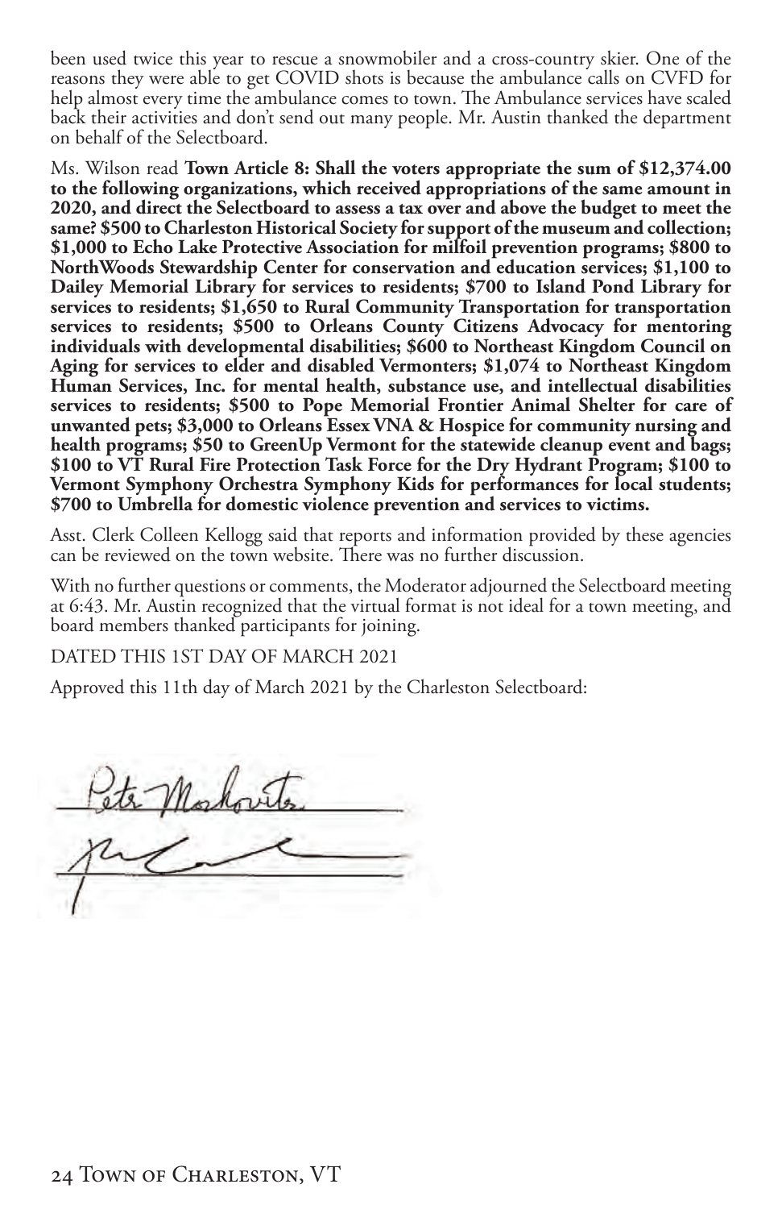been used twice this year to rescue a snowmobiler and a cross-country skier. One of the reasons they were able to get COVID shots is because the ambulance calls on CVFD for help almost every time the ambulance comes to town. The Ambulance services have scaled back their activities and don't send out many people. Mr. Austin thanked the department on behalf of the Selectboard.

Ms. Wilson read **Town Article 8: Shall the voters appropriate the sum of $12,374.00 to the following organizations, which received appropriations of the same amount in 2020, and direct the Selectboard to assess a tax over and above the budget to meet the same? $500 to Charleston Historical Society for support of the museum and collection; $1,000 to Echo Lake Protective Association for milfoil prevention programs; $800 to NorthWoods Stewardship Center for conservation and education services; $1,100 to Dailey Memorial Library for services to residents; $700 to Island Pond Library for services to residents; $1,650 to Rural Community Transportation for transportation services to residents; $500 to Orleans County Citizens Advocacy for mentoring individuals with developmental disabilities; $600 to Northeast Kingdom Council on Aging for services to elder and disabled Vermonters; $1,074 to Northeast Kingdom Human Services, Inc. for mental health, substance use, and intellectual disabilities services to residents; $500 to Pope Memorial Frontier Animal Shelter for care of unwanted pets; $3,000 to Orleans Essex VNA & Hospice for community nursing and health programs; $50 to GreenUp Vermont for the statewide cleanup event and bags; $100 to VT Rural Fire Protection Task Force for the Dry Hydrant Program; $100 to Vermont Symphony Orchestra Symphony Kids for performances for local students; $700 to Umbrella for domestic violence prevention and services to victims.**

Asst. Clerk Colleen Kellogg said that reports and information provided by these agencies can be reviewed on the town website. There was no further discussion.

With no further questions or comments, the Moderator adjourned the Selectboard meeting at 6:43. Mr. Austin recognized that the virtual format is not ideal for a town meeting, and board members thanked participants for joining.

DATED THIS 1ST DAY OF MARCH 2021

Approved this 11th day of March 2021 by the Charleston Selectboard:

Pete Markovits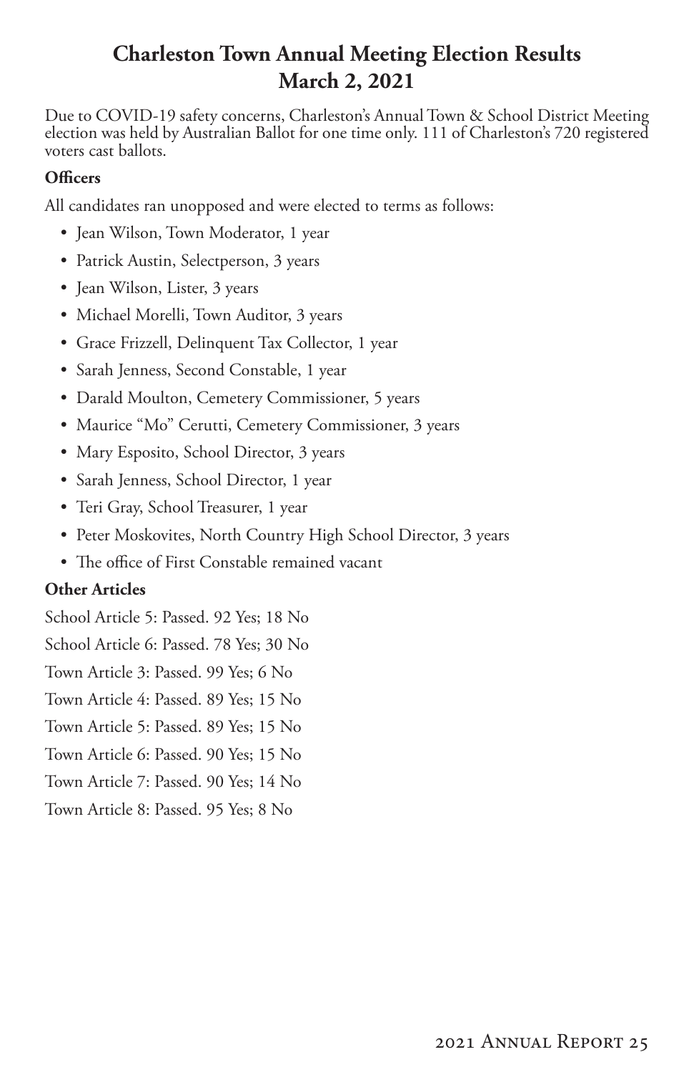# Charleston Town Annual Meeting Election Results
# March 2, 2021

Due to COVID-19 safety concerns, Charleston's Annual Town & School District Meeting election was held by Australian Ballot for one time only. 111 of Charleston's 720 registered voters cast ballots.

### Officers

All candidates ran unopposed and were elected to terms as follows:

- Jean Wilson, Town Moderator, 1 year
- Patrick Austin, Selectperson, 3 years
- Jean Wilson, Lister, 3 years
- Michael Morelli, Town Auditor, 3 years
- Grace Frizzell, Delinquent Tax Collector, 1 year
- Sarah Jenness, Second Constable, 1 year
- Darald Moulton, Cemetery Commissioner, 5 years
- Maurice "Mo" Cerutti, Cemetery Commissioner, 3 years
- Mary Esposito, School Director, 3 years
- Sarah Jenness, School Director, 1 year
- Teri Gray, School Treasurer, 1 year
- Peter Moskovites, North Country High School Director, 3 years
- The office of First Constable remained vacant

### Other Articles

School Article 5: Passed. 92 Yes; 18 No

School Article 6: Passed. 78 Yes; 30 No

Town Article 3: Passed. 99 Yes; 6 No

Town Article 4: Passed. 89 Yes; 15 No

Town Article 5: Passed. 89 Yes; 15 No

Town Article 6: Passed. 90 Yes; 15 No

Town Article 7: Passed. 90 Yes; 14 No

Town Article 8: Passed. 95 Yes; 8 No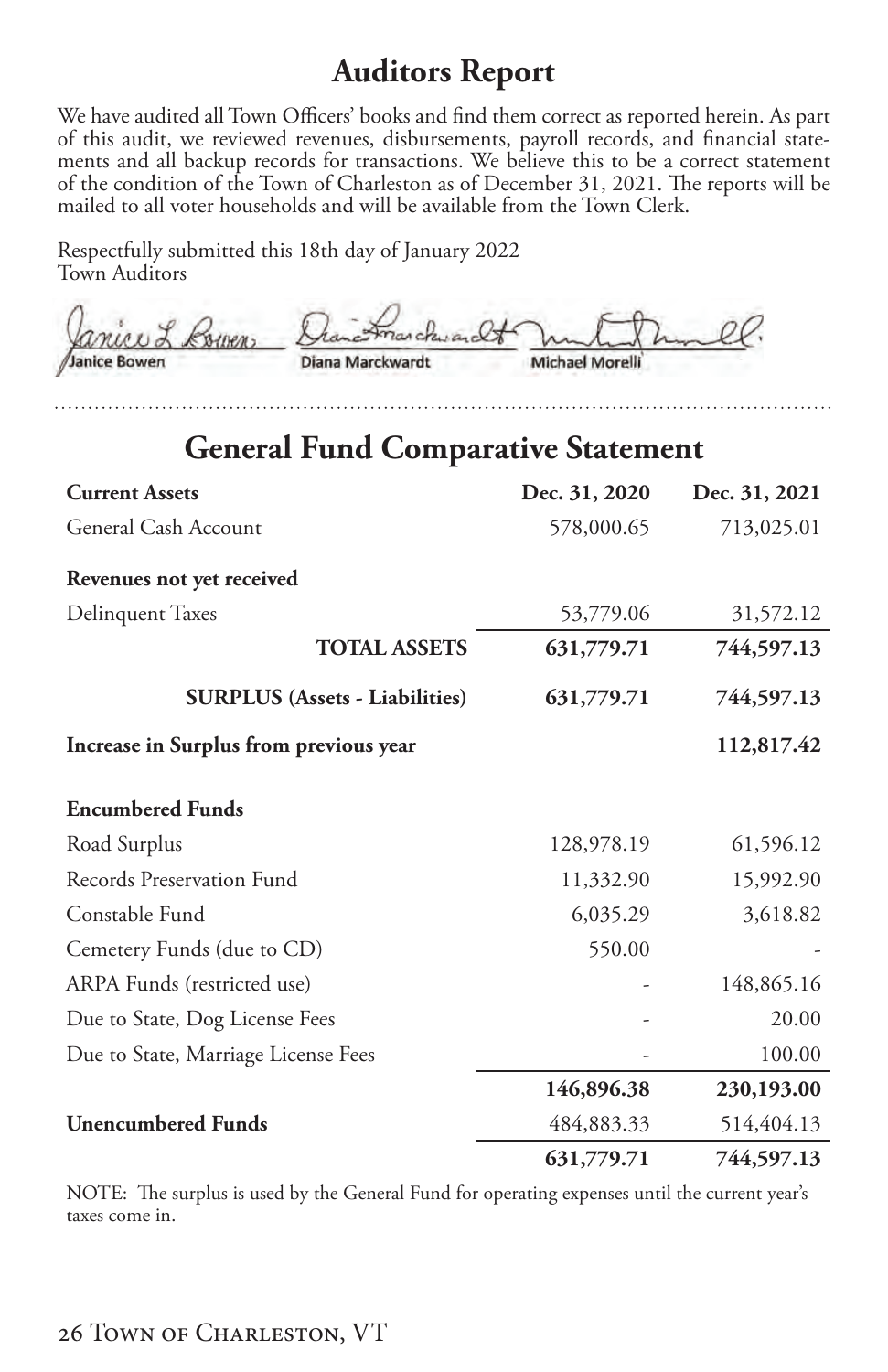# Auditors Report

We have audited all Town Officers' books and find them correct as reported herein. As part of this audit, we reviewed revenues, disbursements, payroll records, and financial statements and all backup records for transactions. We believe this to be a correct statement of the condition of the Town of Charleston as of December 31, 2021. The reports will be mailed to all voter households and will be available from the Town Clerk.

Respectfully submitted this 18th day of January 2022
Town Auditors

Janice Bowen    Diana Marckwardt    Michael Morelli

# General Fund Comparative Statement

| **Current Assets** | **Dec. 31, 2020** | **Dec. 31, 2021** |
|---|---|---|
| General Cash Account | 578,000.65 | 713,025.01 |
| **Revenues not yet received** | | |
| Delinquent Taxes | 53,779.06 | 31,572.12 |
| **TOTAL ASSETS** | **631,779.71** | **744,597.13** |
| **SURPLUS (Assets - Liabilities)** | **631,779.71** | **744,597.13** |
| **Increase in Surplus from previous year** | | **112,817.42** |
| **Encumbered Funds** | | |
| Road Surplus | 128,978.19 | 61,596.12 |
| Records Preservation Fund | 11,332.90 | 15,992.90 |
| Constable Fund | 6,035.29 | 3,618.82 |
| Cemetery Funds (due to CD) | 550.00 | - |
| ARPA Funds (restricted use) | - | 148,865.16 |
| Due to State, Dog License Fees | - | 20.00 |
| Due to State, Marriage License Fees | - | 100.00 |
| | **146,896.38** | **230,193.00** |
| **Unencumbered Funds** | 484,883.33 | 514,404.13 |
| | **631,779.71** | **744,597.13** |

NOTE: The surplus is used by the General Fund for operating expenses until the current year's taxes come in.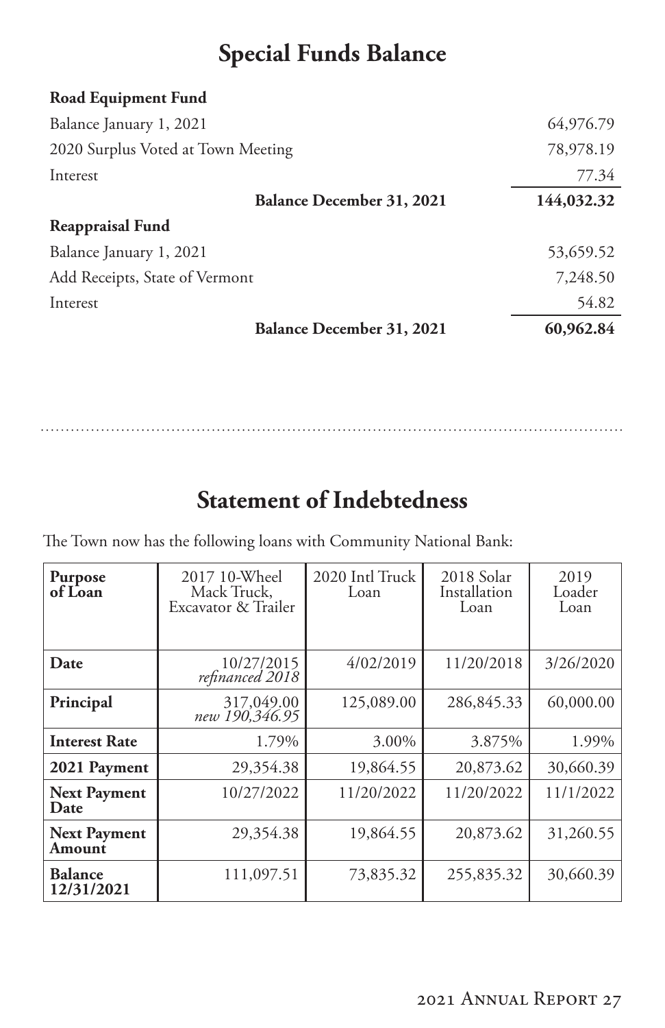## Special Funds Balance

| **Road Equipment Fund** | |
|---|---|
| Balance January 1, 2021 | 64,976.79 |
| 2020 Surplus Voted at Town Meeting | 78,978.19 |
| Interest | 77.34 |
| **Balance December 31, 2021** | **144,032.32** |

| **Reappraisal Fund** | |
|---|---|
| Balance January 1, 2021 | 53,659.52 |
| Add Receipts, State of Vermont | 7,248.50 |
| Interest | 54.82 |
| **Balance December 31, 2021** | **60,962.84** |

## Statement of Indebtedness

The Town now has the following loans with Community National Bank:

| **Purpose of Loan** | 2017 10-Wheel Mack Truck, Excavator & Trailer | 2020 Intl Truck Loan | 2018 Solar Installation Loan | 2019 Loader Loan |
|---|---|---|---|---|
| **Date** | 10/27/2015 *refinanced 2018* | 4/02/2019 | 11/20/2018 | 3/26/2020 |
| **Principal** | 317,049.00 *new 190,346.95* | 125,089.00 | 286,845.33 | 60,000.00 |
| **Interest Rate** | 1.79% | 3.00% | 3.875% | 1.99% |
| **2021 Payment** | 29,354.38 | 19,864.55 | 20,873.62 | 30,660.39 |
| **Next Payment Date** | 10/27/2022 | 11/20/2022 | 11/20/2022 | 11/1/2022 |
| **Next Payment Amount** | 29,354.38 | 19,864.55 | 20,873.62 | 31,260.55 |
| **Balance 12/31/2021** | 111,097.51 | 73,835.32 | 255,835.32 | 30,660.39 |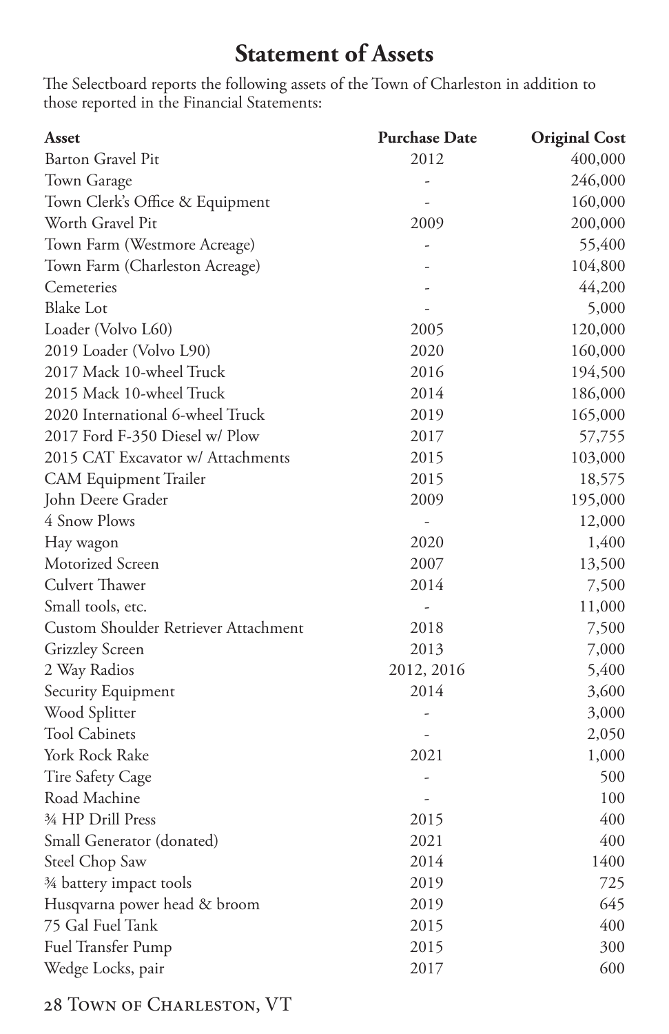# Statement of Assets

The Selectboard reports the following assets of the Town of Charleston in addition to those reported in the Financial Statements:

| Asset | Purchase Date | Original Cost |
|---|---|---|
| Barton Gravel Pit | 2012 | 400,000 |
| Town Garage | - | 246,000 |
| Town Clerk's Office & Equipment | - | 160,000 |
| Worth Gravel Pit | 2009 | 200,000 |
| Town Farm (Westmore Acreage) | - | 55,400 |
| Town Farm (Charleston Acreage) | - | 104,800 |
| Cemeteries | - | 44,200 |
| Blake Lot | - | 5,000 |
| Loader (Volvo L60) | 2005 | 120,000 |
| 2019 Loader (Volvo L90) | 2020 | 160,000 |
| 2017 Mack 10-wheel Truck | 2016 | 194,500 |
| 2015 Mack 10-wheel Truck | 2014 | 186,000 |
| 2020 International 6-wheel Truck | 2019 | 165,000 |
| 2017 Ford F-350 Diesel w/ Plow | 2017 | 57,755 |
| 2015 CAT Excavator w/ Attachments | 2015 | 103,000 |
| CAM Equipment Trailer | 2015 | 18,575 |
| John Deere Grader | 2009 | 195,000 |
| 4 Snow Plows | - | 12,000 |
| Hay wagon | 2020 | 1,400 |
| Motorized Screen | 2007 | 13,500 |
| Culvert Thawer | 2014 | 7,500 |
| Small tools, etc. | - | 11,000 |
| Custom Shoulder Retriever Attachment | 2018 | 7,500 |
| Grizzley Screen | 2013 | 7,000 |
| 2 Way Radios | 2012, 2016 | 5,400 |
| Security Equipment | 2014 | 3,600 |
| Wood Splitter | - | 3,000 |
| Tool Cabinets | - | 2,050 |
| York Rock Rake | 2021 | 1,000 |
| Tire Safety Cage | - | 500 |
| Road Machine | - | 100 |
| ¾ HP Drill Press | 2015 | 400 |
| Small Generator (donated) | 2021 | 400 |
| Steel Chop Saw | 2014 | 1400 |
| ¾ battery impact tools | 2019 | 725 |
| Husqvarna power head & broom | 2019 | 645 |
| 75 Gal Fuel Tank | 2015 | 400 |
| Fuel Transfer Pump | 2015 | 300 |
| Wedge Locks, pair | 2017 | 600 |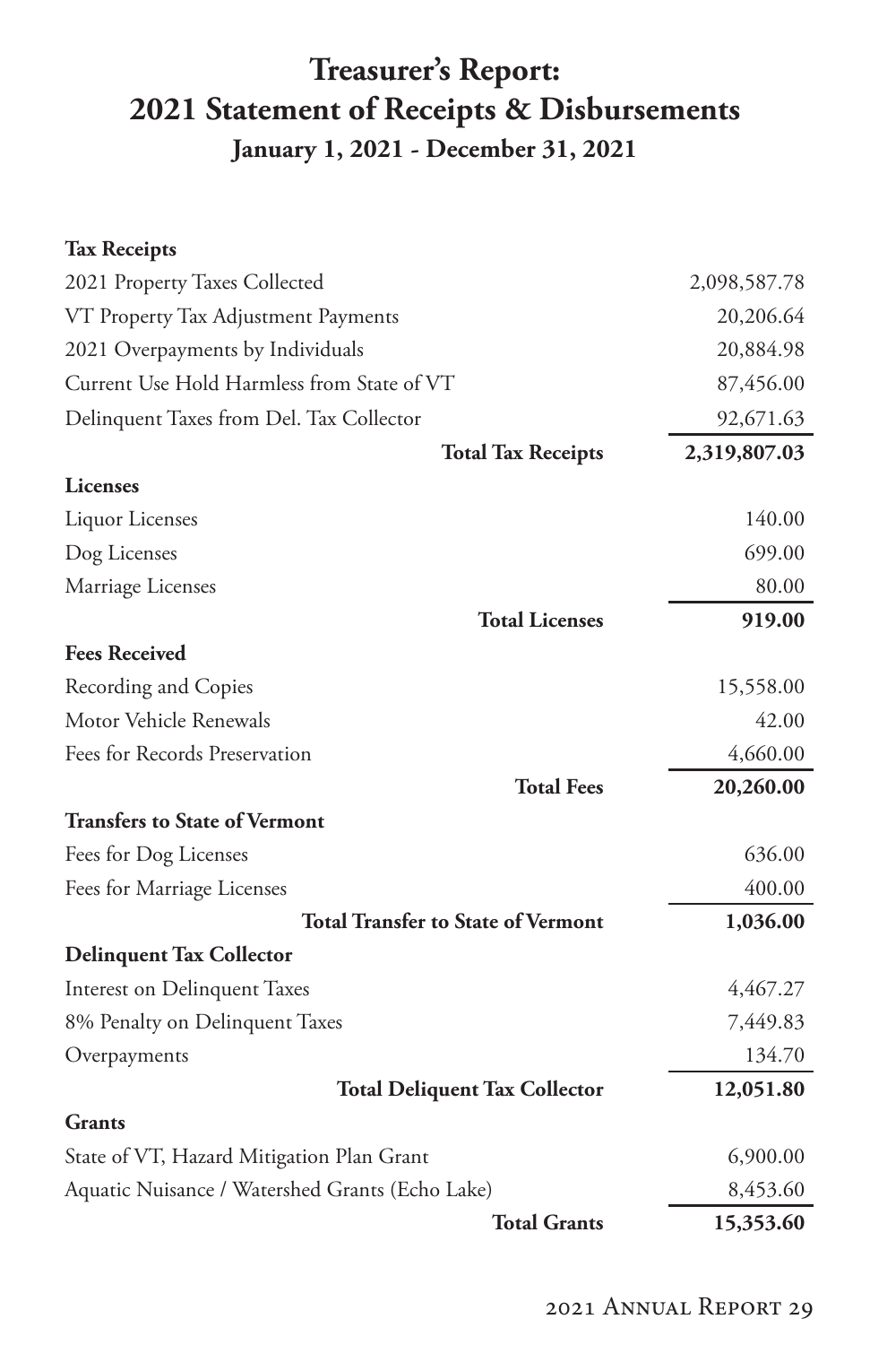# Treasurer's Report: 2021 Statement of Receipts & Disbursements

## January 1, 2021 - December 31, 2021

| | |
|---|---:|
| **Tax Receipts** | |
| 2021 Property Taxes Collected | 2,098,587.78 |
| VT Property Tax Adjustment Payments | 20,206.64 |
| 2021 Overpayments by Individuals | 20,884.98 |
| Current Use Hold Harmless from State of VT | 87,456.00 |
| Delinquent Taxes from Del. Tax Collector | 92,671.63 |
| **Total Tax Receipts** | **2,319,807.03** |
| **Licenses** | |
| Liquor Licenses | 140.00 |
| Dog Licenses | 699.00 |
| Marriage Licenses | 80.00 |
| **Total Licenses** | **919.00** |
| **Fees Received** | |
| Recording and Copies | 15,558.00 |
| Motor Vehicle Renewals | 42.00 |
| Fees for Records Preservation | 4,660.00 |
| **Total Fees** | **20,260.00** |
| **Transfers to State of Vermont** | |
| Fees for Dog Licenses | 636.00 |
| Fees for Marriage Licenses | 400.00 |
| **Total Transfer to State of Vermont** | **1,036.00** |
| **Delinquent Tax Collector** | |
| Interest on Delinquent Taxes | 4,467.27 |
| 8% Penalty on Delinquent Taxes | 7,449.83 |
| Overpayments | 134.70 |
| **Total Deliquent Tax Collector** | **12,051.80** |
| **Grants** | |
| State of VT, Hazard Mitigation Plan Grant | 6,900.00 |
| Aquatic Nuisance / Watershed Grants (Echo Lake) | 8,453.60 |
| **Total Grants** | **15,353.60** |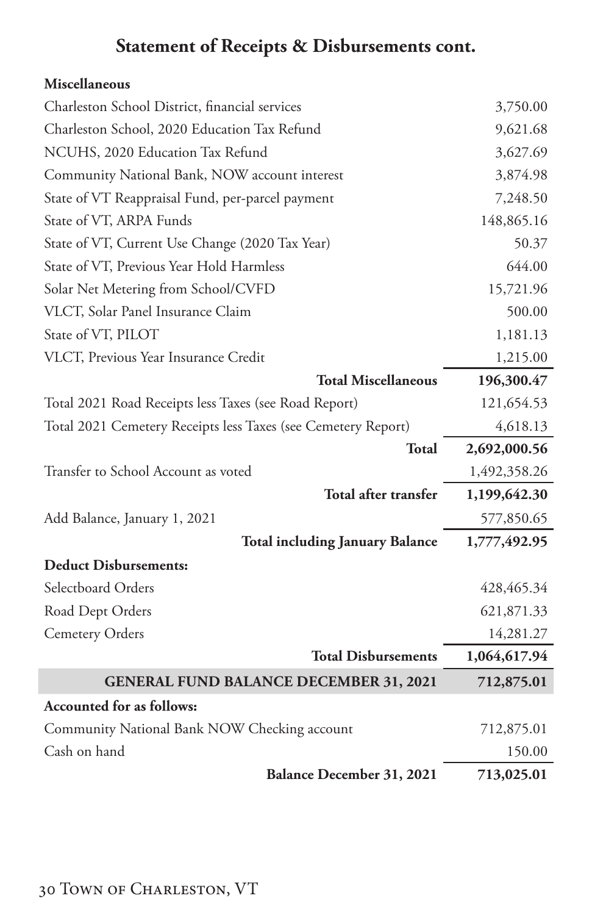## Statement of Receipts & Disbursements cont.

| | |
|---|---|
| **Miscellaneous** | |
| Charleston School District, financial services | 3,750.00 |
| Charleston School, 2020 Education Tax Refund | 9,621.68 |
| NCUHS, 2020 Education Tax Refund | 3,627.69 |
| Community National Bank, NOW account interest | 3,874.98 |
| State of VT Reappraisal Fund, per-parcel payment | 7,248.50 |
| State of VT, ARPA Funds | 148,865.16 |
| State of VT, Current Use Change (2020 Tax Year) | 50.37 |
| State of VT, Previous Year Hold Harmless | 644.00 |
| Solar Net Metering from School/CVFD | 15,721.96 |
| VLCT, Solar Panel Insurance Claim | 500.00 |
| State of VT, PILOT | 1,181.13 |
| VLCT, Previous Year Insurance Credit | 1,215.00 |
| **Total Miscellaneous** | **196,300.47** |
| Total 2021 Road Receipts less Taxes (see Road Report) | 121,654.53 |
| Total 2021 Cemetery Receipts less Taxes (see Cemetery Report) | 4,618.13 |
| **Total** | **2,692,000.56** |
| Transfer to School Account as voted | 1,492,358.26 |
| **Total after transfer** | **1,199,642.30** |
| Add Balance, January 1, 2021 | 577,850.65 |
| **Total including January Balance** | **1,777,492.95** |
| **Deduct Disbursements:** | |
| Selectboard Orders | 428,465.34 |
| Road Dept Orders | 621,871.33 |
| Cemetery Orders | 14,281.27 |
| **Total Disbursements** | **1,064,617.94** |
| **GENERAL FUND BALANCE DECEMBER 31, 2021** | **712,875.01** |
| **Accounted for as follows:** | |
| Community National Bank NOW Checking account | 712,875.01 |
| Cash on hand | 150.00 |
| **Balance December 31, 2021** | **713,025.01** |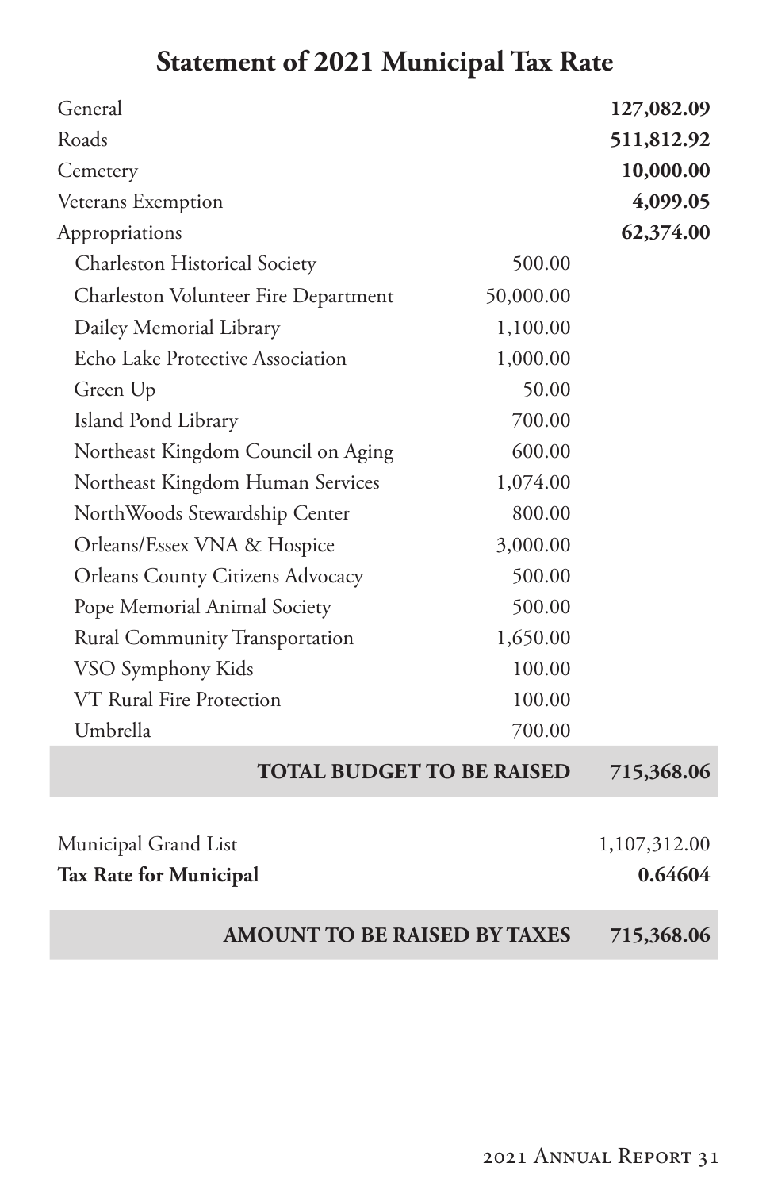# Statement of 2021 Municipal Tax Rate

| | | |
|---|---|---|
| General | | **127,082.09** |
| Roads | | **511,812.92** |
| Cemetery | | **10,000.00** |
| Veterans Exemption | | **4,099.05** |
| Appropriations | | **62,374.00** |
| Charleston Historical Society | 500.00 | |
| Charleston Volunteer Fire Department | 50,000.00 | |
| Dailey Memorial Library | 1,100.00 | |
| Echo Lake Protective Association | 1,000.00 | |
| Green Up | 50.00 | |
| Island Pond Library | 700.00 | |
| Northeast Kingdom Council on Aging | 600.00 | |
| Northeast Kingdom Human Services | 1,074.00 | |
| NorthWoods Stewardship Center | 800.00 | |
| Orleans/Essex VNA & Hospice | 3,000.00 | |
| Orleans County Citizens Advocacy | 500.00 | |
| Pope Memorial Animal Society | 500.00 | |
| Rural Community Transportation | 1,650.00 | |
| VSO Symphony Kids | 100.00 | |
| VT Rural Fire Protection | 100.00 | |
| Umbrella | 700.00 | |
| | **TOTAL BUDGET TO BE RAISED** | **715,368.06** |

| | |
|---|---|
| Municipal Grand List | 1,107,312.00 |
| **Tax Rate for Municipal** | **0.64604** |
| **AMOUNT TO BE RAISED BY TAXES** | **715,368.06** |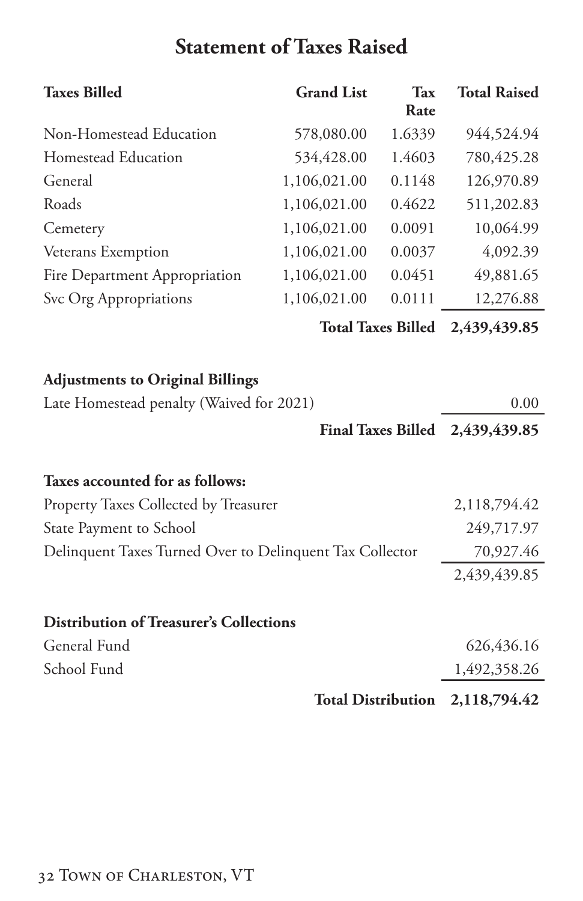# Statement of Taxes Raised

| Taxes Billed | Grand List | Tax Rate | Total Raised |
|---|---|---|---|
| Non-Homestead Education | 578,080.00 | 1.6339 | 944,524.94 |
| Homestead Education | 534,428.00 | 1.4603 | 780,425.28 |
| General | 1,106,021.00 | 0.1148 | 126,970.89 |
| Roads | 1,106,021.00 | 0.4622 | 511,202.83 |
| Cemetery | 1,106,021.00 | 0.0091 | 10,064.99 |
| Veterans Exemption | 1,106,021.00 | 0.0037 | 4,092.39 |
| Fire Department Appropriation | 1,106,021.00 | 0.0451 | 49,881.65 |
| Svc Org Appropriations | 1,106,021.00 | 0.0111 | 12,276.88 |
| | | **Total Taxes Billed** | **2,439,439.85** |

**Adjustments to Original Billings**

| | |
|---|---|
| Late Homestead penalty (Waived for 2021) | 0.00 |
| **Final Taxes Billed** | **2,439,439.85** |

**Taxes accounted for as follows:**

| | |
|---|---|
| Property Taxes Collected by Treasurer | 2,118,794.42 |
| State Payment to School | 249,717.97 |
| Delinquent Taxes Turned Over to Delinquent Tax Collector | 70,927.46 |
| | 2,439,439.85 |

**Distribution of Treasurer's Collections**

| | |
|---|---|
| General Fund | 626,436.16 |
| School Fund | 1,492,358.26 |
| **Total Distribution** | **2,118,794.42** |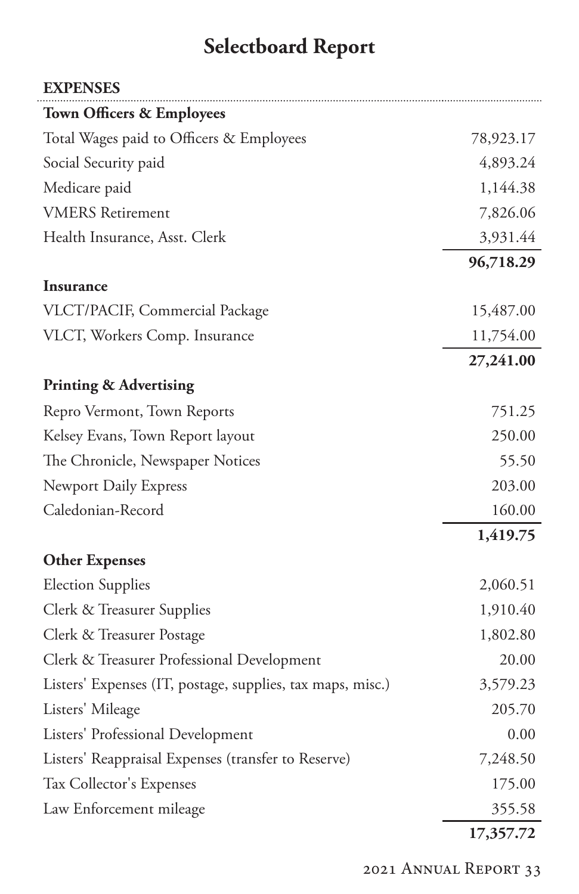# Selectboard Report

## EXPENSES

| | |
|---|---:|
| **Town Officers & Employees** | |
| Total Wages paid to Officers & Employees | 78,923.17 |
| Social Security paid | 4,893.24 |
| Medicare paid | 1,144.38 |
| VMERS Retirement | 7,826.06 |
| Health Insurance, Asst. Clerk | 3,931.44 |
| | **96,718.29** |
| **Insurance** | |
| VLCT/PACIF, Commercial Package | 15,487.00 |
| VLCT, Workers Comp. Insurance | 11,754.00 |
| | **27,241.00** |
| **Printing & Advertising** | |
| Repro Vermont, Town Reports | 751.25 |
| Kelsey Evans, Town Report layout | 250.00 |
| The Chronicle, Newspaper Notices | 55.50 |
| Newport Daily Express | 203.00 |
| Caledonian-Record | 160.00 |
| | **1,419.75** |
| **Other Expenses** | |
| Election Supplies | 2,060.51 |
| Clerk & Treasurer Supplies | 1,910.40 |
| Clerk & Treasurer Postage | 1,802.80 |
| Clerk & Treasurer Professional Development | 20.00 |
| Listers' Expenses (IT, postage, supplies, tax maps, misc.) | 3,579.23 |
| Listers' Mileage | 205.70 |
| Listers' Professional Development | 0.00 |
| Listers' Reappraisal Expenses (transfer to Reserve) | 7,248.50 |
| Tax Collector's Expenses | 175.00 |
| Law Enforcement mileage | 355.58 |
| | **17,357.72** |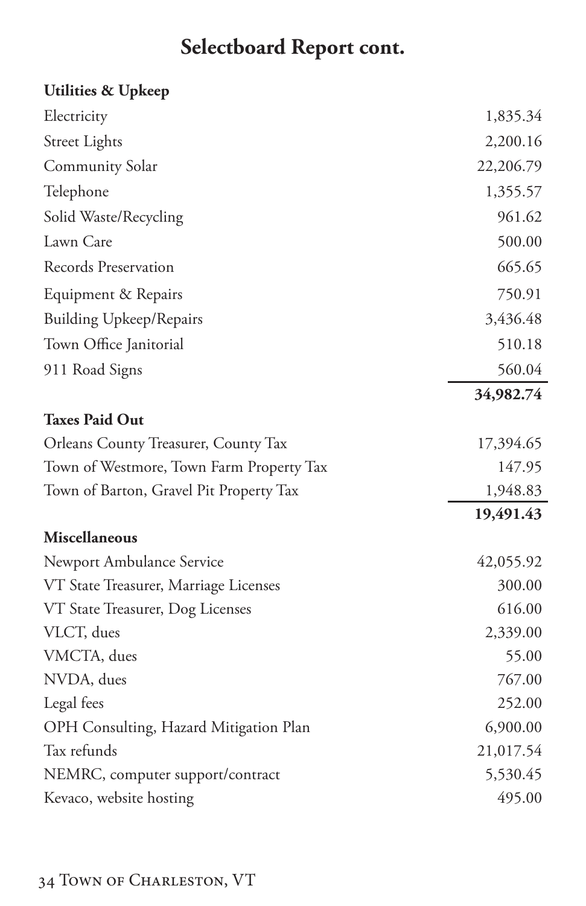# Selectboard Report cont.

| **Utilities & Upkeep** | |
|---|---:|
| Electricity | 1,835.34 |
| Street Lights | 2,200.16 |
| Community Solar | 22,206.79 |
| Telephone | 1,355.57 |
| Solid Waste/Recycling | 961.62 |
| Lawn Care | 500.00 |
| Records Preservation | 665.65 |
| Equipment & Repairs | 750.91 |
| Building Upkeep/Repairs | 3,436.48 |
| Town Office Janitorial | 510.18 |
| 911 Road Signs | 560.04 |
| | **34,982.74** |
| **Taxes Paid Out** | |
| Orleans County Treasurer, County Tax | 17,394.65 |
| Town of Westmore, Town Farm Property Tax | 147.95 |
| Town of Barton, Gravel Pit Property Tax | 1,948.83 |
| | **19,491.43** |
| **Miscellaneous** | |
| Newport Ambulance Service | 42,055.92 |
| VT State Treasurer, Marriage Licenses | 300.00 |
| VT State Treasurer, Dog Licenses | 616.00 |
| VLCT, dues | 2,339.00 |
| VMCTA, dues | 55.00 |
| NVDA, dues | 767.00 |
| Legal fees | 252.00 |
| OPH Consulting, Hazard Mitigation Plan | 6,900.00 |
| Tax refunds | 21,017.54 |
| NEMRC, computer support/contract | 5,530.45 |
| Kevaco, website hosting | 495.00 |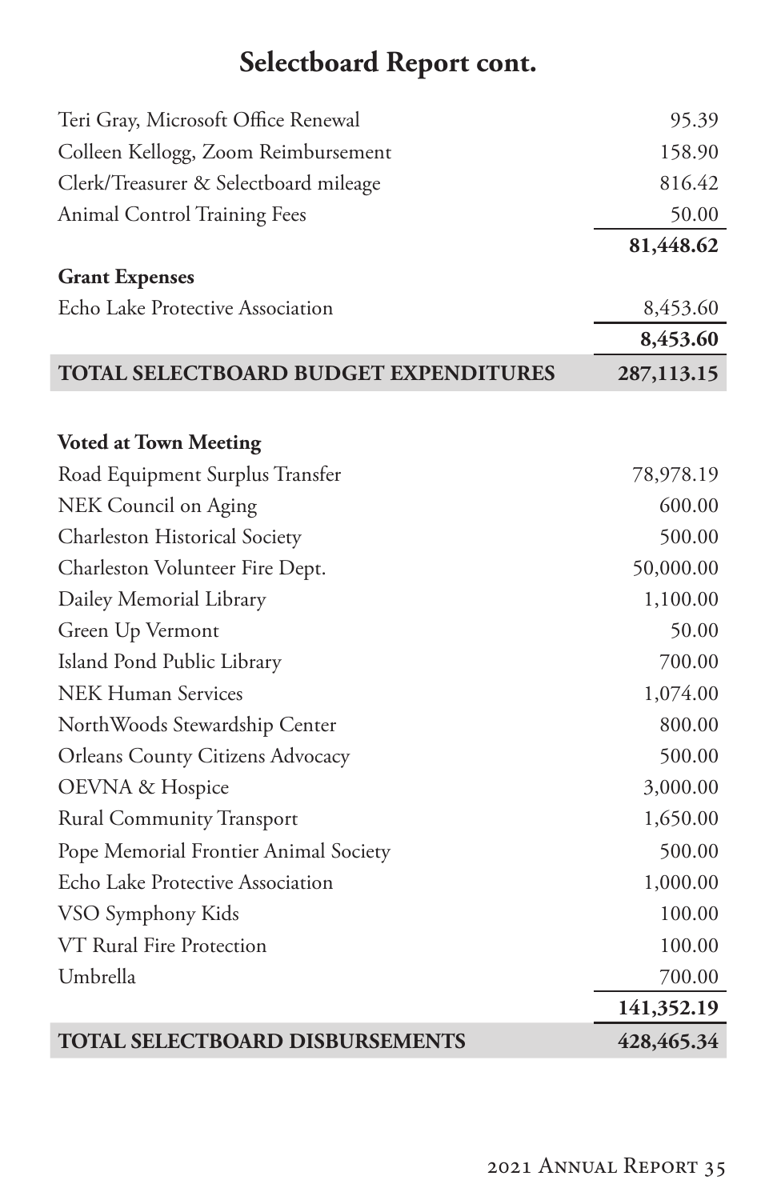## Selectboard Report cont.

| | |
|---|---:|
| Teri Gray, Microsoft Office Renewal | 95.39 |
| Colleen Kellogg, Zoom Reimbursement | 158.90 |
| Clerk/Treasurer & Selectboard mileage | 816.42 |
| Animal Control Training Fees | 50.00 |
| | **81,448.62** |
| **Grant Expenses** | |
| Echo Lake Protective Association | 8,453.60 |
| | **8,453.60** |
| **TOTAL SELECTBOARD BUDGET EXPENDITURES** | **287,113.15** |
| | |
| **Voted at Town Meeting** | |
| Road Equipment Surplus Transfer | 78,978.19 |
| NEK Council on Aging | 600.00 |
| Charleston Historical Society | 500.00 |
| Charleston Volunteer Fire Dept. | 50,000.00 |
| Dailey Memorial Library | 1,100.00 |
| Green Up Vermont | 50.00 |
| Island Pond Public Library | 700.00 |
| NEK Human Services | 1,074.00 |
| NorthWoods Stewardship Center | 800.00 |
| Orleans County Citizens Advocacy | 500.00 |
| OEVNA & Hospice | 3,000.00 |
| Rural Community Transport | 1,650.00 |
| Pope Memorial Frontier Animal Society | 500.00 |
| Echo Lake Protective Association | 1,000.00 |
| VSO Symphony Kids | 100.00 |
| VT Rural Fire Protection | 100.00 |
| Umbrella | 700.00 |
| | **141,352.19** |
| **TOTAL SELECTBOARD DISBURSEMENTS** | **428,465.34** |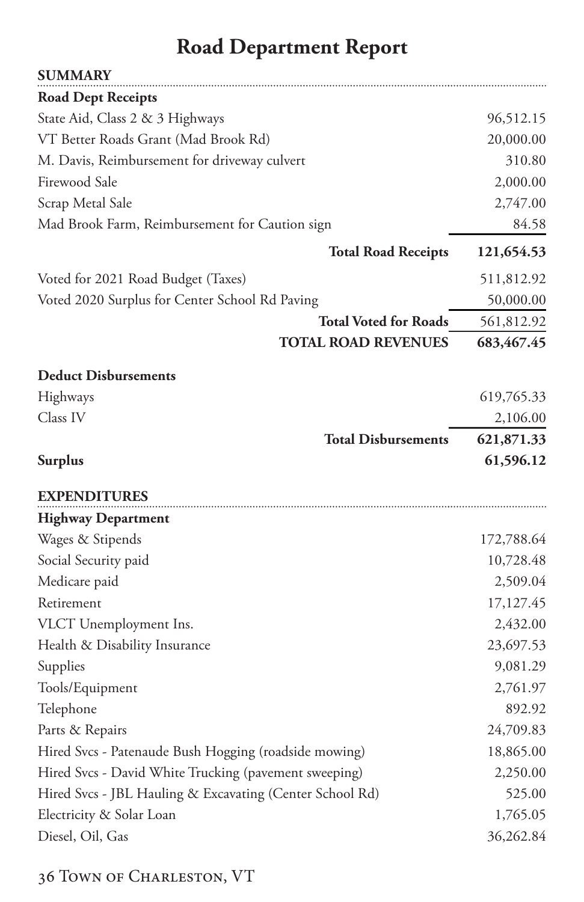# Road Department Report

## SUMMARY

**Road Dept Receipts**

| | |
|---|---|
| State Aid, Class 2 & 3 Highways | 96,512.15 |
| VT Better Roads Grant (Mad Brook Rd) | 20,000.00 |
| M. Davis, Reimbursement for driveway culvert | 310.80 |
| Firewood Sale | 2,000.00 |
| Scrap Metal Sale | 2,747.00 |
| Mad Brook Farm, Reimbursement for Caution sign | 84.58 |
| **Total Road Receipts** | **121,654.53** |
| Voted for 2021 Road Budget (Taxes) | 511,812.92 |
| Voted 2020 Surplus for Center School Rd Paving | 50,000.00 |
| **Total Voted for Roads** | 561,812.92 |
| **TOTAL ROAD REVENUES** | **683,467.45** |

**Deduct Disbursements**

| | |
|---|---|
| Highways | 619,765.33 |
| Class IV | 2,106.00 |
| **Total Disbursements** | **621,871.33** |
| **Surplus** | **61,596.12** |

## EXPENDITURES

**Highway Department**

| | |
|---|---|
| Wages & Stipends | 172,788.64 |
| Social Security paid | 10,728.48 |
| Medicare paid | 2,509.04 |
| Retirement | 17,127.45 |
| VLCT Unemployment Ins. | 2,432.00 |
| Health & Disability Insurance | 23,697.53 |
| Supplies | 9,081.29 |
| Tools/Equipment | 2,761.97 |
| Telephone | 892.92 |
| Parts & Repairs | 24,709.83 |
| Hired Svcs - Patenaude Bush Hogging (roadside mowing) | 18,865.00 |
| Hired Svcs - David White Trucking (pavement sweeping) | 2,250.00 |
| Hired Svcs - JBL Hauling & Excavating (Center School Rd) | 525.00 |
| Electricity & Solar Loan | 1,765.05 |
| Diesel, Oil, Gas | 36,262.84 |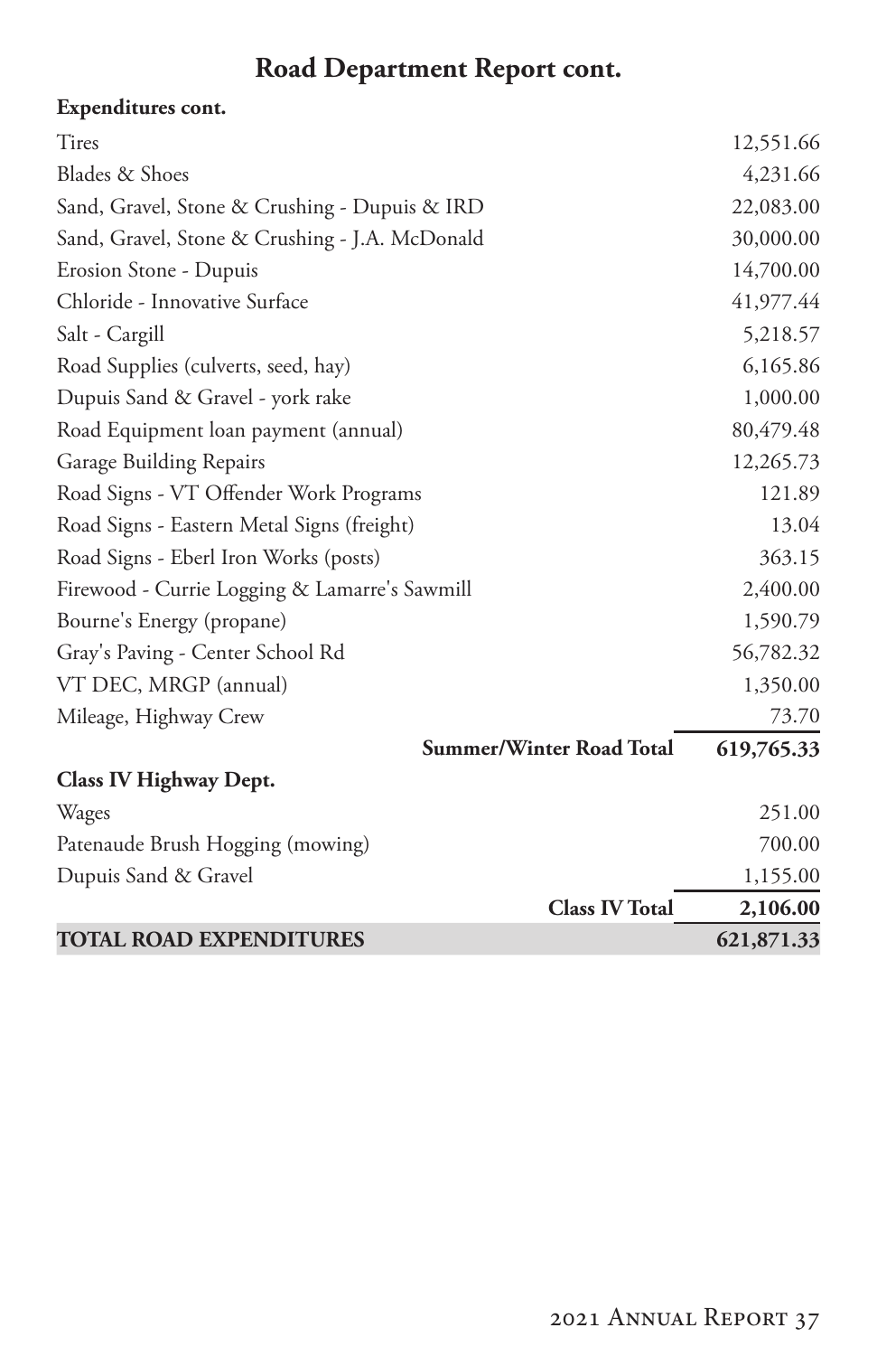## Road Department Report cont.

**Expenditures cont.**

| | |
|---|---:|
| Tires | 12,551.66 |
| Blades & Shoes | 4,231.66 |
| Sand, Gravel, Stone & Crushing - Dupuis & IRD | 22,083.00 |
| Sand, Gravel, Stone & Crushing - J.A. McDonald | 30,000.00 |
| Erosion Stone - Dupuis | 14,700.00 |
| Chloride - Innovative Surface | 41,977.44 |
| Salt - Cargill | 5,218.57 |
| Road Supplies (culverts, seed, hay) | 6,165.86 |
| Dupuis Sand & Gravel - york rake | 1,000.00 |
| Road Equipment loan payment (annual) | 80,479.48 |
| Garage Building Repairs | 12,265.73 |
| Road Signs - VT Offender Work Programs | 121.89 |
| Road Signs - Eastern Metal Signs (freight) | 13.04 |
| Road Signs - Eberl Iron Works (posts) | 363.15 |
| Firewood - Currie Logging & Lamarre's Sawmill | 2,400.00 |
| Bourne's Energy (propane) | 1,590.79 |
| Gray's Paving - Center School Rd | 56,782.32 |
| VT DEC, MRGP (annual) | 1,350.00 |
| Mileage, Highway Crew | 73.70 |
| **Summer/Winter Road Total** | **619,765.33** |
| **Class IV Highway Dept.** | |
| Wages | 251.00 |
| Patenaude Brush Hogging (mowing) | 700.00 |
| Dupuis Sand & Gravel | 1,155.00 |
| **Class IV Total** | **2,106.00** |
| **TOTAL ROAD EXPENDITURES** | **621,871.33** |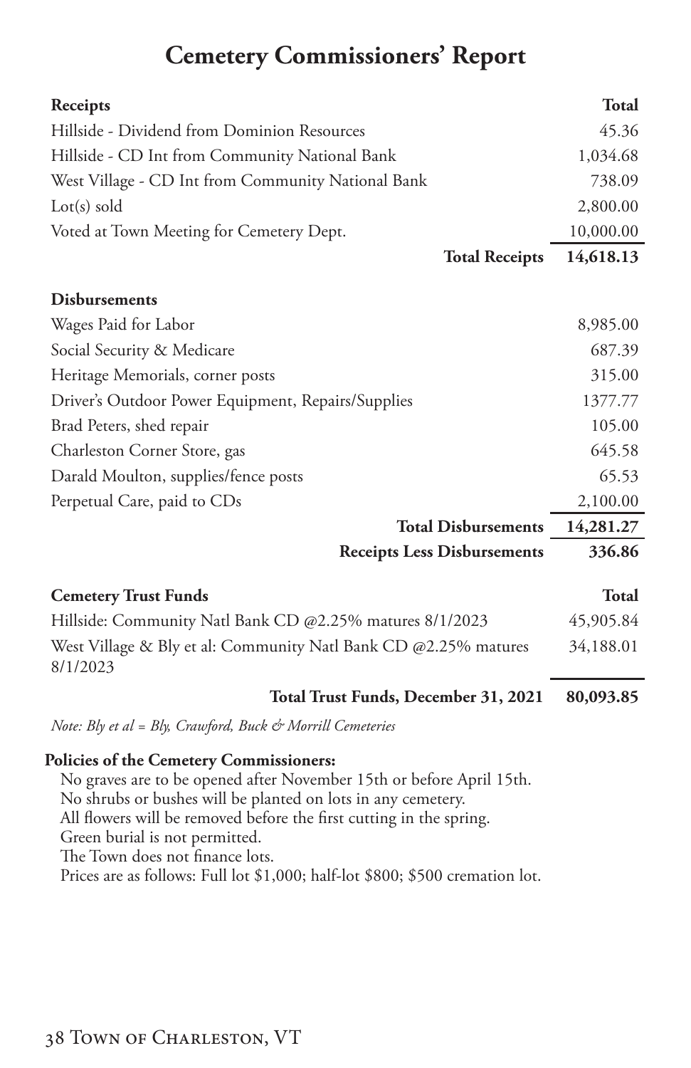# Cemetery Commissioners' Report

| Receipts | Total |
|---|---|
| Hillside - Dividend from Dominion Resources | 45.36 |
| Hillside - CD Int from Community National Bank | 1,034.68 |
| West Village - CD Int from Community National Bank | 738.09 |
| Lot(s) sold | 2,800.00 |
| Voted at Town Meeting for Cemetery Dept. | 10,000.00 |
| **Total Receipts** | **14,618.13** |

| Disbursements | |
|---|---|
| Wages Paid for Labor | 8,985.00 |
| Social Security & Medicare | 687.39 |
| Heritage Memorials, corner posts | 315.00 |
| Driver's Outdoor Power Equipment, Repairs/Supplies | 1377.77 |
| Brad Peters, shed repair | 105.00 |
| Charleston Corner Store, gas | 645.58 |
| Darald Moulton, supplies/fence posts | 65.53 |
| Perpetual Care, paid to CDs | 2,100.00 |
| **Total Disbursements** | **14,281.27** |
| **Receipts Less Disbursements** | **336.86** |

| Cemetery Trust Funds | Total |
|---|---|
| Hillside: Community Natl Bank CD @2.25% matures 8/1/2023 | 45,905.84 |
| West Village & Bly et al: Community Natl Bank CD @2.25% matures 8/1/2023 | 34,188.01 |
| **Total Trust Funds, December 31, 2021** | **80,093.85** |

*Note: Bly et al = Bly, Crawford, Buck & Morrill Cemeteries*

**Policies of the Cemetery Commissioners:**

No graves are to be opened after November 15th or before April 15th.
No shrubs or bushes will be planted on lots in any cemetery.
All flowers will be removed before the first cutting in the spring.
Green burial is not permitted.
The Town does not finance lots.
Prices are as follows: Full lot $1,000; half-lot $800; $500 cremation lot.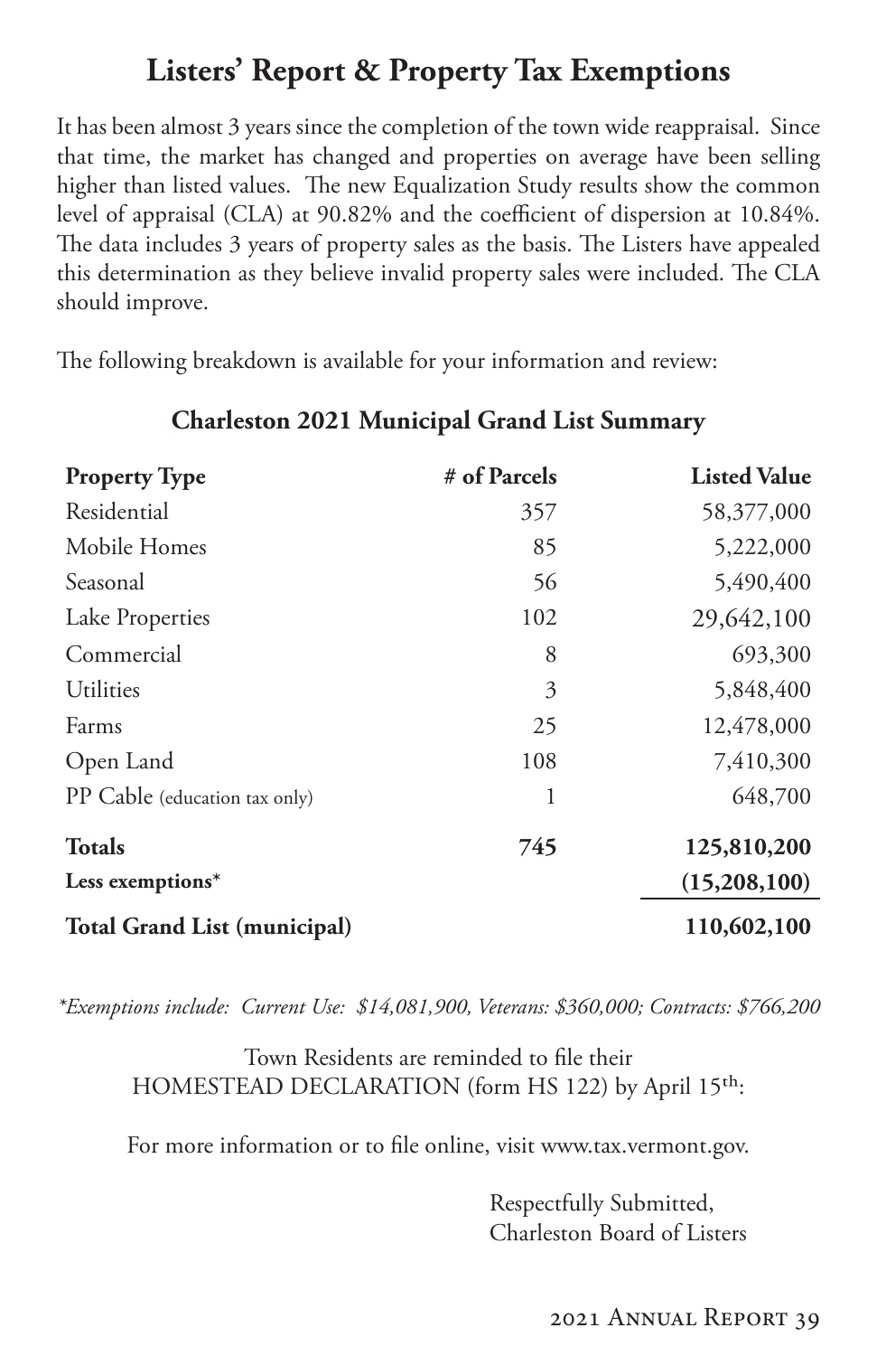# Listers' Report & Property Tax Exemptions

It has been almost 3 years since the completion of the town wide reappraisal. Since that time, the market has changed and properties on average have been selling higher than listed values. The new Equalization Study results show the common level of appraisal (CLA) at 90.82% and the coefficient of dispersion at 10.84%. The data includes 3 years of property sales as the basis. The Listers have appealed this determination as they believe invalid property sales were included. The CLA should improve.

The following breakdown is available for your information and review:

## Charleston 2021 Municipal Grand List Summary

| Property Type | # of Parcels | Listed Value |
|---|---:|---:|
| Residential | 357 | 58,377,000 |
| Mobile Homes | 85 | 5,222,000 |
| Seasonal | 56 | 5,490,400 |
| Lake Properties | 102 | 29,642,100 |
| Commercial | 8 | 693,300 |
| Utilities | 3 | 5,848,400 |
| Farms | 25 | 12,478,000 |
| Open Land | 108 | 7,410,300 |
| PP Cable (education tax only) | 1 | 648,700 |
| **Totals** | **745** | **125,810,200** |
| **Less exemptions*** | | **(15,208,100)** |
| **Total Grand List (municipal)** | | **110,602,100** |

*\*Exemptions include: Current Use: $14,081,900, Veterans: $360,000; Contracts: $766,200*

Town Residents are reminded to file their HOMESTEAD DECLARATION (form HS 122) by April 15th:

For more information or to file online, visit www.tax.vermont.gov.

Respectfully Submitted,
Charleston Board of Listers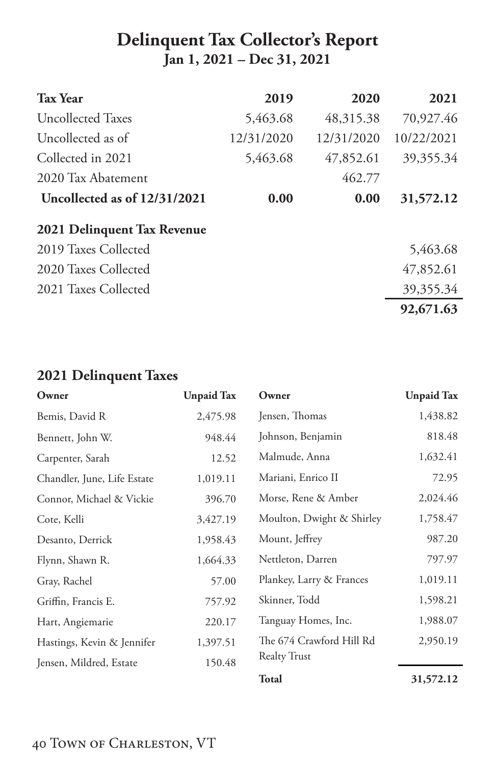# Delinquent Tax Collector's Report

**Jan 1, 2021 – Dec 31, 2021**

| Tax Year | 2019 | 2020 | 2021 |
|---|---|---|---|
| Uncollected Taxes | 5,463.68 | 48,315.38 | 70,927.46 |
| Uncollected as of | 12/31/2020 | 12/31/2020 | 10/22/2021 |
| Collected in 2021 | 5,463.68 | 47,852.61 | 39,355.34 |
| 2020 Tax Abatement | | 462.77 | |
| **Uncollected as of 12/31/2021** | **0.00** | **0.00** | **31,572.12** |

| **2021 Delinquent Tax Revenue** | |
|---|---|
| 2019 Taxes Collected | 5,463.68 |
| 2020 Taxes Collected | 47,852.61 |
| 2021 Taxes Collected | 39,355.34 |
| | **92,671.63** |

## 2021 Delinquent Taxes

| Owner | Unpaid Tax |
|---|---|
| Bemis, David R | 2,475.98 |
| Bennett, John W. | 948.44 |
| Carpenter, Sarah | 12.52 |
| Chandler, June, Life Estate | 1,019.11 |
| Connor, Michael & Vickie | 396.70 |
| Cote, Kelli | 3,427.19 |
| Desanto, Derrick | 1,958.43 |
| Flynn, Shawn R. | 1,664.33 |
| Gray, Rachel | 57.00 |
| Griffin, Francis E. | 757.92 |
| Hart, Angiemarie | 220.17 |
| Hastings, Kevin & Jennifer | 1,397.51 |
| Jensen, Mildred, Estate | 150.48 |
| Jensen, Thomas | 1,438.82 |
| Johnson, Benjamin | 818.48 |
| Malmude, Anna | 1,632.41 |
| Mariani, Enrico II | 72.95 |
| Morse, Rene & Amber | 2,024.46 |
| Moulton, Dwight & Shirley | 1,758.47 |
| Mount, Jeffrey | 987.20 |
| Nettleton, Darren | 797.97 |
| Plankey, Larry & Frances | 1,019.11 |
| Skinner, Todd | 1,598.21 |
| Tanguay Homes, Inc. | 1,988.07 |
| The 674 Crawford Hill Rd Realty Trust | 2,950.19 |
| **Total** | **31,572.12** |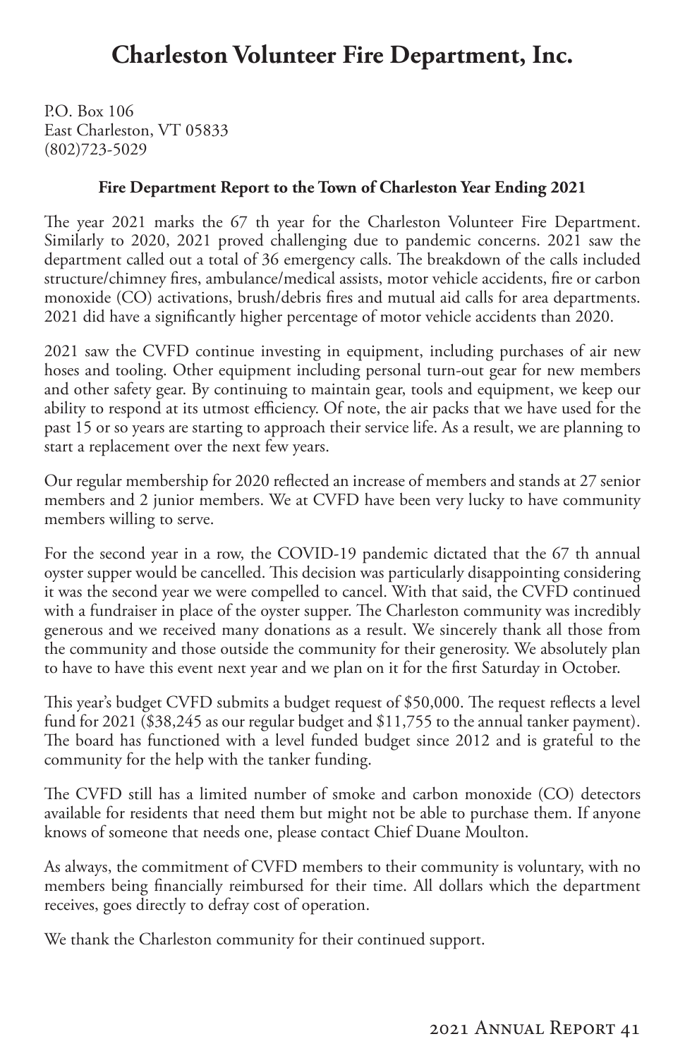# Charleston Volunteer Fire Department, Inc.

P.O. Box 106
East Charleston, VT 05833
(802)723-5029

**Fire Department Report to the Town of Charleston Year Ending 2021**

The year 2021 marks the 67 th year for the Charleston Volunteer Fire Department. Similarly to 2020, 2021 proved challenging due to pandemic concerns. 2021 saw the department called out a total of 36 emergency calls. The breakdown of the calls included structure/chimney fires, ambulance/medical assists, motor vehicle accidents, fire or carbon monoxide (CO) activations, brush/debris fires and mutual aid calls for area departments. 2021 did have a significantly higher percentage of motor vehicle accidents than 2020.

2021 saw the CVFD continue investing in equipment, including purchases of air new hoses and tooling. Other equipment including personal turn-out gear for new members and other safety gear. By continuing to maintain gear, tools and equipment, we keep our ability to respond at its utmost efficiency. Of note, the air packs that we have used for the past 15 or so years are starting to approach their service life. As a result, we are planning to start a replacement over the next few years.

Our regular membership for 2020 reflected an increase of members and stands at 27 senior members and 2 junior members. We at CVFD have been very lucky to have community members willing to serve.

For the second year in a row, the COVID-19 pandemic dictated that the 67 th annual oyster supper would be cancelled. This decision was particularly disappointing considering it was the second year we were compelled to cancel. With that said, the CVFD continued with a fundraiser in place of the oyster supper. The Charleston community was incredibly generous and we received many donations as a result. We sincerely thank all those from the community and those outside the community for their generosity. We absolutely plan to have to have this event next year and we plan on it for the first Saturday in October.

This year's budget CVFD submits a budget request of $50,000. The request reflects a level fund for 2021 ($38,245 as our regular budget and $11,755 to the annual tanker payment). The board has functioned with a level funded budget since 2012 and is grateful to the community for the help with the tanker funding.

The CVFD still has a limited number of smoke and carbon monoxide (CO) detectors available for residents that need them but might not be able to purchase them. If anyone knows of someone that needs one, please contact Chief Duane Moulton.

As always, the commitment of CVFD members to their community is voluntary, with no members being financially reimbursed for their time. All dollars which the department receives, goes directly to defray cost of operation.

We thank the Charleston community for their continued support.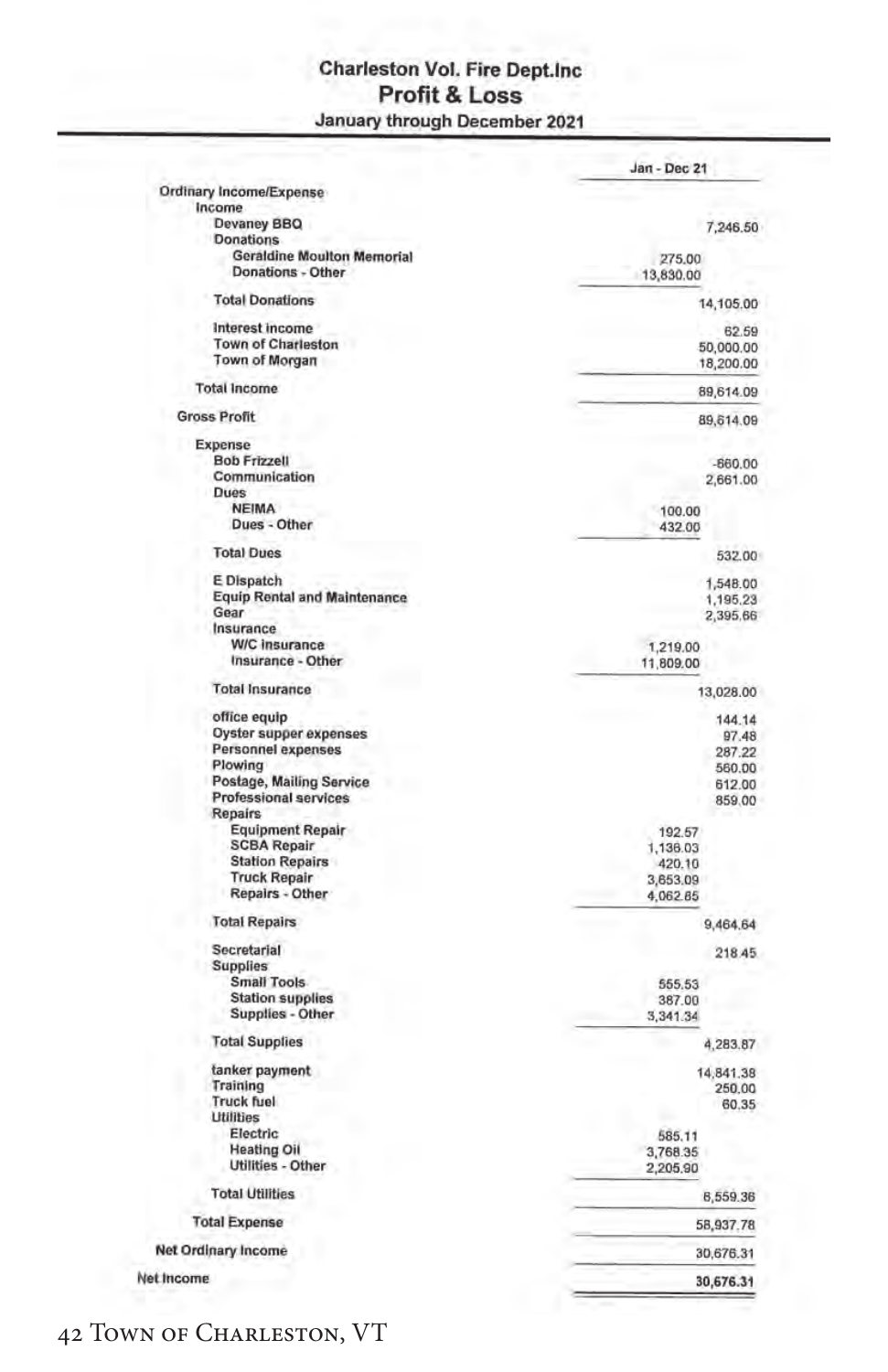## Charleston Vol. Fire Dept.Inc
# Profit & Loss
### January through December 2021

| | | Jan - Dec 21 |
|---|---|---|
| **Ordinary Income/Expense** | | |
| **Income** | | |
| Devaney BBQ | | 7,246.50 |
| Donations | | |
| Geraldine Moulton Memorial | 275.00 | |
| Donations - Other | 13,830.00 | |
| **Total Donations** | | 14,105.00 |
| Interest income | | 62.59 |
| Town of Charleston | | 50,000.00 |
| Town of Morgan | | 18,200.00 |
| **Total Income** | | 89,614.09 |
| **Gross Profit** | | 89,614.09 |
| **Expense** | | |
| Bob Frizzell | | -660.00 |
| Communication | | 2,661.00 |
| Dues | | |
| NEIMA | 100.00 | |
| Dues - Other | 432.00 | |
| **Total Dues** | | 532.00 |
| E Dispatch | | 1,548.00 |
| Equip Rental and Maintenance | | 1,195.23 |
| Gear | | 2,395.66 |
| Insurance | | |
| W/C Insurance | 1,219.00 | |
| Insurance - Other | 11,809.00 | |
| **Total Insurance** | | 13,028.00 |
| office equip | | 144.14 |
| Oyster supper expenses | | 97.48 |
| Personnel expenses | | 287.22 |
| Plowing | | 560.00 |
| Postage, Mailing Service | | 612.00 |
| Professional services | | 859.00 |
| Repairs | | |
| Equipment Repair | 192.57 | |
| SCBA Repair | 1,136.03 | |
| Station Repairs | 420.10 | |
| Truck Repair | 3,653.09 | |
| Repairs - Other | 4,062.85 | |
| **Total Repairs** | | 9,464.64 |
| Secretarial | | 218.45 |
| Supplies | | |
| Small Tools | 555.53 | |
| Station supplies | 387.00 | |
| Supplies - Other | 3,341.34 | |
| **Total Supplies** | | 4,283.87 |
| tanker payment | | 14,841.38 |
| Training | | 250.00 |
| Truck fuel | | 60.35 |
| Utilities | | |
| Electric | 585.11 | |
| Heating Oil | 3,768.35 | |
| Utilities - Other | 2,205.90 | |
| **Total Utilities** | | 6,559.36 |
| **Total Expense** | | 58,937.78 |
| **Net Ordinary Income** | | 30,676.31 |
| **Net Income** | | **30,676.31** |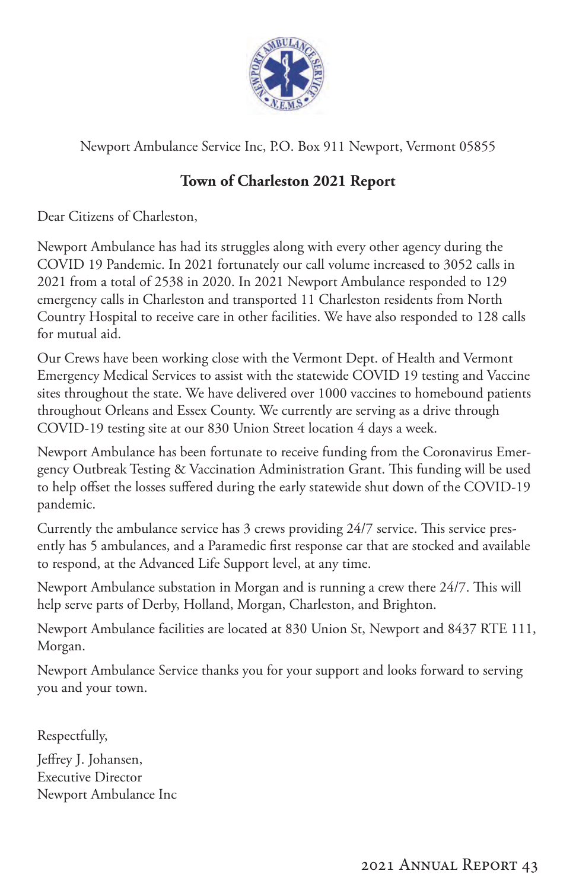Newport Ambulance Service Inc, P.O. Box 911 Newport, Vermont 05855

## Town of Charleston 2021 Report

Dear Citizens of Charleston,

Newport Ambulance has had its struggles along with every other agency during the COVID 19 Pandemic. In 2021 fortunately our call volume increased to 3052 calls in 2021 from a total of 2538 in 2020. In 2021 Newport Ambulance responded to 129 emergency calls in Charleston and transported 11 Charleston residents from North Country Hospital to receive care in other facilities. We have also responded to 128 calls for mutual aid.

Our Crews have been working close with the Vermont Dept. of Health and Vermont Emergency Medical Services to assist with the statewide COVID 19 testing and Vaccine sites throughout the state. We have delivered over 1000 vaccines to homebound patients throughout Orleans and Essex County. We currently are serving as a drive through COVID-19 testing site at our 830 Union Street location 4 days a week.

Newport Ambulance has been fortunate to receive funding from the Coronavirus Emergency Outbreak Testing & Vaccination Administration Grant. This funding will be used to help offset the losses suffered during the early statewide shut down of the COVID-19 pandemic.

Currently the ambulance service has 3 crews providing 24/7 service. This service presently has 5 ambulances, and a Paramedic first response car that are stocked and available to respond, at the Advanced Life Support level, at any time.

Newport Ambulance substation in Morgan and is running a crew there 24/7. This will help serve parts of Derby, Holland, Morgan, Charleston, and Brighton.

Newport Ambulance facilities are located at 830 Union St, Newport and 8437 RTE 111, Morgan.

Newport Ambulance Service thanks you for your support and looks forward to serving you and your town.

Respectfully,

Jeffrey J. Johansen,
Executive Director
Newport Ambulance Inc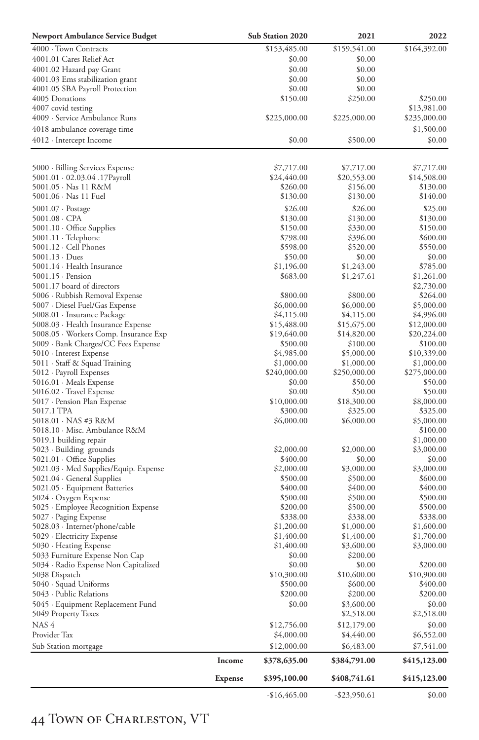| Newport Ambulance Service Budget | | Sub Station 2020 | 2021 | 2022 |
|---|---|---|---|---|
| 4000 · Town Contracts | | $153,485.00 | $159,541.00 | $164,392.00 |
| 4001.01 Cares Relief Act | | $0.00 | $0.00 | |
| 4001.02 Hazard pay Grant | | $0.00 | $0.00 | |
| 4001.03 Ems stabilization grant | | $0.00 | $0.00 | |
| 4001.05 SBA Payroll Protection | | $0.00 | $0.00 | |
| 4005 Donations | | $150.00 | $250.00 | $250.00 |
| 4007 covid testing | | | | $13,981.00 |
| 4009 · Service Ambulance Runs | | $225,000.00 | $225,000.00 | $235,000.00 |
| 4018 ambulance coverage time | | | | $1,500.00 |
| 4012 · Intercept Income | | $0.00 | $500.00 | $0.00 |
| | | | | |
| 5000 · Billing Services Expense | | $7,717.00 | $7,717.00 | $7,717.00 |
| 5001.01 · 02.03.04 .17Payroll | | $24,440.00 | $20,553.00 | $14,508.00 |
| 5001.05 · Nas 11 R&M | | $260.00 | $156.00 | $130.00 |
| 5001.06 · Nas 11 Fuel | | $130.00 | $130.00 | $140.00 |
| 5001.07 · Postage | | $26.00 | $26.00 | $25.00 |
| 5001.08 · CPA | | $130.00 | $130.00 | $130.00 |
| 5001.10 · Office Supplies | | $150.00 | $330.00 | $150.00 |
| 5001.11 · Telephone | | $798.00 | $396.00 | $600.00 |
| 5001.12 · Cell Phones | | $598.00 | $520.00 | $550.00 |
| 5001.13 · Dues | | $50.00 | $0.00 | $0.00 |
| 5001.14 · Health Insurance | | $1,196.00 | $1,243.00 | $785.00 |
| 5001.15 · Pension | | $683.00 | $1,247.61 | $1,261.00 |
| 5001.17 board of directors | | | | $2,730.00 |
| 5006 · Rubbish Removal Expense | | $800.00 | $800.00 | $264.00 |
| 5007 · Diesel Fuel/Gas Expense | | $6,000.00 | $6,000.00 | $5,000.00 |
| 5008.01 · Insurance Package | | $4,115.00 | $4,115.00 | $4,996.00 |
| 5008.03 · Health Insurance Expense | | $15,488.00 | $15,675.00 | $12,000.00 |
| 5008.05 · Workers Comp. Insurance Exp | | $19,640.00 | $14,820.00 | $20,224.00 |
| 5009 · Bank Charges/CC Fees Expense | | $500.00 | $100.00 | $100.00 |
| 5010 · Interest Expense | | $4,985.00 | $5,000.00 | $10,339.00 |
| 5011 · Staff & Squad Training | | $1,000.00 | $1,000.00 | $1,000.00 |
| 5012 · Payroll Expenses | | $240,000.00 | $250,000.00 | $275,000.00 |
| 5016.01 · Meals Expense | | $0.00 | $50.00 | $50.00 |
| 5016.02 · Travel Expense | | $0.00 | $50.00 | $50.00 |
| 5017 · Pension Plan Expense | | $10,000.00 | $18,300.00 | $8,000.00 |
| 5017.1 TPA | | $300.00 | $325.00 | $325.00 |
| 5018.01 · NAS #3 R&M | | $6,000.00 | $6,000.00 | $5,000.00 |
| 5018.10 · Misc. Ambulance R&M | | | | $100.00 |
| 5019.1 building repair | | | | $1,000.00 |
| 5023 · Building grounds | | $2,000.00 | $2,000.00 | $3,000.00 |
| 5021.01 · Office Supplies | | $400.00 | $0.00 | $0.00 |
| 5021.03 · Med Supplies/Equip. Expense | | $2,000.00 | $3,000.00 | $3,000.00 |
| 5021.04 · General Supplies | | $500.00 | $500.00 | $600.00 |
| 5021.05 · Equipment Batteries | | $400.00 | $400.00 | $400.00 |
| 5024 · Oxygen Expense | | $500.00 | $500.00 | $500.00 |
| 5025 · Employee Recognition Expense | | $200.00 | $500.00 | $500.00 |
| 5027 · Paging Expense | | $338.00 | $338.00 | $338.00 |
| 5028.03 · Internet/phone/cable | | $1,200.00 | $1,000.00 | $1,600.00 |
| 5029 · Electricity Expense | | $1,400.00 | $1,400.00 | $1,700.00 |
| 5030 · Heating Expense | | $1,400.00 | $3,600.00 | $3,000.00 |
| 5033 Furniture Expense Non Cap | | $0.00 | $200.00 | |
| 5034 · Radio Expense Non Capitalized | | $0.00 | $0.00 | $200.00 |
| 5038 Dispatch | | $10,300.00 | $10,600.00 | $10,900.00 |
| 5040 · Squad Uniforms | | $500.00 | $600.00 | $400.00 |
| 5043 · Public Relations | | $200.00 | $200.00 | $200.00 |
| 5045 · Equipment Replacement Fund | | $0.00 | $3,600.00 | $0.00 |
| 5049 Property Taxes | | | $2,518.00 | $2,518.00 |
| NAS 4 | | $12,756.00 | $12,179.00 | $0.00 |
| Provider Tax | | $4,000.00 | $4,440.00 | $6,552.00 |
| Sub Station mortgage | | $12,000.00 | $6,483.00 | $7,541.00 |
| | **Income** | **$378,635.00** | **$384,791.00** | **$415,123.00** |
| | **Expense** | **$395,100.00** | **$408,741.61** | **$415,123.00** |
| | | -$16,465.00 | -$23,950.61 | $0.00 |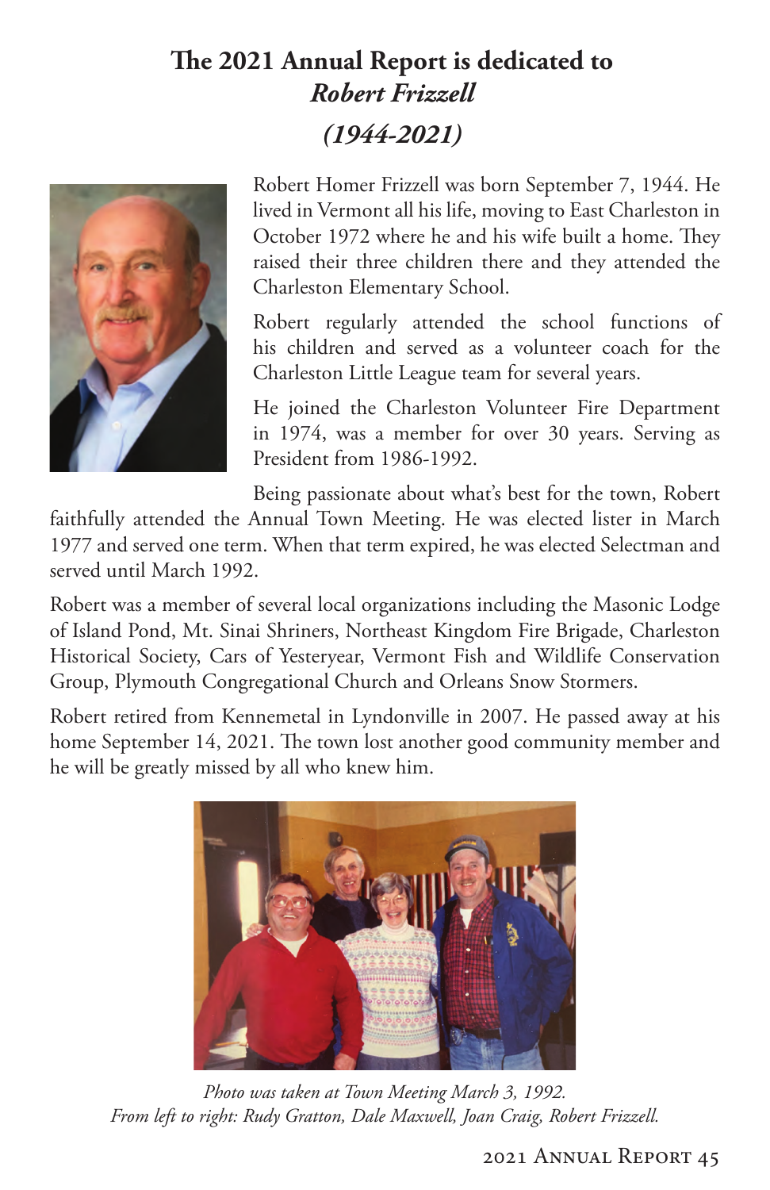# The 2021 Annual Report is dedicated to *Robert Frizzell* *(1944-2021)*

Robert Homer Frizzell was born September 7, 1944. He lived in Vermont all his life, moving to East Charleston in October 1972 where he and his wife built a home. They raised their three children there and they attended the Charleston Elementary School.

Robert regularly attended the school functions of his children and served as a volunteer coach for the Charleston Little League team for several years.

He joined the Charleston Volunteer Fire Department in 1974, was a member for over 30 years. Serving as President from 1986-1992.

Being passionate about what's best for the town, Robert faithfully attended the Annual Town Meeting. He was elected lister in March 1977 and served one term. When that term expired, he was elected Selectman and served until March 1992.

Robert was a member of several local organizations including the Masonic Lodge of Island Pond, Mt. Sinai Shriners, Northeast Kingdom Fire Brigade, Charleston Historical Society, Cars of Yesteryear, Vermont Fish and Wildlife Conservation Group, Plymouth Congregational Church and Orleans Snow Stormers.

Robert retired from Kennemetal in Lyndonville in 2007. He passed away at his home September 14, 2021. The town lost another good community member and he will be greatly missed by all who knew him.

*Photo was taken at Town Meeting March 3, 1992.*
*From left to right: Rudy Gratton, Dale Maxwell, Joan Craig, Robert Frizzell.*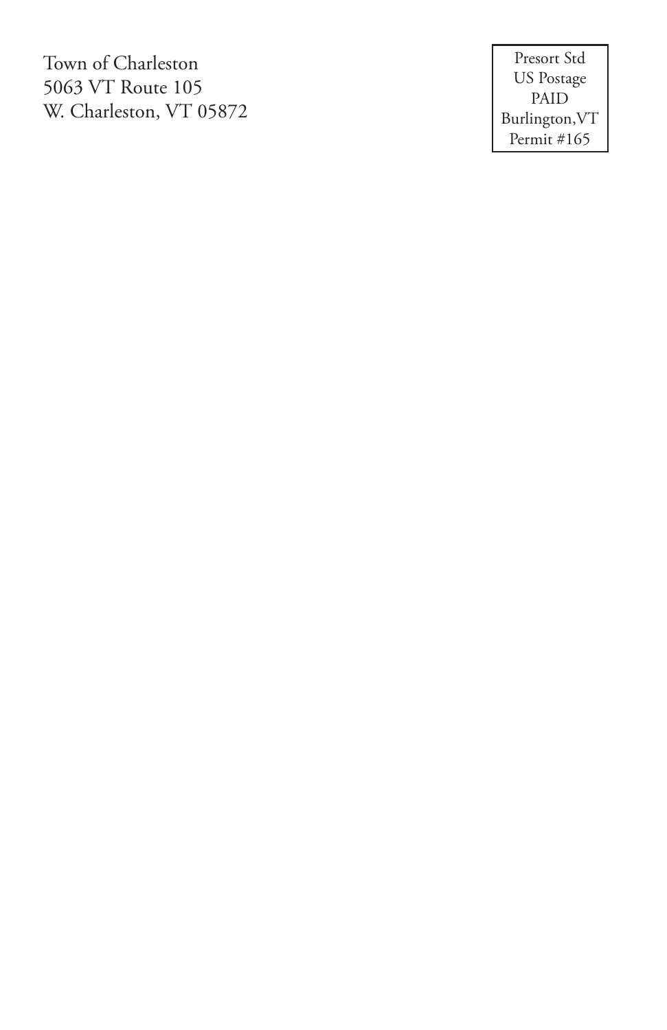Town of Charleston
5063 VT Route 105
W. Charleston, VT 05872

Presort Std
US Postage
PAID
Burlington,VT
Permit #165